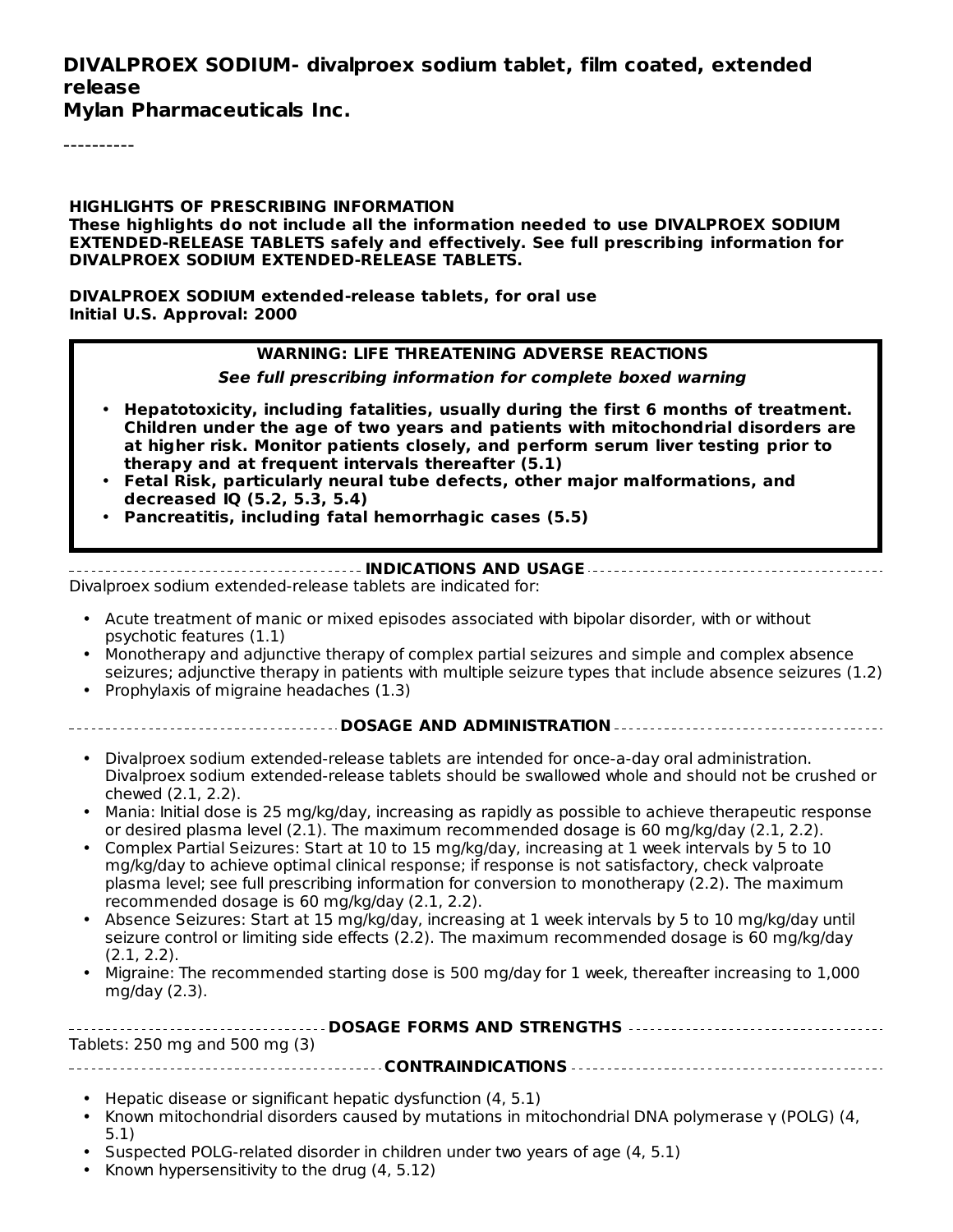# DIVALPROEX SODIUM- divalproex sodium tablet, film coated, extended release
**Mylan Pharmaceuticals Inc.**

----------

**HIGHLIGHTS OF PRESCRIBING INFORMATION**
**These highlights do not include all the information needed to use DIVALPROEX SODIUM EXTENDED-RELEASE TABLETS safely and effectively. See full prescribing information for DIVALPROEX SODIUM EXTENDED-RELEASE TABLETS.**

**DIVALPROEX SODIUM extended-release tablets, for oral use**
**Initial U.S. Approval: 2000**

**WARNING: LIFE THREATENING ADVERSE REACTIONS**

***See full prescribing information for complete boxed warning***

- **Hepatotoxicity, including fatalities, usually during the first 6 months of treatment. Children under the age of two years and patients with mitochondrial disorders are at higher risk. Monitor patients closely, and perform serum liver testing prior to therapy and at frequent intervals thereafter (5.1)**
- **Fetal Risk, particularly neural tube defects, other major malformations, and decreased IQ (5.2, 5.3, 5.4)**
- **Pancreatitis, including fatal hemorrhagic cases (5.5)**

## INDICATIONS AND USAGE

Divalproex sodium extended-release tablets are indicated for:

- Acute treatment of manic or mixed episodes associated with bipolar disorder, with or without psychotic features (1.1)
- Monotherapy and adjunctive therapy of complex partial seizures and simple and complex absence seizures; adjunctive therapy in patients with multiple seizure types that include absence seizures (1.2)
- Prophylaxis of migraine headaches (1.3)

## DOSAGE AND ADMINISTRATION

- Divalproex sodium extended-release tablets are intended for once-a-day oral administration. Divalproex sodium extended-release tablets should be swallowed whole and should not be crushed or chewed (2.1, 2.2).
- Mania: Initial dose is 25 mg/kg/day, increasing as rapidly as possible to achieve therapeutic response or desired plasma level (2.1). The maximum recommended dosage is 60 mg/kg/day (2.1, 2.2).
- Complex Partial Seizures: Start at 10 to 15 mg/kg/day, increasing at 1 week intervals by 5 to 10 mg/kg/day to achieve optimal clinical response; if response is not satisfactory, check valproate plasma level; see full prescribing information for conversion to monotherapy (2.2). The maximum recommended dosage is 60 mg/kg/day (2.1, 2.2).
- Absence Seizures: Start at 15 mg/kg/day, increasing at 1 week intervals by 5 to 10 mg/kg/day until seizure control or limiting side effects (2.2). The maximum recommended dosage is 60 mg/kg/day (2.1, 2.2).
- Migraine: The recommended starting dose is 500 mg/day for 1 week, thereafter increasing to 1,000 mg/day (2.3).

## DOSAGE FORMS AND STRENGTHS

Tablets: 250 mg and 500 mg (3)

## CONTRAINDICATIONS

- Hepatic disease or significant hepatic dysfunction (4, 5.1)
- Known mitochondrial disorders caused by mutations in mitochondrial DNA polymerase γ (POLG) (4, 5.1)
- Suspected POLG-related disorder in children under two years of age (4, 5.1)
- Known hypersensitivity to the drug (4, 5.12)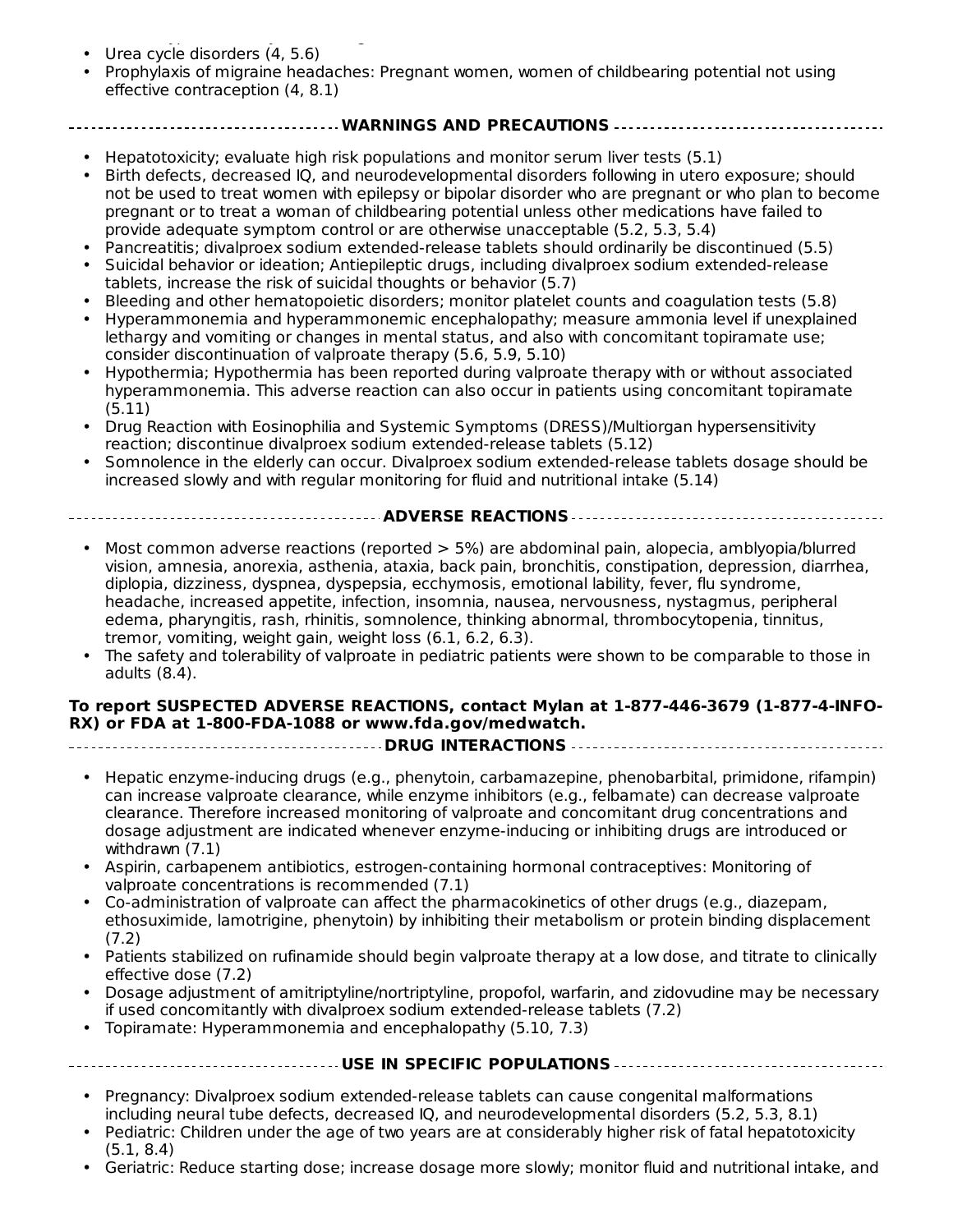- Urea cycle disorders (4, 5.6)
- Prophylaxis of migraine headaches: Pregnant women, women of childbearing potential not using effective contraception (4, 8.1)

## WARNINGS AND PRECAUTIONS

- Hepatotoxicity; evaluate high risk populations and monitor serum liver tests (5.1)
- Birth defects, decreased IQ, and neurodevelopmental disorders following in utero exposure; should not be used to treat women with epilepsy or bipolar disorder who are pregnant or who plan to become pregnant or to treat a woman of childbearing potential unless other medications have failed to provide adequate symptom control or are otherwise unacceptable (5.2, 5.3, 5.4)
- Pancreatitis; divalproex sodium extended-release tablets should ordinarily be discontinued (5.5)
- Suicidal behavior or ideation; Antiepileptic drugs, including divalproex sodium extended-release tablets, increase the risk of suicidal thoughts or behavior (5.7)
- Bleeding and other hematopoietic disorders; monitor platelet counts and coagulation tests (5.8)
- Hyperammonemia and hyperammonemic encephalopathy; measure ammonia level if unexplained lethargy and vomiting or changes in mental status, and also with concomitant topiramate use; consider discontinuation of valproate therapy (5.6, 5.9, 5.10)
- Hypothermia; Hypothermia has been reported during valproate therapy with or without associated hyperammonemia. This adverse reaction can also occur in patients using concomitant topiramate (5.11)
- Drug Reaction with Eosinophilia and Systemic Symptoms (DRESS)/Multiorgan hypersensitivity reaction; discontinue divalproex sodium extended-release tablets (5.12)
- Somnolence in the elderly can occur. Divalproex sodium extended-release tablets dosage should be increased slowly and with regular monitoring for fluid and nutritional intake (5.14)

## ADVERSE REACTIONS

- Most common adverse reactions (reported > 5%) are abdominal pain, alopecia, amblyopia/blurred vision, amnesia, anorexia, asthenia, ataxia, back pain, bronchitis, constipation, depression, diarrhea, diplopia, dizziness, dyspnea, dyspepsia, ecchymosis, emotional lability, fever, flu syndrome, headache, increased appetite, infection, insomnia, nausea, nervousness, nystagmus, peripheral edema, pharyngitis, rash, rhinitis, somnolence, thinking abnormal, thrombocytopenia, tinnitus, tremor, vomiting, weight gain, weight loss (6.1, 6.2, 6.3).
- The safety and tolerability of valproate in pediatric patients were shown to be comparable to those in adults (8.4).

**To report SUSPECTED ADVERSE REACTIONS, contact Mylan at 1-877-446-3679 (1-877-4-INFO-RX) or FDA at 1-800-FDA-1088 or www.fda.gov/medwatch.**

## DRUG INTERACTIONS

- Hepatic enzyme-inducing drugs (e.g., phenytoin, carbamazepine, phenobarbital, primidone, rifampin) can increase valproate clearance, while enzyme inhibitors (e.g., felbamate) can decrease valproate clearance. Therefore increased monitoring of valproate and concomitant drug concentrations and dosage adjustment are indicated whenever enzyme-inducing or inhibiting drugs are introduced or withdrawn (7.1)
- Aspirin, carbapenem antibiotics, estrogen-containing hormonal contraceptives: Monitoring of valproate concentrations is recommended (7.1)
- Co-administration of valproate can affect the pharmacokinetics of other drugs (e.g., diazepam, ethosuximide, lamotrigine, phenytoin) by inhibiting their metabolism or protein binding displacement (7.2)
- Patients stabilized on rufinamide should begin valproate therapy at a low dose, and titrate to clinically effective dose (7.2)
- Dosage adjustment of amitriptyline/nortriptyline, propofol, warfarin, and zidovudine may be necessary if used concomitantly with divalproex sodium extended-release tablets (7.2)
- Topiramate: Hyperammonemia and encephalopathy (5.10, 7.3)

## USE IN SPECIFIC POPULATIONS

- Pregnancy: Divalproex sodium extended-release tablets can cause congenital malformations including neural tube defects, decreased IQ, and neurodevelopmental disorders (5.2, 5.3, 8.1)
- Pediatric: Children under the age of two years are at considerably higher risk of fatal hepatotoxicity (5.1, 8.4)
- Geriatric: Reduce starting dose; increase dosage more slowly; monitor fluid and nutritional intake, and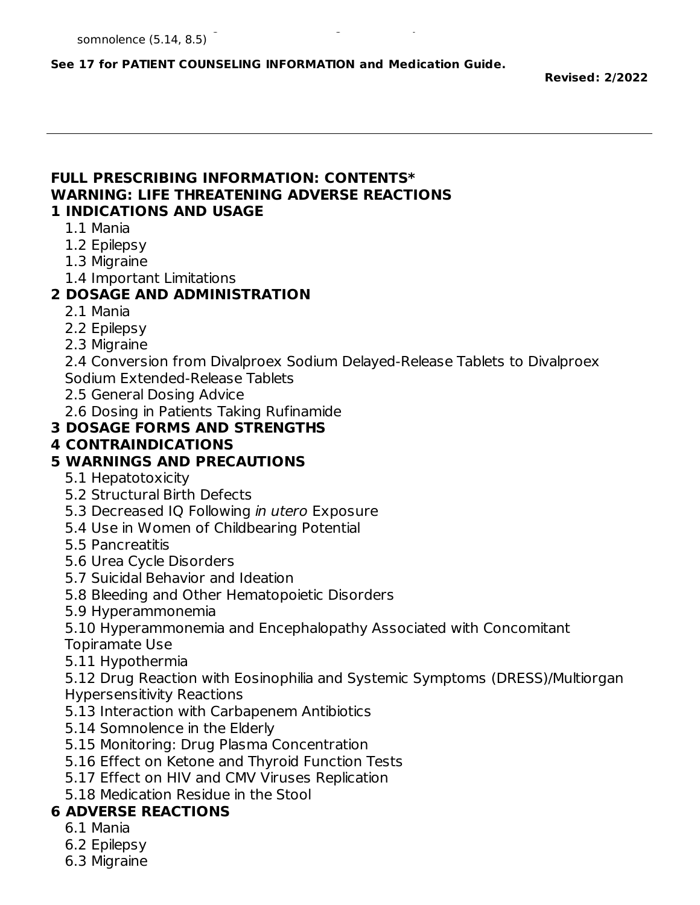somnolence (5.14, 8.5)

**See 17 for PATIENT COUNSELING INFORMATION and Medication Guide.**

**Revised: 2/2022**

---

**FULL PRESCRIBING INFORMATION: CONTENTS***

**WARNING: LIFE THREATENING ADVERSE REACTIONS**

**1 INDICATIONS AND USAGE**

- 1.1 Mania
- 1.2 Epilepsy
- 1.3 Migraine
- 1.4 Important Limitations

**2 DOSAGE AND ADMINISTRATION**

- 2.1 Mania
- 2.2 Epilepsy
- 2.3 Migraine
- 2.4 Conversion from Divalproex Sodium Delayed-Release Tablets to Divalproex Sodium Extended-Release Tablets
- 2.5 General Dosing Advice
- 2.6 Dosing in Patients Taking Rufinamide

**3 DOSAGE FORMS AND STRENGTHS**

**4 CONTRAINDICATIONS**

**5 WARNINGS AND PRECAUTIONS**

- 5.1 Hepatotoxicity
- 5.2 Structural Birth Defects
- 5.3 Decreased IQ Following *in utero* Exposure
- 5.4 Use in Women of Childbearing Potential
- 5.5 Pancreatitis
- 5.6 Urea Cycle Disorders
- 5.7 Suicidal Behavior and Ideation
- 5.8 Bleeding and Other Hematopoietic Disorders
- 5.9 Hyperammonemia
- 5.10 Hyperammonemia and Encephalopathy Associated with Concomitant Topiramate Use
- 5.11 Hypothermia
- 5.12 Drug Reaction with Eosinophilia and Systemic Symptoms (DRESS)/Multiorgan Hypersensitivity Reactions
- 5.13 Interaction with Carbapenem Antibiotics
- 5.14 Somnolence in the Elderly
- 5.15 Monitoring: Drug Plasma Concentration
- 5.16 Effect on Ketone and Thyroid Function Tests
- 5.17 Effect on HIV and CMV Viruses Replication
- 5.18 Medication Residue in the Stool

**6 ADVERSE REACTIONS**

- 6.1 Mania
- 6.2 Epilepsy
- 6.3 Migraine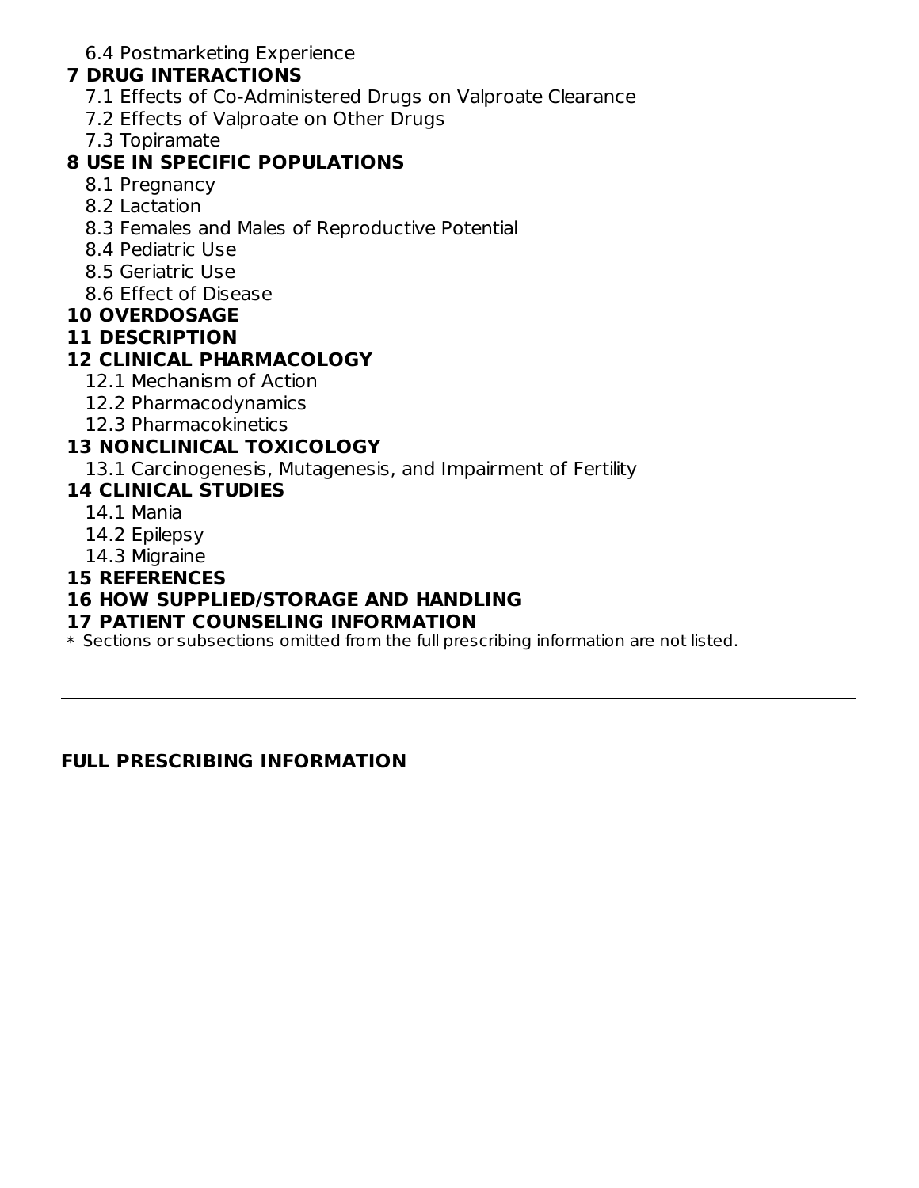6.4 Postmarketing Experience

**7 DRUG INTERACTIONS**

7.1 Effects of Co-Administered Drugs on Valproate Clearance

7.2 Effects of Valproate on Other Drugs

7.3 Topiramate

**8 USE IN SPECIFIC POPULATIONS**

8.1 Pregnancy

8.2 Lactation

8.3 Females and Males of Reproductive Potential

8.4 Pediatric Use

8.5 Geriatric Use

8.6 Effect of Disease

**10 OVERDOSAGE**

**11 DESCRIPTION**

**12 CLINICAL PHARMACOLOGY**

12.1 Mechanism of Action

12.2 Pharmacodynamics

12.3 Pharmacokinetics

**13 NONCLINICAL TOXICOLOGY**

13.1 Carcinogenesis, Mutagenesis, and Impairment of Fertility

**14 CLINICAL STUDIES**

14.1 Mania

14.2 Epilepsy

14.3 Migraine

**15 REFERENCES**

**16 HOW SUPPLIED/STORAGE AND HANDLING**

**17 PATIENT COUNSELING INFORMATION**

* Sections or subsections omitted from the full prescribing information are not listed.

---

## FULL PRESCRIBING INFORMATION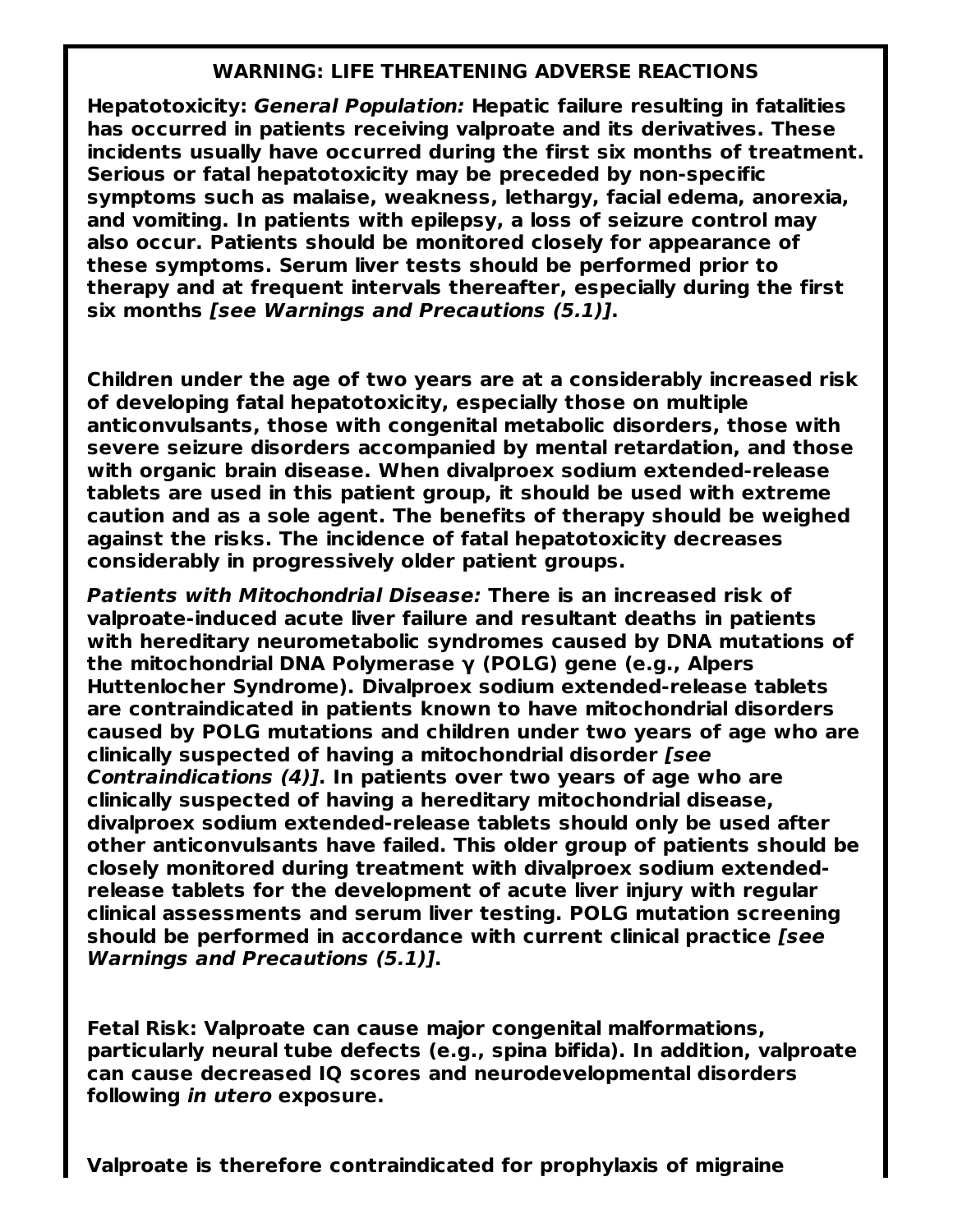## WARNING: LIFE THREATENING ADVERSE REACTIONS

**Hepatotoxicity:** ***General Population:*** **Hepatic failure resulting in fatalities has occurred in patients receiving valproate and its derivatives. These incidents usually have occurred during the first six months of treatment. Serious or fatal hepatotoxicity may be preceded by non-specific symptoms such as malaise, weakness, lethargy, facial edema, anorexia, and vomiting. In patients with epilepsy, a loss of seizure control may also occur. Patients should be monitored closely for appearance of these symptoms. Serum liver tests should be performed prior to therapy and at frequent intervals thereafter, especially during the first six months** ***[see Warnings and Precautions (5.1)]*****.**

**Children under the age of two years are at a considerably increased risk of developing fatal hepatotoxicity, especially those on multiple anticonvulsants, those with congenital metabolic disorders, those with severe seizure disorders accompanied by mental retardation, and those with organic brain disease. When divalproex sodium extended-release tablets are used in this patient group, it should be used with extreme caution and as a sole agent. The benefits of therapy should be weighed against the risks. The incidence of fatal hepatotoxicity decreases considerably in progressively older patient groups.**

***Patients with Mitochondrial Disease:*** **There is an increased risk of valproate-induced acute liver failure and resultant deaths in patients with hereditary neurometabolic syndromes caused by DNA mutations of the mitochondrial DNA Polymerase γ (POLG) gene (e.g., Alpers Huttenlocher Syndrome). Divalproex sodium extended-release tablets are contraindicated in patients known to have mitochondrial disorders caused by POLG mutations and children under two years of age who are clinically suspected of having a mitochondrial disorder** ***[see Contraindications (4)]*****. In patients over two years of age who are clinically suspected of having a hereditary mitochondrial disease, divalproex sodium extended-release tablets should only be used after other anticonvulsants have failed. This older group of patients should be closely monitored during treatment with divalproex sodium extended-release tablets for the development of acute liver injury with regular clinical assessments and serum liver testing. POLG mutation screening should be performed in accordance with current clinical practice** ***[see Warnings and Precautions (5.1)]*****.**

**Fetal Risk: Valproate can cause major congenital malformations, particularly neural tube defects (e.g., spina bifida). In addition, valproate can cause decreased IQ scores and neurodevelopmental disorders following** ***in utero*** **exposure.**

**Valproate is therefore contraindicated for prophylaxis of migraine**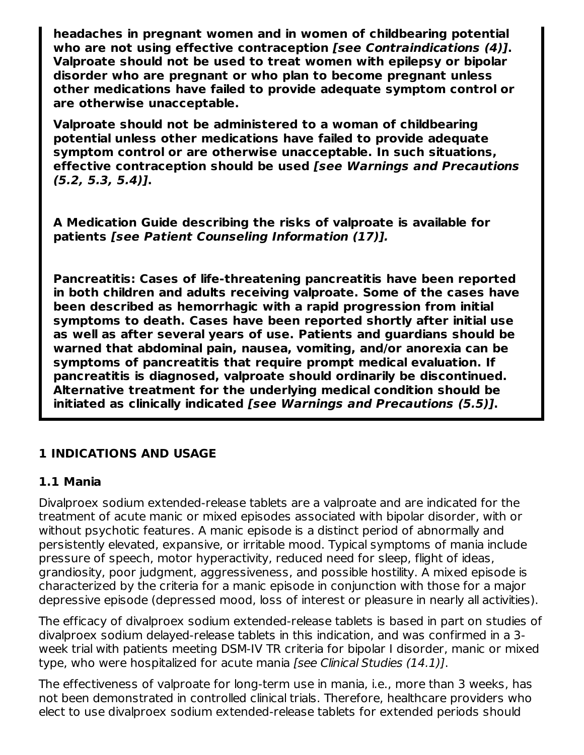**headaches in pregnant women and in women of childbearing potential who are not using effective contraception *[see Contraindications (4)]*. Valproate should not be used to treat women with epilepsy or bipolar disorder who are pregnant or who plan to become pregnant unless other medications have failed to provide adequate symptom control or are otherwise unacceptable.**

**Valproate should not be administered to a woman of childbearing potential unless other medications have failed to provide adequate symptom control or are otherwise unacceptable. In such situations, effective contraception should be used *[see Warnings and Precautions (5.2, 5.3, 5.4)]*.**

**A Medication Guide describing the risks of valproate is available for patients *[see Patient Counseling Information (17)].***

**Pancreatitis: Cases of life-threatening pancreatitis have been reported in both children and adults receiving valproate. Some of the cases have been described as hemorrhagic with a rapid progression from initial symptoms to death. Cases have been reported shortly after initial use as well as after several years of use. Patients and guardians should be warned that abdominal pain, nausea, vomiting, and/or anorexia can be symptoms of pancreatitis that require prompt medical evaluation. If pancreatitis is diagnosed, valproate should ordinarily be discontinued. Alternative treatment for the underlying medical condition should be initiated as clinically indicated *[see Warnings and Precautions (5.5)]*.**

## 1 INDICATIONS AND USAGE

### 1.1 Mania

Divalproex sodium extended-release tablets are a valproate and are indicated for the treatment of acute manic or mixed episodes associated with bipolar disorder, with or without psychotic features. A manic episode is a distinct period of abnormally and persistently elevated, expansive, or irritable mood. Typical symptoms of mania include pressure of speech, motor hyperactivity, reduced need for sleep, flight of ideas, grandiosity, poor judgment, aggressiveness, and possible hostility. A mixed episode is characterized by the criteria for a manic episode in conjunction with those for a major depressive episode (depressed mood, loss of interest or pleasure in nearly all activities).

The efficacy of divalproex sodium extended-release tablets is based in part on studies of divalproex sodium delayed-release tablets in this indication, and was confirmed in a 3-week trial with patients meeting DSM-IV TR criteria for bipolar I disorder, manic or mixed type, who were hospitalized for acute mania *[see Clinical Studies (14.1)]*.

The effectiveness of valproate for long-term use in mania, i.e., more than 3 weeks, has not been demonstrated in controlled clinical trials. Therefore, healthcare providers who elect to use divalproex sodium extended-release tablets for extended periods should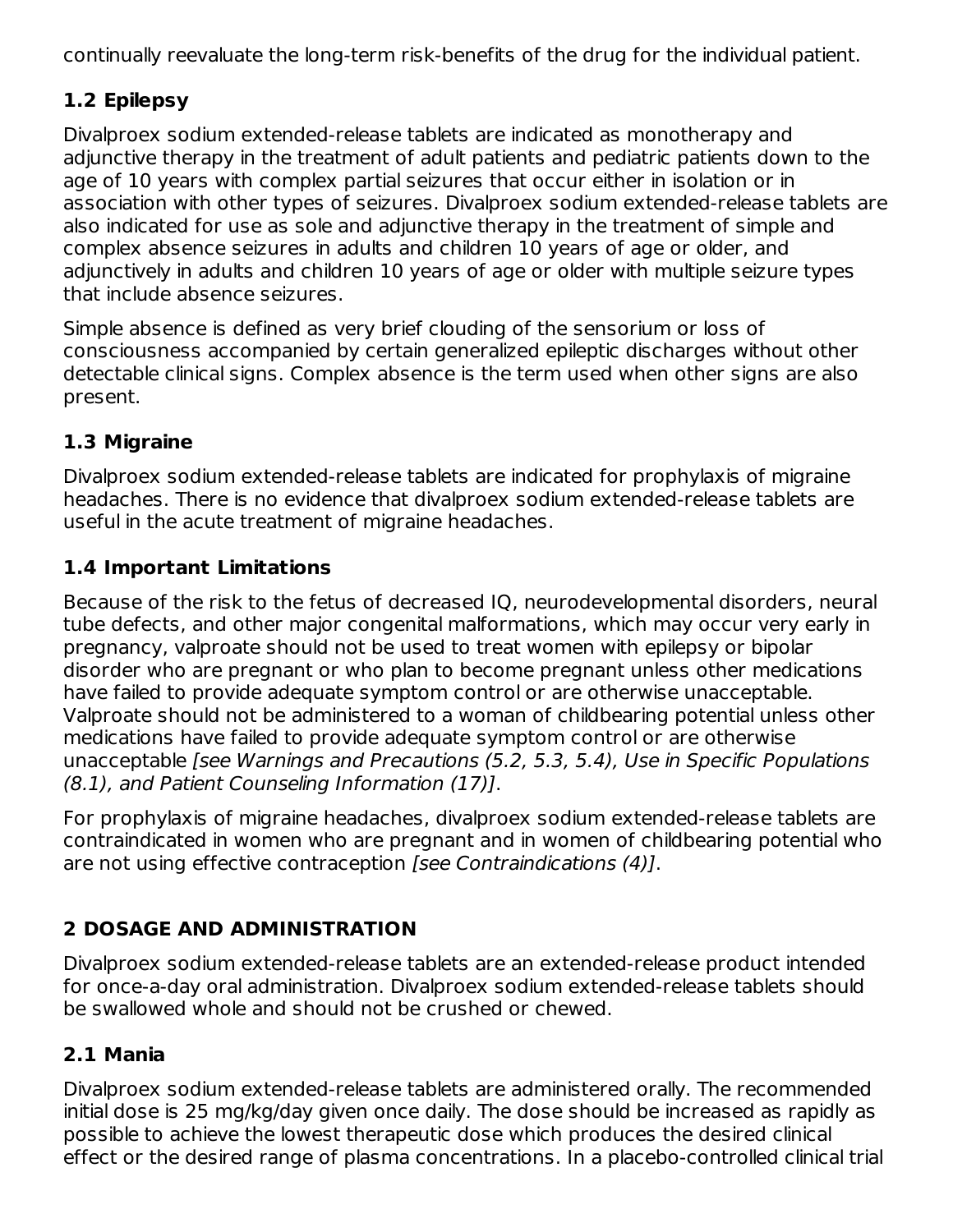continually reevaluate the long-term risk-benefits of the drug for the individual patient.

### 1.2 Epilepsy

Divalproex sodium extended-release tablets are indicated as monotherapy and adjunctive therapy in the treatment of adult patients and pediatric patients down to the age of 10 years with complex partial seizures that occur either in isolation or in association with other types of seizures. Divalproex sodium extended-release tablets are also indicated for use as sole and adjunctive therapy in the treatment of simple and complex absence seizures in adults and children 10 years of age or older, and adjunctively in adults and children 10 years of age or older with multiple seizure types that include absence seizures.

Simple absence is defined as very brief clouding of the sensorium or loss of consciousness accompanied by certain generalized epileptic discharges without other detectable clinical signs. Complex absence is the term used when other signs are also present.

### 1.3 Migraine

Divalproex sodium extended-release tablets are indicated for prophylaxis of migraine headaches. There is no evidence that divalproex sodium extended-release tablets are useful in the acute treatment of migraine headaches.

### 1.4 Important Limitations

Because of the risk to the fetus of decreased IQ, neurodevelopmental disorders, neural tube defects, and other major congenital malformations, which may occur very early in pregnancy, valproate should not be used to treat women with epilepsy or bipolar disorder who are pregnant or who plan to become pregnant unless other medications have failed to provide adequate symptom control or are otherwise unacceptable. Valproate should not be administered to a woman of childbearing potential unless other medications have failed to provide adequate symptom control or are otherwise unacceptable *[see Warnings and Precautions (5.2, 5.3, 5.4), Use in Specific Populations (8.1), and Patient Counseling Information (17)]*.

For prophylaxis of migraine headaches, divalproex sodium extended-release tablets are contraindicated in women who are pregnant and in women of childbearing potential who are not using effective contraception *[see Contraindications (4)]*.

## 2 DOSAGE AND ADMINISTRATION

Divalproex sodium extended-release tablets are an extended-release product intended for once-a-day oral administration. Divalproex sodium extended-release tablets should be swallowed whole and should not be crushed or chewed.

### 2.1 Mania

Divalproex sodium extended-release tablets are administered orally. The recommended initial dose is 25 mg/kg/day given once daily. The dose should be increased as rapidly as possible to achieve the lowest therapeutic dose which produces the desired clinical effect or the desired range of plasma concentrations. In a placebo-controlled clinical trial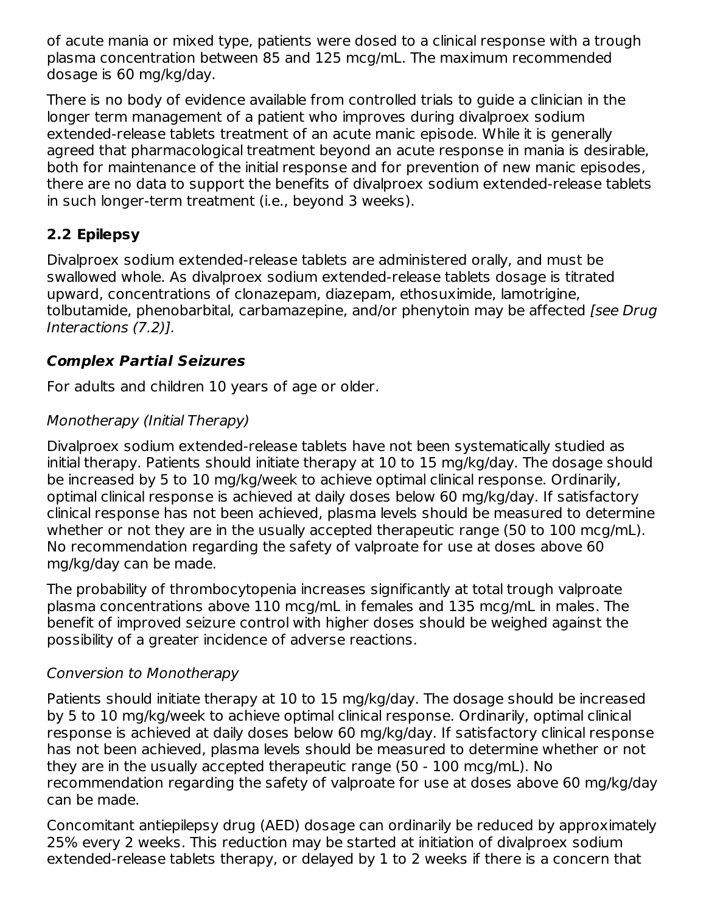of acute mania or mixed type, patients were dosed to a clinical response with a trough plasma concentration between 85 and 125 mcg/mL. The maximum recommended dosage is 60 mg/kg/day.

There is no body of evidence available from controlled trials to guide a clinician in the longer term management of a patient who improves during divalproex sodium extended-release tablets treatment of an acute manic episode. While it is generally agreed that pharmacological treatment beyond an acute response in mania is desirable, both for maintenance of the initial response and for prevention of new manic episodes, there are no data to support the benefits of divalproex sodium extended-release tablets in such longer-term treatment (i.e., beyond 3 weeks).

## 2.2 Epilepsy

Divalproex sodium extended-release tablets are administered orally, and must be swallowed whole. As divalproex sodium extended-release tablets dosage is titrated upward, concentrations of clonazepam, diazepam, ethosuximide, lamotrigine, tolbutamide, phenobarbital, carbamazepine, and/or phenytoin may be affected *[see Drug Interactions (7.2)]*.

### *Complex Partial Seizures*

For adults and children 10 years of age or older.

*Monotherapy (Initial Therapy)*

Divalproex sodium extended-release tablets have not been systematically studied as initial therapy. Patients should initiate therapy at 10 to 15 mg/kg/day. The dosage should be increased by 5 to 10 mg/kg/week to achieve optimal clinical response. Ordinarily, optimal clinical response is achieved at daily doses below 60 mg/kg/day. If satisfactory clinical response has not been achieved, plasma levels should be measured to determine whether or not they are in the usually accepted therapeutic range (50 to 100 mcg/mL). No recommendation regarding the safety of valproate for use at doses above 60 mg/kg/day can be made.

The probability of thrombocytopenia increases significantly at total trough valproate plasma concentrations above 110 mcg/mL in females and 135 mcg/mL in males. The benefit of improved seizure control with higher doses should be weighed against the possibility of a greater incidence of adverse reactions.

*Conversion to Monotherapy*

Patients should initiate therapy at 10 to 15 mg/kg/day. The dosage should be increased by 5 to 10 mg/kg/week to achieve optimal clinical response. Ordinarily, optimal clinical response is achieved at daily doses below 60 mg/kg/day. If satisfactory clinical response has not been achieved, plasma levels should be measured to determine whether or not they are in the usually accepted therapeutic range (50 - 100 mcg/mL). No recommendation regarding the safety of valproate for use at doses above 60 mg/kg/day can be made.

Concomitant antiepilepsy drug (AED) dosage can ordinarily be reduced by approximately 25% every 2 weeks. This reduction may be started at initiation of divalproex sodium extended-release tablets therapy, or delayed by 1 to 2 weeks if there is a concern that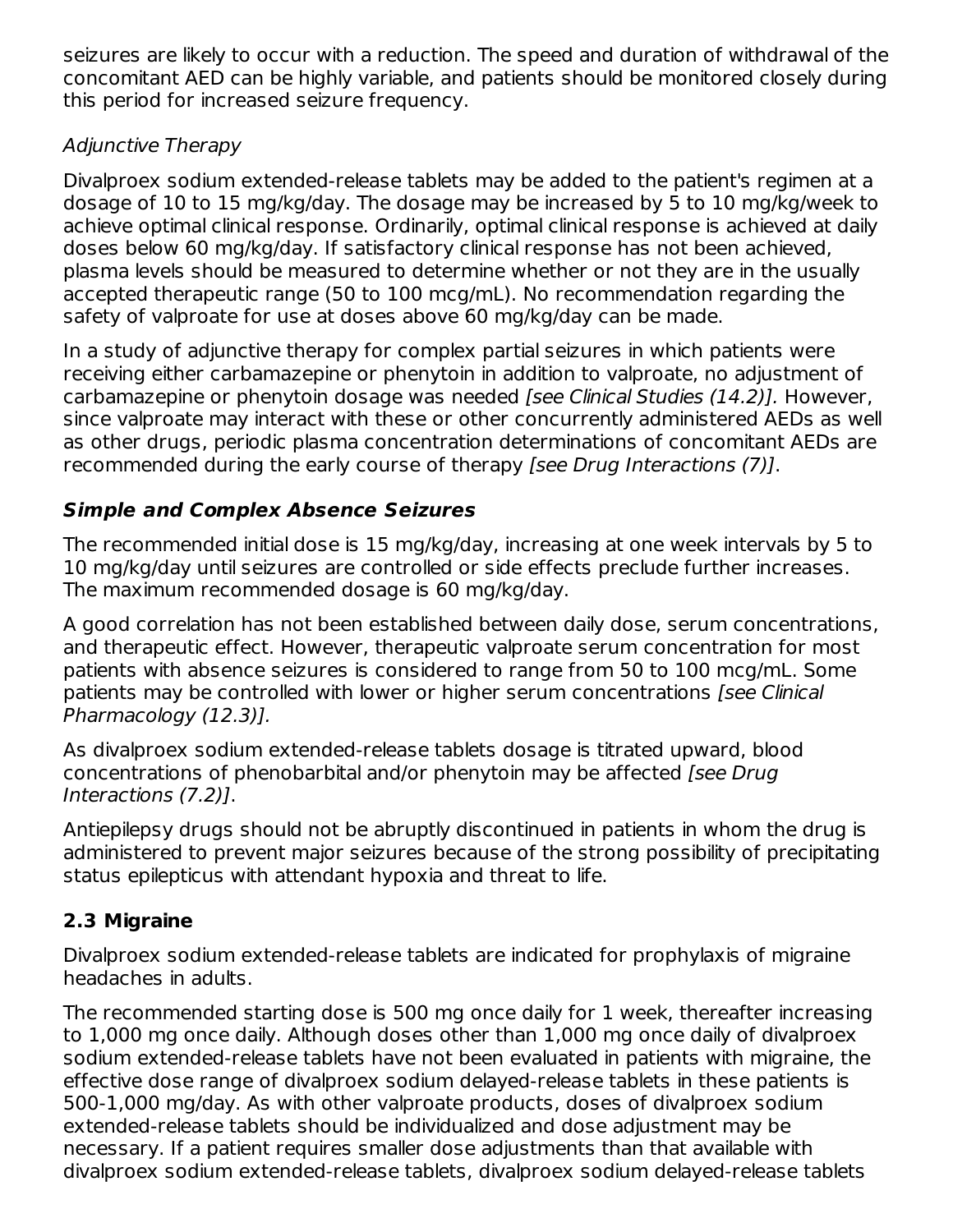seizures are likely to occur with a reduction. The speed and duration of withdrawal of the concomitant AED can be highly variable, and patients should be monitored closely during this period for increased seizure frequency.

*Adjunctive Therapy*

Divalproex sodium extended-release tablets may be added to the patient's regimen at a dosage of 10 to 15 mg/kg/day. The dosage may be increased by 5 to 10 mg/kg/week to achieve optimal clinical response. Ordinarily, optimal clinical response is achieved at daily doses below 60 mg/kg/day. If satisfactory clinical response has not been achieved, plasma levels should be measured to determine whether or not they are in the usually accepted therapeutic range (50 to 100 mcg/mL). No recommendation regarding the safety of valproate for use at doses above 60 mg/kg/day can be made.

In a study of adjunctive therapy for complex partial seizures in which patients were receiving either carbamazepine or phenytoin in addition to valproate, no adjustment of carbamazepine or phenytoin dosage was needed *[see Clinical Studies (14.2)].* However, since valproate may interact with these or other concurrently administered AEDs as well as other drugs, periodic plasma concentration determinations of concomitant AEDs are recommended during the early course of therapy *[see Drug Interactions (7)]*.

***Simple and Complex Absence Seizures***

The recommended initial dose is 15 mg/kg/day, increasing at one week intervals by 5 to 10 mg/kg/day until seizures are controlled or side effects preclude further increases. The maximum recommended dosage is 60 mg/kg/day.

A good correlation has not been established between daily dose, serum concentrations, and therapeutic effect. However, therapeutic valproate serum concentration for most patients with absence seizures is considered to range from 50 to 100 mcg/mL. Some patients may be controlled with lower or higher serum concentrations *[see Clinical Pharmacology (12.3)].*

As divalproex sodium extended-release tablets dosage is titrated upward, blood concentrations of phenobarbital and/or phenytoin may be affected *[see Drug Interactions (7.2)]*.

Antiepilepsy drugs should not be abruptly discontinued in patients in whom the drug is administered to prevent major seizures because of the strong possibility of precipitating status epilepticus with attendant hypoxia and threat to life.

## 2.3 Migraine

Divalproex sodium extended-release tablets are indicated for prophylaxis of migraine headaches in adults.

The recommended starting dose is 500 mg once daily for 1 week, thereafter increasing to 1,000 mg once daily. Although doses other than 1,000 mg once daily of divalproex sodium extended-release tablets have not been evaluated in patients with migraine, the effective dose range of divalproex sodium delayed-release tablets in these patients is 500-1,000 mg/day. As with other valproate products, doses of divalproex sodium extended-release tablets should be individualized and dose adjustment may be necessary. If a patient requires smaller dose adjustments than that available with divalproex sodium extended-release tablets, divalproex sodium delayed-release tablets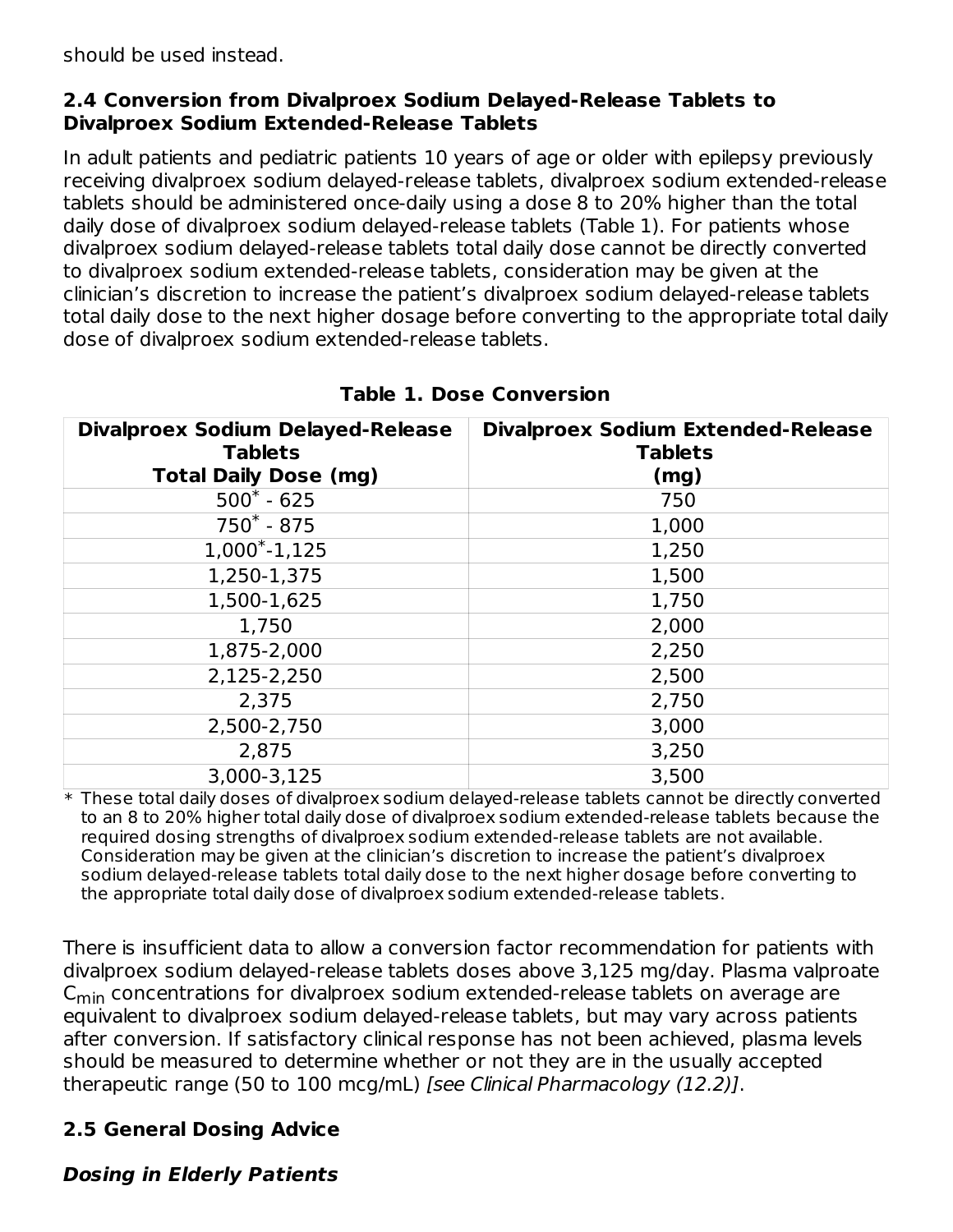should be used instead.

### 2.4 Conversion from Divalproex Sodium Delayed-Release Tablets to Divalproex Sodium Extended-Release Tablets

In adult patients and pediatric patients 10 years of age or older with epilepsy previously receiving divalproex sodium delayed-release tablets, divalproex sodium extended-release tablets should be administered once-daily using a dose 8 to 20% higher than the total daily dose of divalproex sodium delayed-release tablets (Table 1). For patients whose divalproex sodium delayed-release tablets total daily dose cannot be directly converted to divalproex sodium extended-release tablets, consideration may be given at the clinician's discretion to increase the patient's divalproex sodium delayed-release tablets total daily dose to the next higher dosage before converting to the appropriate total daily dose of divalproex sodium extended-release tablets.

**Table 1. Dose Conversion**

| Divalproex Sodium Delayed-Release Tablets Total Daily Dose (mg) | Divalproex Sodium Extended-Release Tablets (mg) |
|---|---|
| 500* - 625 | 750 |
| 750* - 875 | 1,000 |
| 1,000*-1,125 | 1,250 |
| 1,250-1,375 | 1,500 |
| 1,500-1,625 | 1,750 |
| 1,750 | 2,000 |
| 1,875-2,000 | 2,250 |
| 2,125-2,250 | 2,500 |
| 2,375 | 2,750 |
| 2,500-2,750 | 3,000 |
| 2,875 | 3,250 |
| 3,000-3,125 | 3,500 |

\* These total daily doses of divalproex sodium delayed-release tablets cannot be directly converted to an 8 to 20% higher total daily dose of divalproex sodium extended-release tablets because the required dosing strengths of divalproex sodium extended-release tablets are not available. Consideration may be given at the clinician's discretion to increase the patient's divalproex sodium delayed-release tablets total daily dose to the next higher dosage before converting to the appropriate total daily dose of divalproex sodium extended-release tablets.

There is insufficient data to allow a conversion factor recommendation for patients with divalproex sodium delayed-release tablets doses above 3,125 mg/day. Plasma valproate $C_{min}$ concentrations for divalproex sodium extended-release tablets on average are equivalent to divalproex sodium delayed-release tablets, but may vary across patients after conversion. If satisfactory clinical response has not been achieved, plasma levels should be measured to determine whether or not they are in the usually accepted therapeutic range (50 to 100 mcg/mL) *[see Clinical Pharmacology (12.2)]*.

### 2.5 General Dosing Advice

#### *Dosing in Elderly Patients*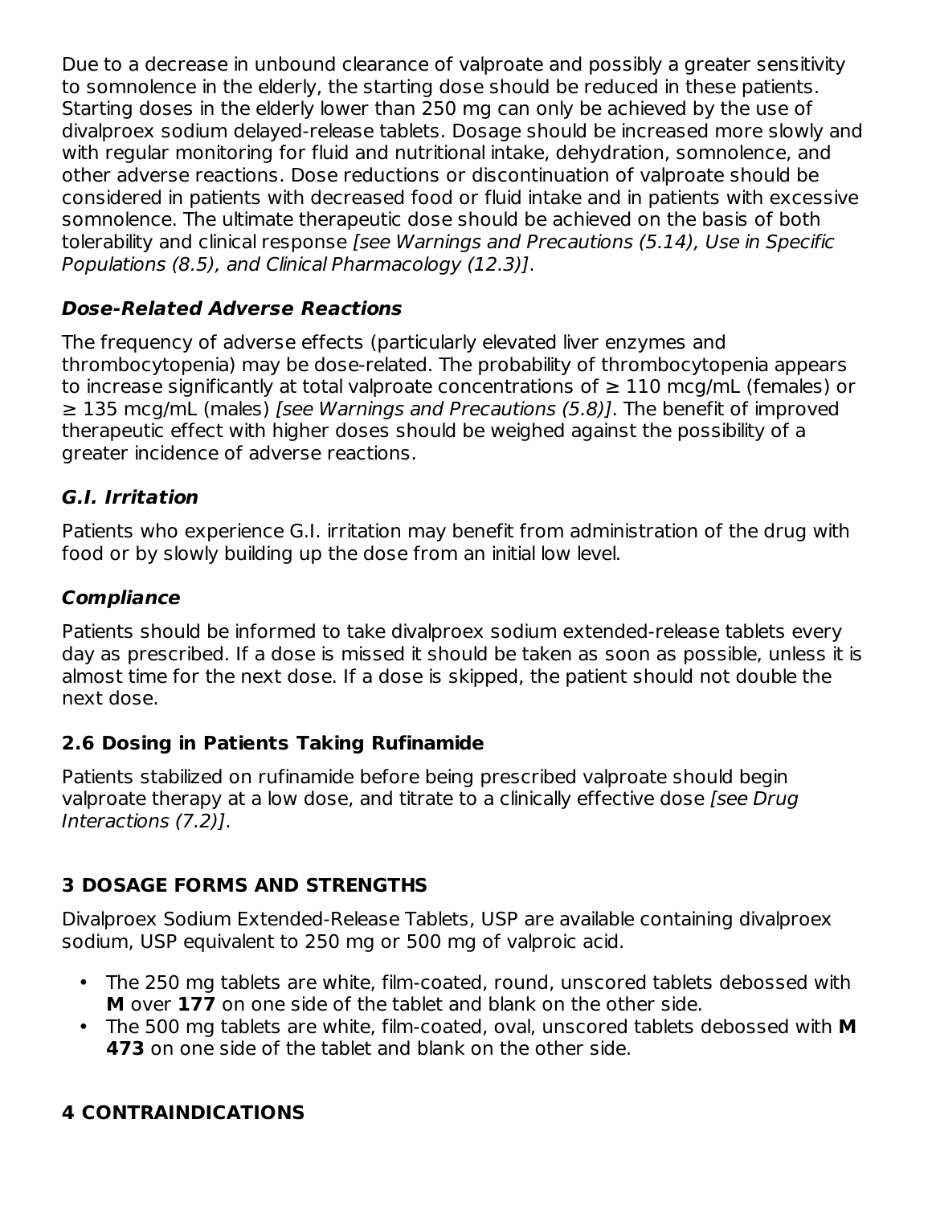Due to a decrease in unbound clearance of valproate and possibly a greater sensitivity to somnolence in the elderly, the starting dose should be reduced in these patients. Starting doses in the elderly lower than 250 mg can only be achieved by the use of divalproex sodium delayed-release tablets. Dosage should be increased more slowly and with regular monitoring for fluid and nutritional intake, dehydration, somnolence, and other adverse reactions. Dose reductions or discontinuation of valproate should be considered in patients with decreased food or fluid intake and in patients with excessive somnolence. The ultimate therapeutic dose should be achieved on the basis of both tolerability and clinical response *[see Warnings and Precautions (5.14), Use in Specific Populations (8.5), and Clinical Pharmacology (12.3)]*.

#### *Dose-Related Adverse Reactions*

The frequency of adverse effects (particularly elevated liver enzymes and thrombocytopenia) may be dose-related. The probability of thrombocytopenia appears to increase significantly at total valproate concentrations of ≥ 110 mcg/mL (females) or ≥ 135 mcg/mL (males) *[see Warnings and Precautions (5.8)]*. The benefit of improved therapeutic effect with higher doses should be weighed against the possibility of a greater incidence of adverse reactions.

#### *G.I. Irritation*

Patients who experience G.I. irritation may benefit from administration of the drug with food or by slowly building up the dose from an initial low level.

#### *Compliance*

Patients should be informed to take divalproex sodium extended-release tablets every day as prescribed. If a dose is missed it should be taken as soon as possible, unless it is almost time for the next dose. If a dose is skipped, the patient should not double the next dose.

### 2.6 Dosing in Patients Taking Rufinamide

Patients stabilized on rufinamide before being prescribed valproate should begin valproate therapy at a low dose, and titrate to a clinically effective dose *[see Drug Interactions (7.2)]*.

## 3 DOSAGE FORMS AND STRENGTHS

Divalproex Sodium Extended-Release Tablets, USP are available containing divalproex sodium, USP equivalent to 250 mg or 500 mg of valproic acid.

- The 250 mg tablets are white, film-coated, round, unscored tablets debossed with **M** over **177** on one side of the tablet and blank on the other side.
- The 500 mg tablets are white, film-coated, oval, unscored tablets debossed with **M 473** on one side of the tablet and blank on the other side.

## 4 CONTRAINDICATIONS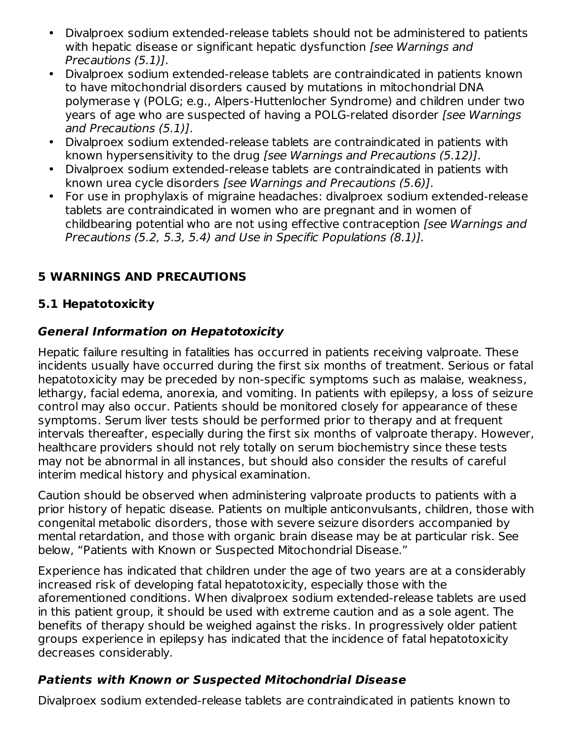- Divalproex sodium extended-release tablets should not be administered to patients with hepatic disease or significant hepatic dysfunction *[see Warnings and Precautions (5.1)]*.
- Divalproex sodium extended-release tablets are contraindicated in patients known to have mitochondrial disorders caused by mutations in mitochondrial DNA polymerase γ (POLG; e.g., Alpers-Huttenlocher Syndrome) and children under two years of age who are suspected of having a POLG-related disorder *[see Warnings and Precautions (5.1)]*.
- Divalproex sodium extended-release tablets are contraindicated in patients with known hypersensitivity to the drug *[see Warnings and Precautions (5.12)]*.
- Divalproex sodium extended-release tablets are contraindicated in patients with known urea cycle disorders *[see Warnings and Precautions (5.6)]*.
- For use in prophylaxis of migraine headaches: divalproex sodium extended-release tablets are contraindicated in women who are pregnant and in women of childbearing potential who are not using effective contraception *[see Warnings and Precautions (5.2, 5.3, 5.4) and Use in Specific Populations (8.1)].*

## 5 WARNINGS AND PRECAUTIONS

### 5.1 Hepatotoxicity

#### *General Information on Hepatotoxicity*

Hepatic failure resulting in fatalities has occurred in patients receiving valproate. These incidents usually have occurred during the first six months of treatment. Serious or fatal hepatotoxicity may be preceded by non-specific symptoms such as malaise, weakness, lethargy, facial edema, anorexia, and vomiting. In patients with epilepsy, a loss of seizure control may also occur. Patients should be monitored closely for appearance of these symptoms. Serum liver tests should be performed prior to therapy and at frequent intervals thereafter, especially during the first six months of valproate therapy. However, healthcare providers should not rely totally on serum biochemistry since these tests may not be abnormal in all instances, but should also consider the results of careful interim medical history and physical examination.

Caution should be observed when administering valproate products to patients with a prior history of hepatic disease. Patients on multiple anticonvulsants, children, those with congenital metabolic disorders, those with severe seizure disorders accompanied by mental retardation, and those with organic brain disease may be at particular risk. See below, "Patients with Known or Suspected Mitochondrial Disease."

Experience has indicated that children under the age of two years are at a considerably increased risk of developing fatal hepatotoxicity, especially those with the aforementioned conditions. When divalproex sodium extended-release tablets are used in this patient group, it should be used with extreme caution and as a sole agent. The benefits of therapy should be weighed against the risks. In progressively older patient groups experience in epilepsy has indicated that the incidence of fatal hepatotoxicity decreases considerably.

#### *Patients with Known or Suspected Mitochondrial Disease*

Divalproex sodium extended-release tablets are contraindicated in patients known to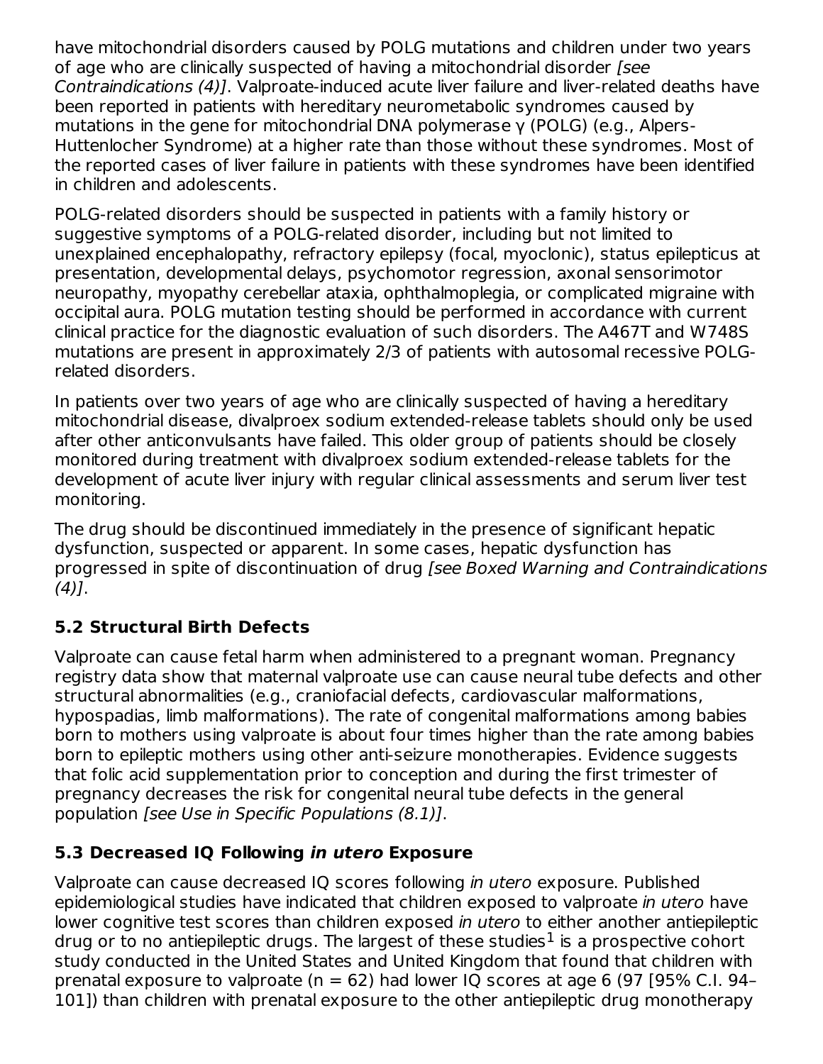have mitochondrial disorders caused by POLG mutations and children under two years of age who are clinically suspected of having a mitochondrial disorder *[see Contraindications (4)]*. Valproate-induced acute liver failure and liver-related deaths have been reported in patients with hereditary neurometabolic syndromes caused by mutations in the gene for mitochondrial DNA polymerase γ (POLG) (e.g., Alpers-Huttenlocher Syndrome) at a higher rate than those without these syndromes. Most of the reported cases of liver failure in patients with these syndromes have been identified in children and adolescents.

POLG-related disorders should be suspected in patients with a family history or suggestive symptoms of a POLG-related disorder, including but not limited to unexplained encephalopathy, refractory epilepsy (focal, myoclonic), status epilepticus at presentation, developmental delays, psychomotor regression, axonal sensorimotor neuropathy, myopathy cerebellar ataxia, ophthalmoplegia, or complicated migraine with occipital aura. POLG mutation testing should be performed in accordance with current clinical practice for the diagnostic evaluation of such disorders. The A467T and W748S mutations are present in approximately 2/3 of patients with autosomal recessive POLG-related disorders.

In patients over two years of age who are clinically suspected of having a hereditary mitochondrial disease, divalproex sodium extended-release tablets should only be used after other anticonvulsants have failed. This older group of patients should be closely monitored during treatment with divalproex sodium extended-release tablets for the development of acute liver injury with regular clinical assessments and serum liver test monitoring.

The drug should be discontinued immediately in the presence of significant hepatic dysfunction, suspected or apparent. In some cases, hepatic dysfunction has progressed in spite of discontinuation of drug *[see Boxed Warning and Contraindications (4)]*.

### 5.2 Structural Birth Defects

Valproate can cause fetal harm when administered to a pregnant woman. Pregnancy registry data show that maternal valproate use can cause neural tube defects and other structural abnormalities (e.g., craniofacial defects, cardiovascular malformations, hypospadias, limb malformations). The rate of congenital malformations among babies born to mothers using valproate is about four times higher than the rate among babies born to epileptic mothers using other anti-seizure monotherapies. Evidence suggests that folic acid supplementation prior to conception and during the first trimester of pregnancy decreases the risk for congenital neural tube defects in the general population *[see Use in Specific Populations (8.1)]*.

### 5.3 Decreased IQ Following *in utero* Exposure

Valproate can cause decreased IQ scores following *in utero* exposure. Published epidemiological studies have indicated that children exposed to valproate *in utero* have lower cognitive test scores than children exposed *in utero* to either another antiepileptic drug or to no antiepileptic drugs. The largest of these studies[1] is a prospective cohort study conducted in the United States and United Kingdom that found that children with prenatal exposure to valproate (n = 62) had lower IQ scores at age 6 (97 [95% C.I. 94–101]) than children with prenatal exposure to the other antiepileptic drug monotherapy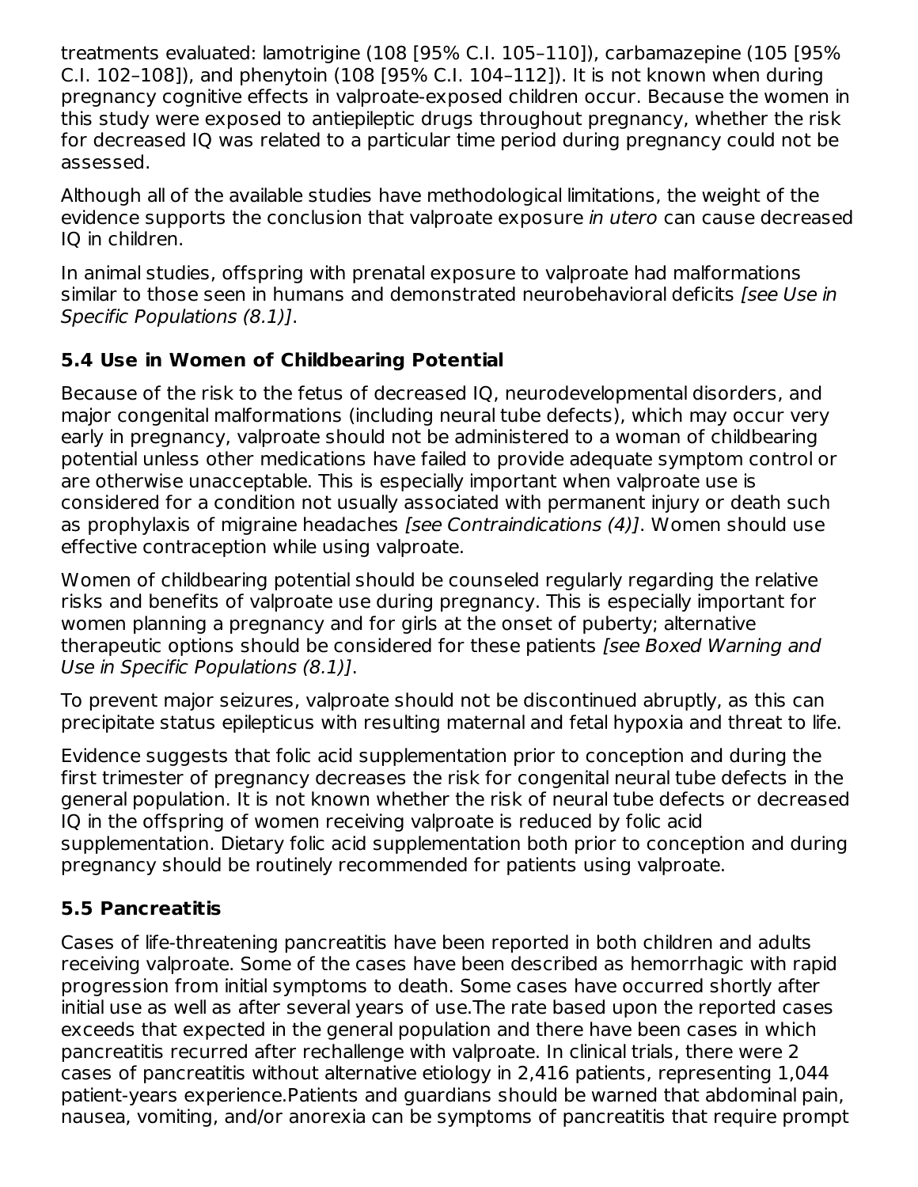treatments evaluated: lamotrigine (108 [95% C.I. 105–110]), carbamazepine (105 [95% C.I. 102–108]), and phenytoin (108 [95% C.I. 104–112]). It is not known when during pregnancy cognitive effects in valproate-exposed children occur. Because the women in this study were exposed to antiepileptic drugs throughout pregnancy, whether the risk for decreased IQ was related to a particular time period during pregnancy could not be assessed.

Although all of the available studies have methodological limitations, the weight of the evidence supports the conclusion that valproate exposure *in utero* can cause decreased IQ in children.

In animal studies, offspring with prenatal exposure to valproate had malformations similar to those seen in humans and demonstrated neurobehavioral deficits *[see Use in Specific Populations (8.1)]*.

### 5.4 Use in Women of Childbearing Potential

Because of the risk to the fetus of decreased IQ, neurodevelopmental disorders, and major congenital malformations (including neural tube defects), which may occur very early in pregnancy, valproate should not be administered to a woman of childbearing potential unless other medications have failed to provide adequate symptom control or are otherwise unacceptable. This is especially important when valproate use is considered for a condition not usually associated with permanent injury or death such as prophylaxis of migraine headaches *[see Contraindications (4)]*. Women should use effective contraception while using valproate.

Women of childbearing potential should be counseled regularly regarding the relative risks and benefits of valproate use during pregnancy. This is especially important for women planning a pregnancy and for girls at the onset of puberty; alternative therapeutic options should be considered for these patients *[see Boxed Warning and Use in Specific Populations (8.1)]*.

To prevent major seizures, valproate should not be discontinued abruptly, as this can precipitate status epilepticus with resulting maternal and fetal hypoxia and threat to life.

Evidence suggests that folic acid supplementation prior to conception and during the first trimester of pregnancy decreases the risk for congenital neural tube defects in the general population. It is not known whether the risk of neural tube defects or decreased IQ in the offspring of women receiving valproate is reduced by folic acid supplementation. Dietary folic acid supplementation both prior to conception and during pregnancy should be routinely recommended for patients using valproate.

### 5.5 Pancreatitis

Cases of life-threatening pancreatitis have been reported in both children and adults receiving valproate. Some of the cases have been described as hemorrhagic with rapid progression from initial symptoms to death. Some cases have occurred shortly after initial use as well as after several years of use.The rate based upon the reported cases exceeds that expected in the general population and there have been cases in which pancreatitis recurred after rechallenge with valproate. In clinical trials, there were 2 cases of pancreatitis without alternative etiology in 2,416 patients, representing 1,044 patient-years experience.Patients and guardians should be warned that abdominal pain, nausea, vomiting, and/or anorexia can be symptoms of pancreatitis that require prompt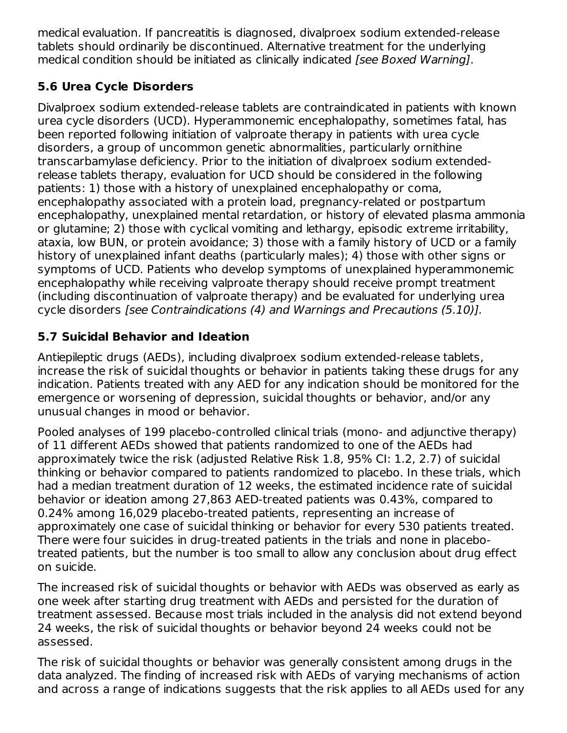medical evaluation. If pancreatitis is diagnosed, divalproex sodium extended-release tablets should ordinarily be discontinued. Alternative treatment for the underlying medical condition should be initiated as clinically indicated *[see Boxed Warning]*.

### 5.6 Urea Cycle Disorders

Divalproex sodium extended-release tablets are contraindicated in patients with known urea cycle disorders (UCD). Hyperammonemic encephalopathy, sometimes fatal, has been reported following initiation of valproate therapy in patients with urea cycle disorders, a group of uncommon genetic abnormalities, particularly ornithine transcarbamylase deficiency. Prior to the initiation of divalproex sodium extended-release tablets therapy, evaluation for UCD should be considered in the following patients: 1) those with a history of unexplained encephalopathy or coma, encephalopathy associated with a protein load, pregnancy-related or postpartum encephalopathy, unexplained mental retardation, or history of elevated plasma ammonia or glutamine; 2) those with cyclical vomiting and lethargy, episodic extreme irritability, ataxia, low BUN, or protein avoidance; 3) those with a family history of UCD or a family history of unexplained infant deaths (particularly males); 4) those with other signs or symptoms of UCD. Patients who develop symptoms of unexplained hyperammonemic encephalopathy while receiving valproate therapy should receive prompt treatment (including discontinuation of valproate therapy) and be evaluated for underlying urea cycle disorders *[see Contraindications (4) and Warnings and Precautions (5.10)].*

### 5.7 Suicidal Behavior and Ideation

Antiepileptic drugs (AEDs), including divalproex sodium extended-release tablets, increase the risk of suicidal thoughts or behavior in patients taking these drugs for any indication. Patients treated with any AED for any indication should be monitored for the emergence or worsening of depression, suicidal thoughts or behavior, and/or any unusual changes in mood or behavior.

Pooled analyses of 199 placebo-controlled clinical trials (mono- and adjunctive therapy) of 11 different AEDs showed that patients randomized to one of the AEDs had approximately twice the risk (adjusted Relative Risk 1.8, 95% CI: 1.2, 2.7) of suicidal thinking or behavior compared to patients randomized to placebo. In these trials, which had a median treatment duration of 12 weeks, the estimated incidence rate of suicidal behavior or ideation among 27,863 AED-treated patients was 0.43%, compared to 0.24% among 16,029 placebo-treated patients, representing an increase of approximately one case of suicidal thinking or behavior for every 530 patients treated. There were four suicides in drug-treated patients in the trials and none in placebo-treated patients, but the number is too small to allow any conclusion about drug effect on suicide.

The increased risk of suicidal thoughts or behavior with AEDs was observed as early as one week after starting drug treatment with AEDs and persisted for the duration of treatment assessed. Because most trials included in the analysis did not extend beyond 24 weeks, the risk of suicidal thoughts or behavior beyond 24 weeks could not be assessed.

The risk of suicidal thoughts or behavior was generally consistent among drugs in the data analyzed. The finding of increased risk with AEDs of varying mechanisms of action and across a range of indications suggests that the risk applies to all AEDs used for any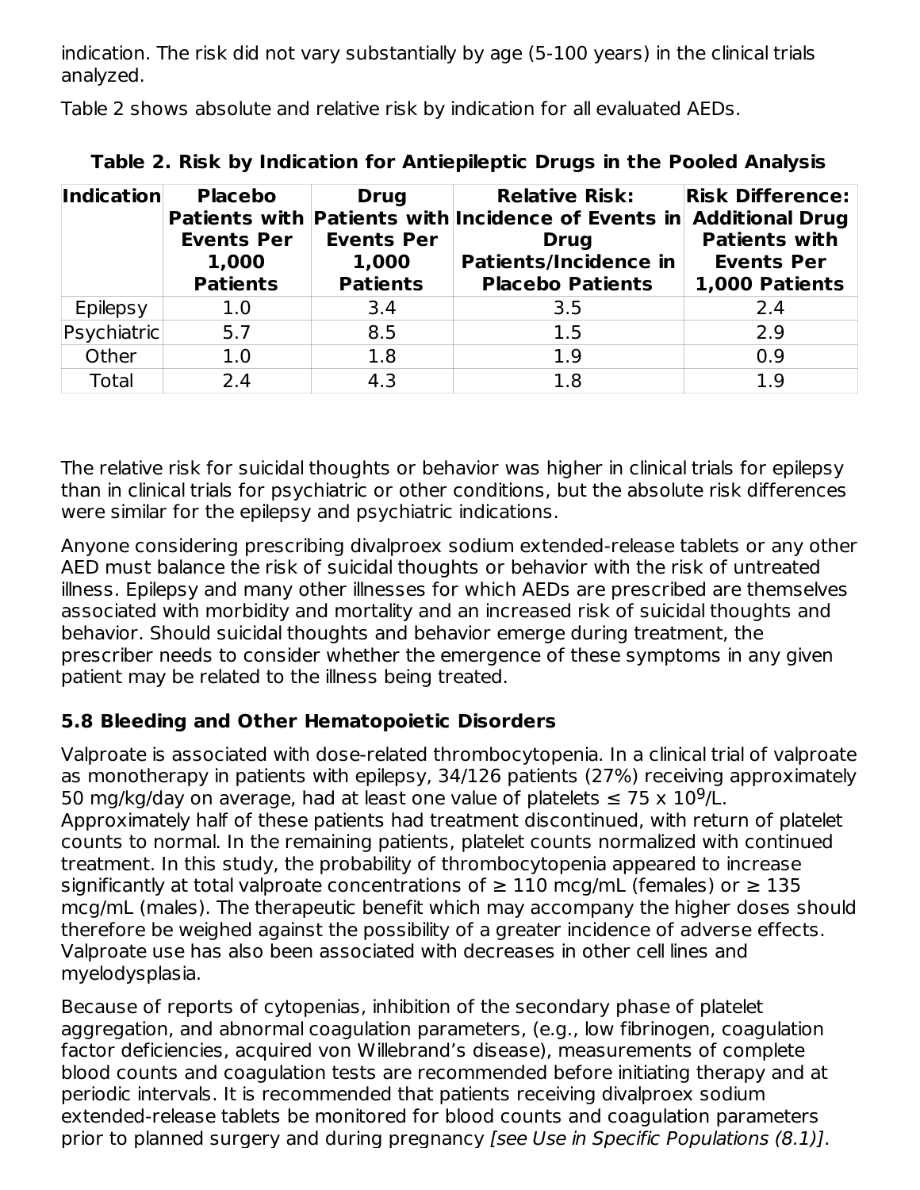indication. The risk did not vary substantially by age (5-100 years) in the clinical trials analyzed.

Table 2 shows absolute and relative risk by indication for all evaluated AEDs.

**Table 2. Risk by Indication for Antiepileptic Drugs in the Pooled Analysis**

| Indication | Placebo Patients with Events Per 1,000 Patients | Drug Patients with Events Per 1,000 Patients | Relative Risk: Incidence of Events in Drug Patients/Incidence in Placebo Patients | Risk Difference: Additional Drug Patients with Events Per 1,000 Patients |
|---|---|---|---|---|
| Epilepsy | 1.0 | 3.4 | 3.5 | 2.4 |
| Psychiatric | 5.7 | 8.5 | 1.5 | 2.9 |
| Other | 1.0 | 1.8 | 1.9 | 0.9 |
| Total | 2.4 | 4.3 | 1.8 | 1.9 |

The relative risk for suicidal thoughts or behavior was higher in clinical trials for epilepsy than in clinical trials for psychiatric or other conditions, but the absolute risk differences were similar for the epilepsy and psychiatric indications.

Anyone considering prescribing divalproex sodium extended-release tablets or any other AED must balance the risk of suicidal thoughts or behavior with the risk of untreated illness. Epilepsy and many other illnesses for which AEDs are prescribed are themselves associated with morbidity and mortality and an increased risk of suicidal thoughts and behavior. Should suicidal thoughts and behavior emerge during treatment, the prescriber needs to consider whether the emergence of these symptoms in any given patient may be related to the illness being treated.

### 5.8 Bleeding and Other Hematopoietic Disorders

Valproate is associated with dose-related thrombocytopenia. In a clinical trial of valproate as monotherapy in patients with epilepsy, 34/126 patients (27%) receiving approximately 50 mg/kg/day on average, had at least one value of platelets ≤ 75 x $10^9$/L. Approximately half of these patients had treatment discontinued, with return of platelet counts to normal. In the remaining patients, platelet counts normalized with continued treatment. In this study, the probability of thrombocytopenia appeared to increase significantly at total valproate concentrations of ≥ 110 mcg/mL (females) or ≥ 135 mcg/mL (males). The therapeutic benefit which may accompany the higher doses should therefore be weighed against the possibility of a greater incidence of adverse effects. Valproate use has also been associated with decreases in other cell lines and myelodysplasia.

Because of reports of cytopenias, inhibition of the secondary phase of platelet aggregation, and abnormal coagulation parameters, (e.g., low fibrinogen, coagulation factor deficiencies, acquired von Willebrand's disease), measurements of complete blood counts and coagulation tests are recommended before initiating therapy and at periodic intervals. It is recommended that patients receiving divalproex sodium extended-release tablets be monitored for blood counts and coagulation parameters prior to planned surgery and during pregnancy *[see Use in Specific Populations (8.1)]*.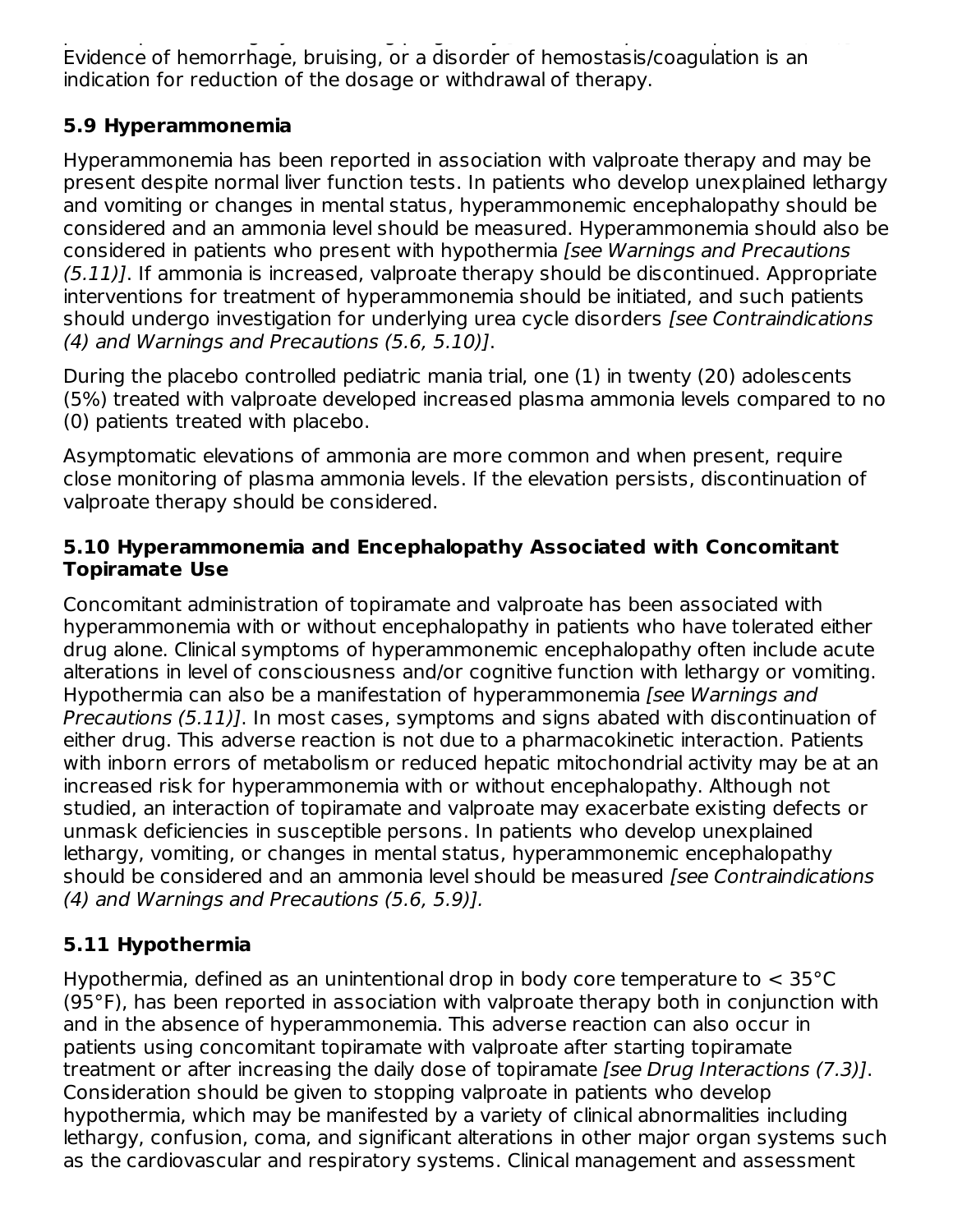Evidence of hemorrhage, bruising, or a disorder of hemostasis/coagulation is an indication for reduction of the dosage or withdrawal of therapy.

### 5.9 Hyperammonemia

Hyperammonemia has been reported in association with valproate therapy and may be present despite normal liver function tests. In patients who develop unexplained lethargy and vomiting or changes in mental status, hyperammonemic encephalopathy should be considered and an ammonia level should be measured. Hyperammonemia should also be considered in patients who present with hypothermia *[see Warnings and Precautions (5.11)]*. If ammonia is increased, valproate therapy should be discontinued. Appropriate interventions for treatment of hyperammonemia should be initiated, and such patients should undergo investigation for underlying urea cycle disorders *[see Contraindications (4) and Warnings and Precautions (5.6, 5.10)]*.

During the placebo controlled pediatric mania trial, one (1) in twenty (20) adolescents (5%) treated with valproate developed increased plasma ammonia levels compared to no (0) patients treated with placebo.

Asymptomatic elevations of ammonia are more common and when present, require close monitoring of plasma ammonia levels. If the elevation persists, discontinuation of valproate therapy should be considered.

### 5.10 Hyperammonemia and Encephalopathy Associated with Concomitant Topiramate Use

Concomitant administration of topiramate and valproate has been associated with hyperammonemia with or without encephalopathy in patients who have tolerated either drug alone. Clinical symptoms of hyperammonemic encephalopathy often include acute alterations in level of consciousness and/or cognitive function with lethargy or vomiting. Hypothermia can also be a manifestation of hyperammonemia *[see Warnings and Precautions (5.11)]*. In most cases, symptoms and signs abated with discontinuation of either drug. This adverse reaction is not due to a pharmacokinetic interaction. Patients with inborn errors of metabolism or reduced hepatic mitochondrial activity may be at an increased risk for hyperammonemia with or without encephalopathy. Although not studied, an interaction of topiramate and valproate may exacerbate existing defects or unmask deficiencies in susceptible persons. In patients who develop unexplained lethargy, vomiting, or changes in mental status, hyperammonemic encephalopathy should be considered and an ammonia level should be measured *[see Contraindications (4) and Warnings and Precautions (5.6, 5.9)].*

### 5.11 Hypothermia

Hypothermia, defined as an unintentional drop in body core temperature to < 35°C (95°F), has been reported in association with valproate therapy both in conjunction with and in the absence of hyperammonemia. This adverse reaction can also occur in patients using concomitant topiramate with valproate after starting topiramate treatment or after increasing the daily dose of topiramate *[see Drug Interactions (7.3)]*. Consideration should be given to stopping valproate in patients who develop hypothermia, which may be manifested by a variety of clinical abnormalities including lethargy, confusion, coma, and significant alterations in other major organ systems such as the cardiovascular and respiratory systems. Clinical management and assessment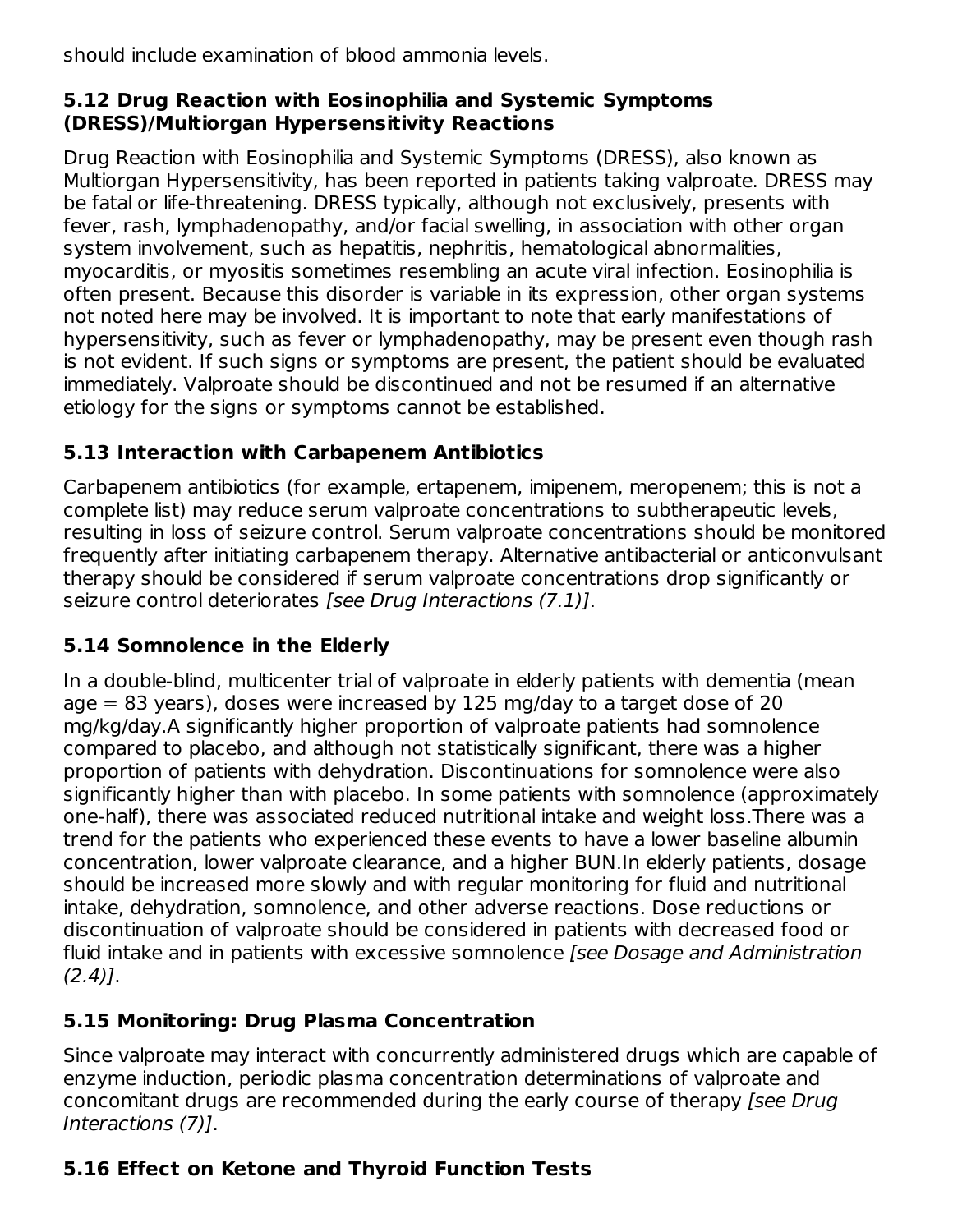should include examination of blood ammonia levels.

### 5.12 Drug Reaction with Eosinophilia and Systemic Symptoms (DRESS)/Multiorgan Hypersensitivity Reactions

Drug Reaction with Eosinophilia and Systemic Symptoms (DRESS), also known as Multiorgan Hypersensitivity, has been reported in patients taking valproate. DRESS may be fatal or life-threatening. DRESS typically, although not exclusively, presents with fever, rash, lymphadenopathy, and/or facial swelling, in association with other organ system involvement, such as hepatitis, nephritis, hematological abnormalities, myocarditis, or myositis sometimes resembling an acute viral infection. Eosinophilia is often present. Because this disorder is variable in its expression, other organ systems not noted here may be involved. It is important to note that early manifestations of hypersensitivity, such as fever or lymphadenopathy, may be present even though rash is not evident. If such signs or symptoms are present, the patient should be evaluated immediately. Valproate should be discontinued and not be resumed if an alternative etiology for the signs or symptoms cannot be established.

### 5.13 Interaction with Carbapenem Antibiotics

Carbapenem antibiotics (for example, ertapenem, imipenem, meropenem; this is not a complete list) may reduce serum valproate concentrations to subtherapeutic levels, resulting in loss of seizure control. Serum valproate concentrations should be monitored frequently after initiating carbapenem therapy. Alternative antibacterial or anticonvulsant therapy should be considered if serum valproate concentrations drop significantly or seizure control deteriorates *[see Drug Interactions (7.1)]*.

### 5.14 Somnolence in the Elderly

In a double-blind, multicenter trial of valproate in elderly patients with dementia (mean age = 83 years), doses were increased by 125 mg/day to a target dose of 20 mg/kg/day.A significantly higher proportion of valproate patients had somnolence compared to placebo, and although not statistically significant, there was a higher proportion of patients with dehydration. Discontinuations for somnolence were also significantly higher than with placebo. In some patients with somnolence (approximately one-half), there was associated reduced nutritional intake and weight loss.There was a trend for the patients who experienced these events to have a lower baseline albumin concentration, lower valproate clearance, and a higher BUN.In elderly patients, dosage should be increased more slowly and with regular monitoring for fluid and nutritional intake, dehydration, somnolence, and other adverse reactions. Dose reductions or discontinuation of valproate should be considered in patients with decreased food or fluid intake and in patients with excessive somnolence *[see Dosage and Administration (2.4)]*.

### 5.15 Monitoring: Drug Plasma Concentration

Since valproate may interact with concurrently administered drugs which are capable of enzyme induction, periodic plasma concentration determinations of valproate and concomitant drugs are recommended during the early course of therapy *[see Drug Interactions (7)]*.

### 5.16 Effect on Ketone and Thyroid Function Tests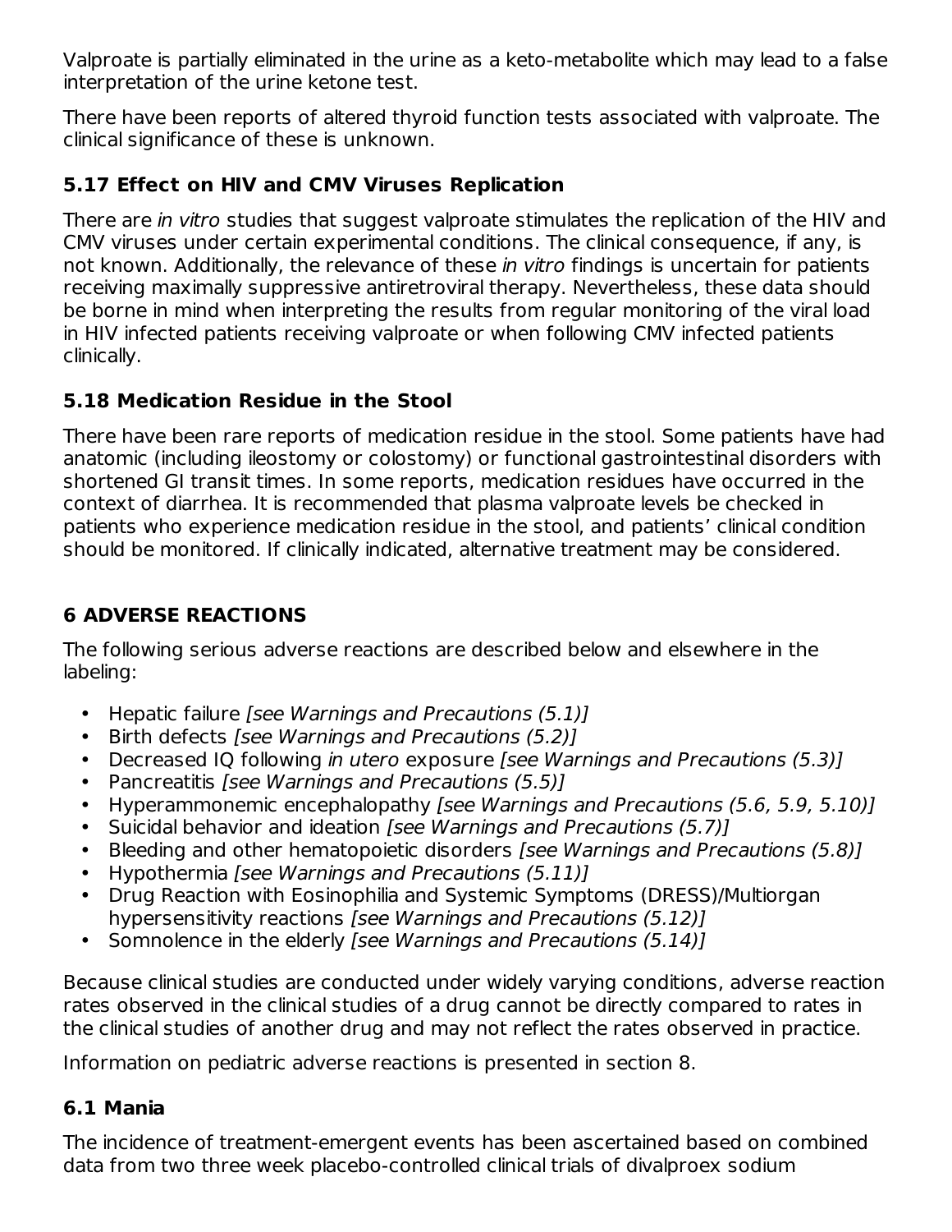Valproate is partially eliminated in the urine as a keto-metabolite which may lead to a false interpretation of the urine ketone test.

There have been reports of altered thyroid function tests associated with valproate. The clinical significance of these is unknown.

### 5.17 Effect on HIV and CMV Viruses Replication

There are *in vitro* studies that suggest valproate stimulates the replication of the HIV and CMV viruses under certain experimental conditions. The clinical consequence, if any, is not known. Additionally, the relevance of these *in vitro* findings is uncertain for patients receiving maximally suppressive antiretroviral therapy. Nevertheless, these data should be borne in mind when interpreting the results from regular monitoring of the viral load in HIV infected patients receiving valproate or when following CMV infected patients clinically.

### 5.18 Medication Residue in the Stool

There have been rare reports of medication residue in the stool. Some patients have had anatomic (including ileostomy or colostomy) or functional gastrointestinal disorders with shortened GI transit times. In some reports, medication residues have occurred in the context of diarrhea. It is recommended that plasma valproate levels be checked in patients who experience medication residue in the stool, and patients' clinical condition should be monitored. If clinically indicated, alternative treatment may be considered.

## 6 ADVERSE REACTIONS

The following serious adverse reactions are described below and elsewhere in the labeling:

- Hepatic failure *[see Warnings and Precautions (5.1)]*
- Birth defects *[see Warnings and Precautions (5.2)]*
- Decreased IQ following *in utero* exposure *[see Warnings and Precautions (5.3)]*
- Pancreatitis *[see Warnings and Precautions (5.5)]*
- Hyperammonemic encephalopathy *[see Warnings and Precautions (5.6, 5.9, 5.10)]*
- Suicidal behavior and ideation *[see Warnings and Precautions (5.7)]*
- Bleeding and other hematopoietic disorders *[see Warnings and Precautions (5.8)]*
- Hypothermia *[see Warnings and Precautions (5.11)]*
- Drug Reaction with Eosinophilia and Systemic Symptoms (DRESS)/Multiorgan hypersensitivity reactions *[see Warnings and Precautions (5.12)]*
- Somnolence in the elderly *[see Warnings and Precautions (5.14)]*

Because clinical studies are conducted under widely varying conditions, adverse reaction rates observed in the clinical studies of a drug cannot be directly compared to rates in the clinical studies of another drug and may not reflect the rates observed in practice.

Information on pediatric adverse reactions is presented in section 8.

### 6.1 Mania

The incidence of treatment-emergent events has been ascertained based on combined data from two three week placebo-controlled clinical trials of divalproex sodium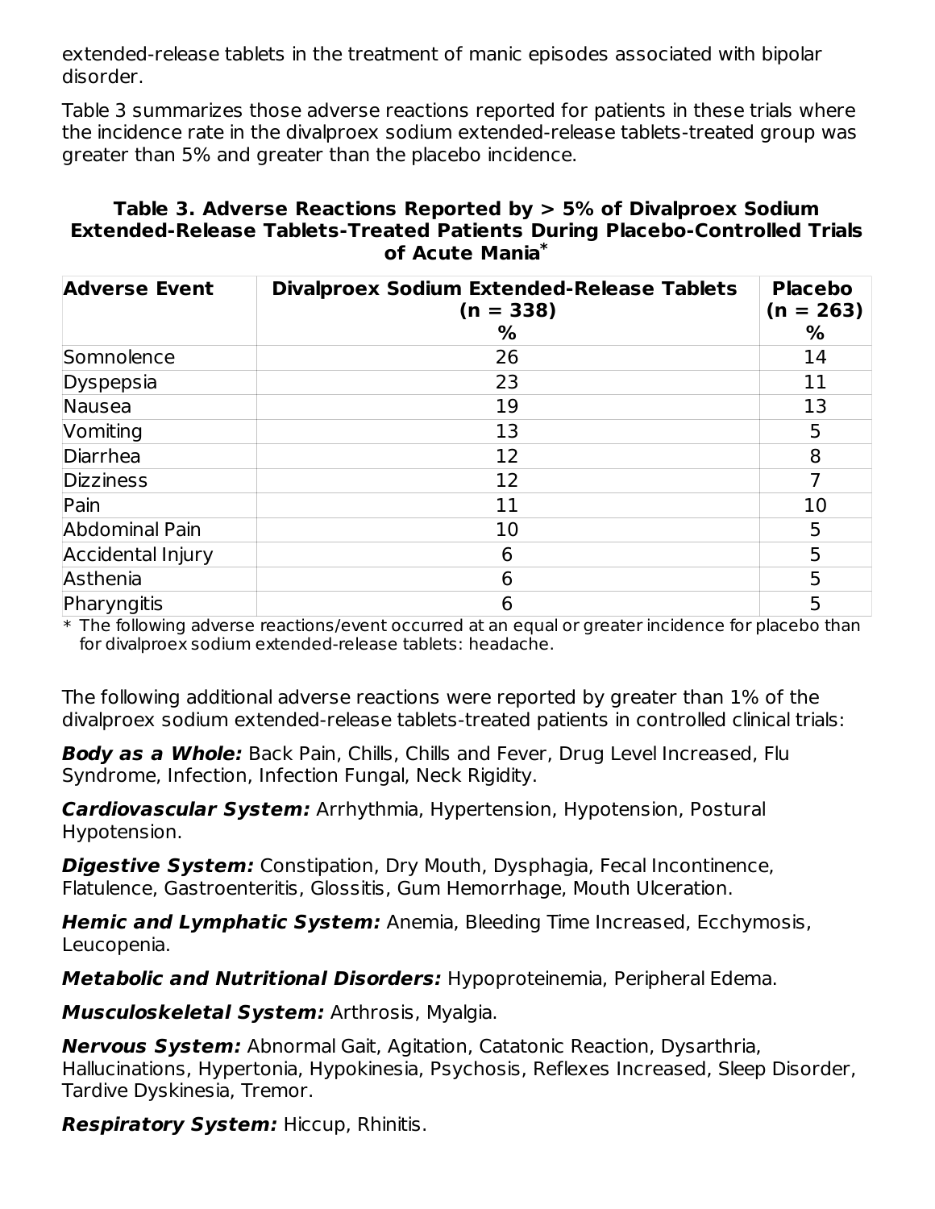extended-release tablets in the treatment of manic episodes associated with bipolar disorder.

Table 3 summarizes those adverse reactions reported for patients in these trials where the incidence rate in the divalproex sodium extended-release tablets-treated group was greater than 5% and greater than the placebo incidence.

**Table 3. Adverse Reactions Reported by > 5% of Divalproex Sodium Extended-Release Tablets-Treated Patients During Placebo-Controlled Trials of Acute Mania***

| Adverse Event | Divalproex Sodium Extended-Release Tablets (n = 338) % | Placebo (n = 263) % |
|---|---|---|
| Somnolence | 26 | 14 |
| Dyspepsia | 23 | 11 |
| Nausea | 19 | 13 |
| Vomiting | 13 | 5 |
| Diarrhea | 12 | 8 |
| Dizziness | 12 | 7 |
| Pain | 11 | 10 |
| Abdominal Pain | 10 | 5 |
| Accidental Injury | 6 | 5 |
| Asthenia | 6 | 5 |
| Pharyngitis | 6 | 5 |

\* The following adverse reactions/event occurred at an equal or greater incidence for placebo than for divalproex sodium extended-release tablets: headache.

The following additional adverse reactions were reported by greater than 1% of the divalproex sodium extended-release tablets-treated patients in controlled clinical trials:

***Body as a Whole:*** Back Pain, Chills, Chills and Fever, Drug Level Increased, Flu Syndrome, Infection, Infection Fungal, Neck Rigidity.

***Cardiovascular System:*** Arrhythmia, Hypertension, Hypotension, Postural Hypotension.

***Digestive System:*** Constipation, Dry Mouth, Dysphagia, Fecal Incontinence, Flatulence, Gastroenteritis, Glossitis, Gum Hemorrhage, Mouth Ulceration.

***Hemic and Lymphatic System:*** Anemia, Bleeding Time Increased, Ecchymosis, Leucopenia.

***Metabolic and Nutritional Disorders:*** Hypoproteinemia, Peripheral Edema.

***Musculoskeletal System:*** Arthrosis, Myalgia.

***Nervous System:*** Abnormal Gait, Agitation, Catatonic Reaction, Dysarthria, Hallucinations, Hypertonia, Hypokinesia, Psychosis, Reflexes Increased, Sleep Disorder, Tardive Dyskinesia, Tremor.

***Respiratory System:*** Hiccup, Rhinitis.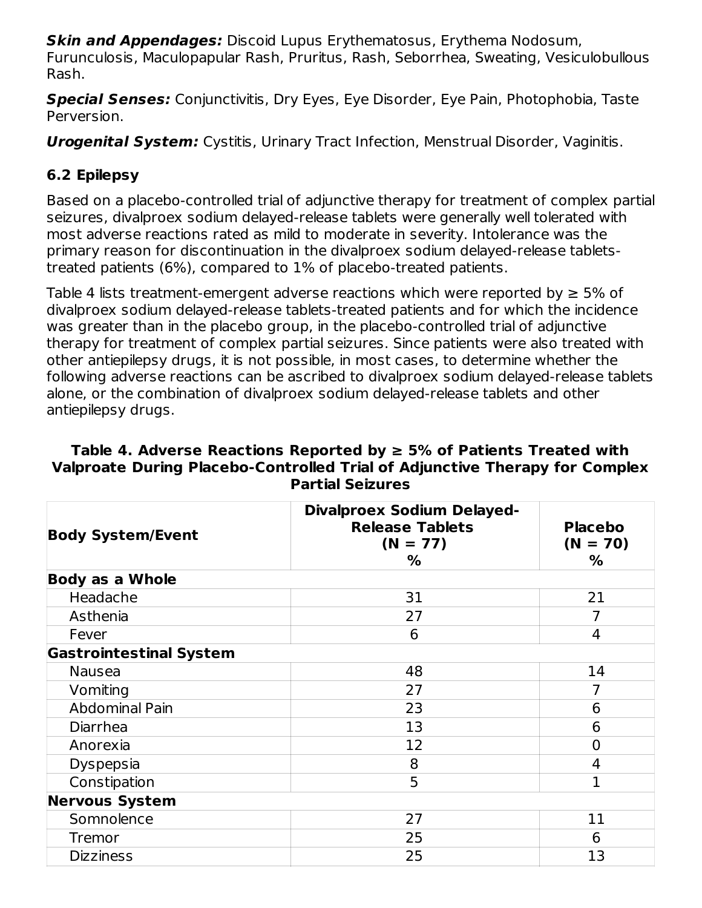***Skin and Appendages:*** Discoid Lupus Erythematosus, Erythema Nodosum, Furunculosis, Maculopapular Rash, Pruritus, Rash, Seborrhea, Sweating, Vesiculobullous Rash.

***Special Senses:*** Conjunctivitis, Dry Eyes, Eye Disorder, Eye Pain, Photophobia, Taste Perversion.

***Urogenital System:*** Cystitis, Urinary Tract Infection, Menstrual Disorder, Vaginitis.

## 6.2 Epilepsy

Based on a placebo-controlled trial of adjunctive therapy for treatment of complex partial seizures, divalproex sodium delayed-release tablets were generally well tolerated with most adverse reactions rated as mild to moderate in severity. Intolerance was the primary reason for discontinuation in the divalproex sodium delayed-release tablets-treated patients (6%), compared to 1% of placebo-treated patients.

Table 4 lists treatment-emergent adverse reactions which were reported by ≥ 5% of divalproex sodium delayed-release tablets-treated patients and for which the incidence was greater than in the placebo group, in the placebo-controlled trial of adjunctive therapy for treatment of complex partial seizures. Since patients were also treated with other antiepilepsy drugs, it is not possible, in most cases, to determine whether the following adverse reactions can be ascribed to divalproex sodium delayed-release tablets alone, or the combination of divalproex sodium delayed-release tablets and other antiepilepsy drugs.

**Table 4. Adverse Reactions Reported by ≥ 5% of Patients Treated with Valproate During Placebo-Controlled Trial of Adjunctive Therapy for Complex Partial Seizures**

| Body System/Event | Divalproex Sodium Delayed-Release Tablets (N = 77) % | Placebo (N = 70) % |
|---|---|---|
| **Body as a Whole** | | |
| Headache | 31 | 21 |
| Asthenia | 27 | 7 |
| Fever | 6 | 4 |
| **Gastrointestinal System** | | |
| Nausea | 48 | 14 |
| Vomiting | 27 | 7 |
| Abdominal Pain | 23 | 6 |
| Diarrhea | 13 | 6 |
| Anorexia | 12 | 0 |
| Dyspepsia | 8 | 4 |
| Constipation | 5 | 1 |
| **Nervous System** | | |
| Somnolence | 27 | 11 |
| Tremor | 25 | 6 |
| Dizziness | 25 | 13 |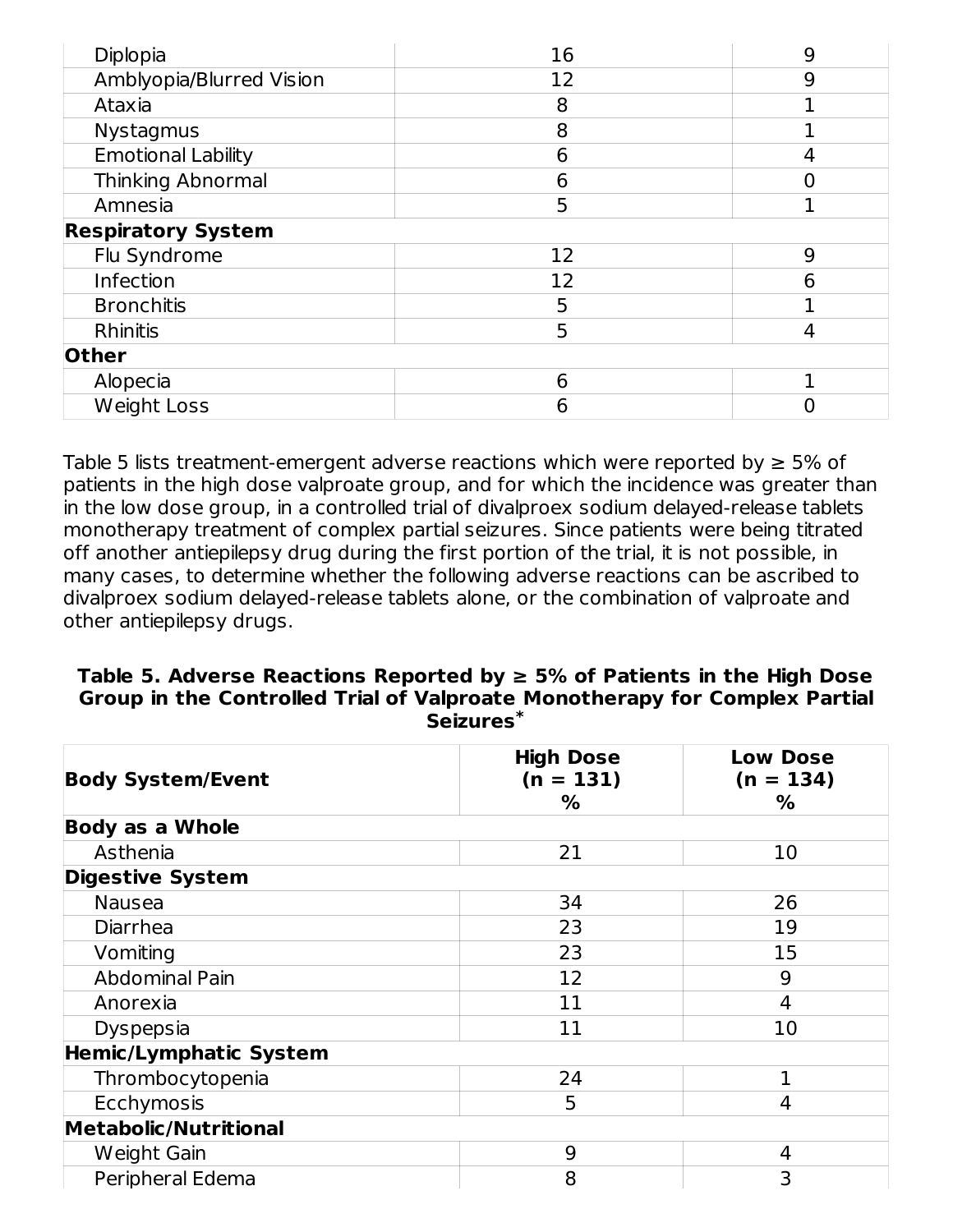| | | |
|---|---|---|
| Diplopia | 16 | 9 |
| Amblyopia/Blurred Vision | 12 | 9 |
| Ataxia | 8 | 1 |
| Nystagmus | 8 | 1 |
| Emotional Lability | 6 | 4 |
| Thinking Abnormal | 6 | 0 |
| Amnesia | 5 | 1 |
| **Respiratory System** | | |
| Flu Syndrome | 12 | 9 |
| Infection | 12 | 6 |
| Bronchitis | 5 | 1 |
| Rhinitis | 5 | 4 |
| **Other** | | |
| Alopecia | 6 | 1 |
| Weight Loss | 6 | 0 |

Table 5 lists treatment-emergent adverse reactions which were reported by ≥ 5% of patients in the high dose valproate group, and for which the incidence was greater than in the low dose group, in a controlled trial of divalproex sodium delayed-release tablets monotherapy treatment of complex partial seizures. Since patients were being titrated off another antiepilepsy drug during the first portion of the trial, it is not possible, in many cases, to determine whether the following adverse reactions can be ascribed to divalproex sodium delayed-release tablets alone, or the combination of valproate and other antiepilepsy drugs.

**Table 5. Adverse Reactions Reported by ≥ 5% of Patients in the High Dose Group in the Controlled Trial of Valproate Monotherapy for Complex Partial Seizures***

| Body System/Event | High Dose (n = 131) % | Low Dose (n = 134) % |
|---|---|---|
| **Body as a Whole** | | |
| Asthenia | 21 | 10 |
| **Digestive System** | | |
| Nausea | 34 | 26 |
| Diarrhea | 23 | 19 |
| Vomiting | 23 | 15 |
| Abdominal Pain | 12 | 9 |
| Anorexia | 11 | 4 |
| Dyspepsia | 11 | 10 |
| **Hemic/Lymphatic System** | | |
| Thrombocytopenia | 24 | 1 |
| Ecchymosis | 5 | 4 |
| **Metabolic/Nutritional** | | |
| Weight Gain | 9 | 4 |
| Peripheral Edema | 8 | 3 |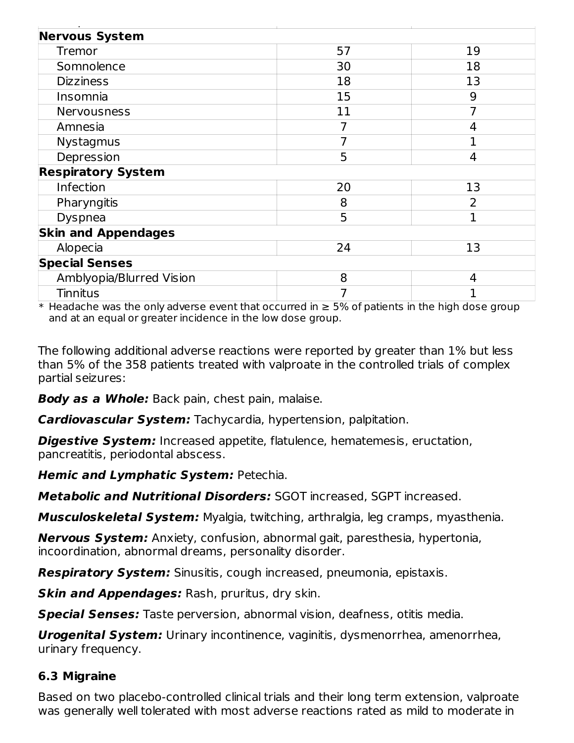| | | |
|---|---|---|
| **Nervous System** | | |
| Tremor | 57 | 19 |
| Somnolence | 30 | 18 |
| Dizziness | 18 | 13 |
| Insomnia | 15 | 9 |
| Nervousness | 11 | 7 |
| Amnesia | 7 | 4 |
| Nystagmus | 7 | 1 |
| Depression | 5 | 4 |
| **Respiratory System** | | |
| Infection | 20 | 13 |
| Pharyngitis | 8 | 2 |
| Dyspnea | 5 | 1 |
| **Skin and Appendages** | | |
| Alopecia | 24 | 13 |
| **Special Senses** | | |
| Amblyopia/Blurred Vision | 8 | 4 |
| Tinnitus | 7 | 1 |

* Headache was the only adverse event that occurred in ≥ 5% of patients in the high dose group and at an equal or greater incidence in the low dose group.

The following additional adverse reactions were reported by greater than 1% but less than 5% of the 358 patients treated with valproate in the controlled trials of complex partial seizures:

***Body as a Whole:*** Back pain, chest pain, malaise.

***Cardiovascular System:*** Tachycardia, hypertension, palpitation.

***Digestive System:*** Increased appetite, flatulence, hematemesis, eructation, pancreatitis, periodontal abscess.

***Hemic and Lymphatic System:*** Petechia.

***Metabolic and Nutritional Disorders:*** SGOT increased, SGPT increased.

***Musculoskeletal System:*** Myalgia, twitching, arthralgia, leg cramps, myasthenia.

***Nervous System:*** Anxiety, confusion, abnormal gait, paresthesia, hypertonia, incoordination, abnormal dreams, personality disorder.

***Respiratory System:*** Sinusitis, cough increased, pneumonia, epistaxis.

***Skin and Appendages:*** Rash, pruritus, dry skin.

***Special Senses:*** Taste perversion, abnormal vision, deafness, otitis media.

***Urogenital System:*** Urinary incontinence, vaginitis, dysmenorrhea, amenorrhea, urinary frequency.

### 6.3 Migraine

Based on two placebo-controlled clinical trials and their long term extension, valproate was generally well tolerated with most adverse reactions rated as mild to moderate in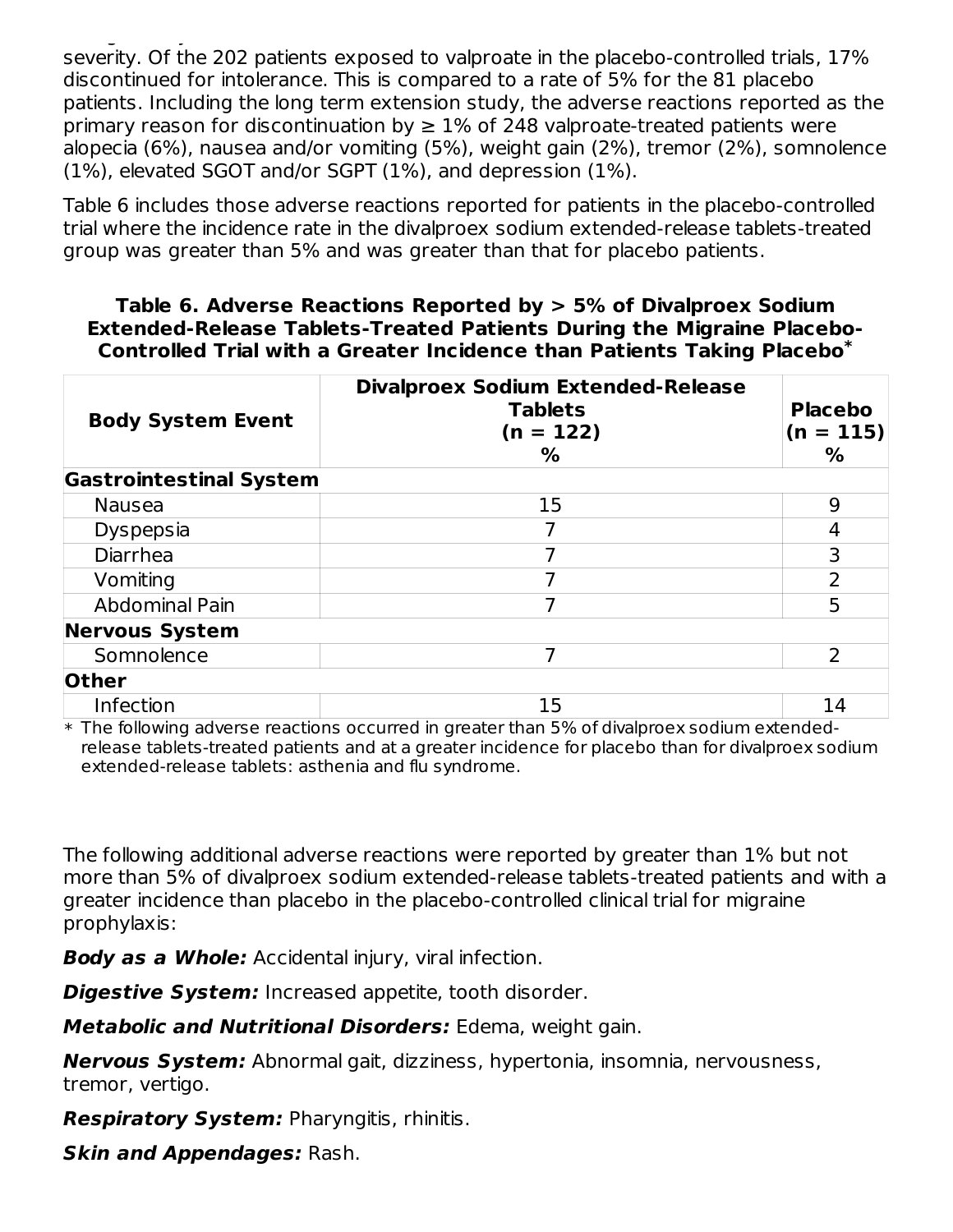severity. Of the 202 patients exposed to valproate in the placebo-controlled trials, 17% discontinued for intolerance. This is compared to a rate of 5% for the 81 placebo patients. Including the long term extension study, the adverse reactions reported as the primary reason for discontinuation by ≥ 1% of 248 valproate-treated patients were alopecia (6%), nausea and/or vomiting (5%), weight gain (2%), tremor (2%), somnolence (1%), elevated SGOT and/or SGPT (1%), and depression (1%).

Table 6 includes those adverse reactions reported for patients in the placebo-controlled trial where the incidence rate in the divalproex sodium extended-release tablets-treated group was greater than 5% and was greater than that for placebo patients.

**Table 6. Adverse Reactions Reported by > 5% of Divalproex Sodium Extended-Release Tablets-Treated Patients During the Migraine Placebo-Controlled Trial with a Greater Incidence than Patients Taking Placebo***

| Body System Event | Divalproex Sodium Extended-Release Tablets (n = 122) % | Placebo (n = 115) % |
|---|---|---|
| **Gastrointestinal System** | | |
| Nausea | 15 | 9 |
| Dyspepsia | 7 | 4 |
| Diarrhea | 7 | 3 |
| Vomiting | 7 | 2 |
| Abdominal Pain | 7 | 5 |
| **Nervous System** | | |
| Somnolence | 7 | 2 |
| **Other** | | |
| Infection | 15 | 14 |

* The following adverse reactions occurred in greater than 5% of divalproex sodium extended-release tablets-treated patients and at a greater incidence for placebo than for divalproex sodium extended-release tablets: asthenia and flu syndrome.

The following additional adverse reactions were reported by greater than 1% but not more than 5% of divalproex sodium extended-release tablets-treated patients and with a greater incidence than placebo in the placebo-controlled clinical trial for migraine prophylaxis:

***Body as a Whole:*** Accidental injury, viral infection.

***Digestive System:*** Increased appetite, tooth disorder.

***Metabolic and Nutritional Disorders:*** Edema, weight gain.

***Nervous System:*** Abnormal gait, dizziness, hypertonia, insomnia, nervousness, tremor, vertigo.

***Respiratory System:*** Pharyngitis, rhinitis.

***Skin and Appendages:*** Rash.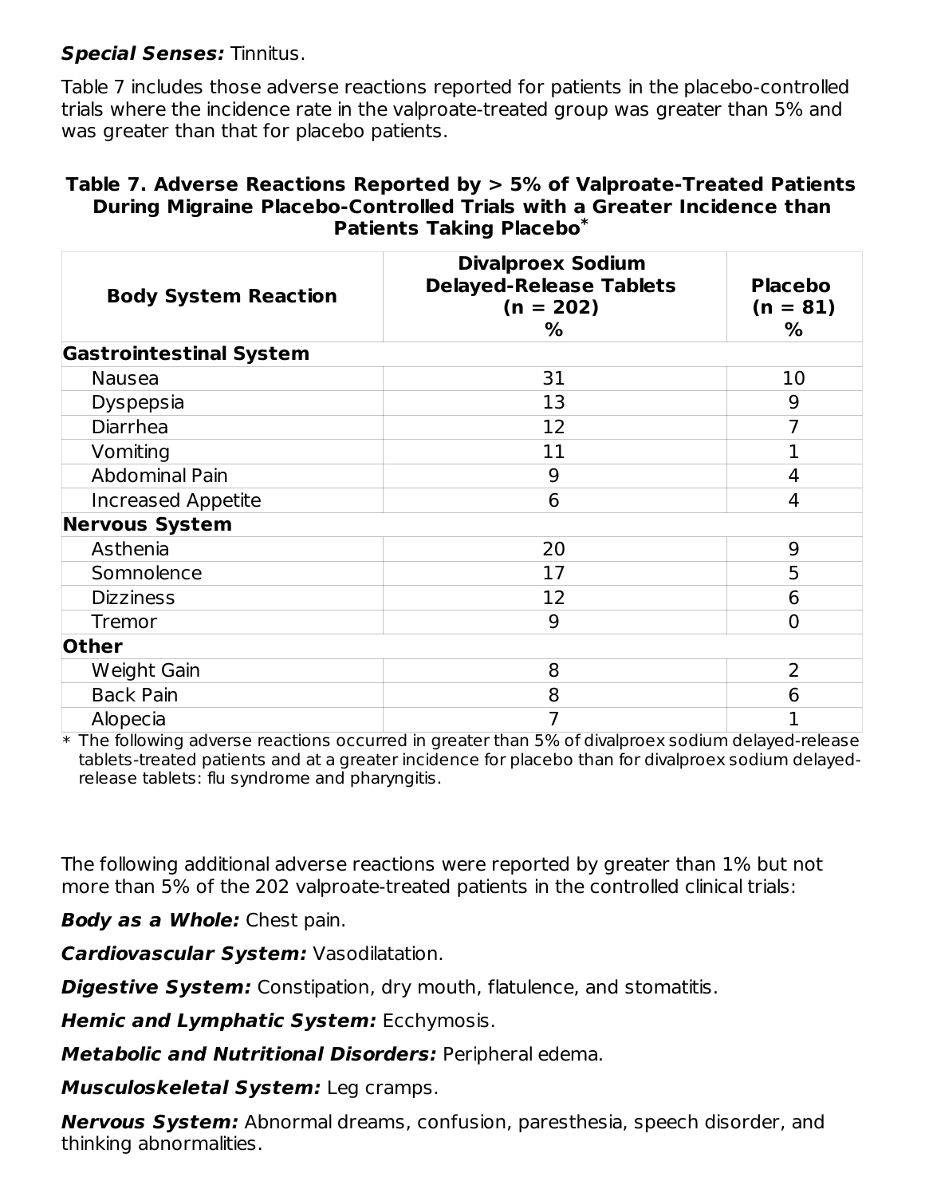***Special Senses:*** Tinnitus.

Table 7 includes those adverse reactions reported for patients in the placebo-controlled trials where the incidence rate in the valproate-treated group was greater than 5% and was greater than that for placebo patients.

**Table 7. Adverse Reactions Reported by > 5% of Valproate-Treated Patients During Migraine Placebo-Controlled Trials with a Greater Incidence than Patients Taking Placebo***

| Body System Reaction | Divalproex Sodium Delayed-Release Tablets (n = 202) % | Placebo (n = 81) % |
|---|---|---|
| **Gastrointestinal System** | | |
| Nausea | 31 | 10 |
| Dyspepsia | 13 | 9 |
| Diarrhea | 12 | 7 |
| Vomiting | 11 | 1 |
| Abdominal Pain | 9 | 4 |
| Increased Appetite | 6 | 4 |
| **Nervous System** | | |
| Asthenia | 20 | 9 |
| Somnolence | 17 | 5 |
| Dizziness | 12 | 6 |
| Tremor | 9 | 0 |
| **Other** | | |
| Weight Gain | 8 | 2 |
| Back Pain | 8 | 6 |
| Alopecia | 7 | 1 |

\* The following adverse reactions occurred in greater than 5% of divalproex sodium delayed-release tablets-treated patients and at a greater incidence for placebo than for divalproex sodium delayed-release tablets: flu syndrome and pharyngitis.

The following additional adverse reactions were reported by greater than 1% but not more than 5% of the 202 valproate-treated patients in the controlled clinical trials:

***Body as a Whole:*** Chest pain.

***Cardiovascular System:*** Vasodilatation.

***Digestive System:*** Constipation, dry mouth, flatulence, and stomatitis.

***Hemic and Lymphatic System:*** Ecchymosis.

***Metabolic and Nutritional Disorders:*** Peripheral edema.

***Musculoskeletal System:*** Leg cramps.

***Nervous System:*** Abnormal dreams, confusion, paresthesia, speech disorder, and thinking abnormalities.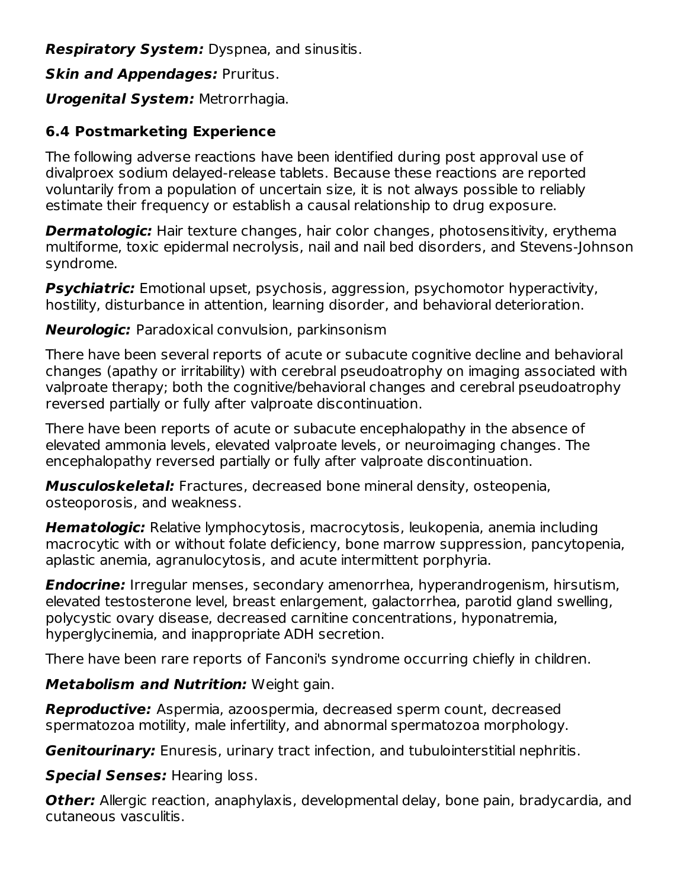***Respiratory System:*** Dyspnea, and sinusitis.

***Skin and Appendages:*** Pruritus.

***Urogenital System:*** Metrorrhagia.

### 6.4 Postmarketing Experience

The following adverse reactions have been identified during post approval use of divalproex sodium delayed-release tablets. Because these reactions are reported voluntarily from a population of uncertain size, it is not always possible to reliably estimate their frequency or establish a causal relationship to drug exposure.

***Dermatologic:*** Hair texture changes, hair color changes, photosensitivity, erythema multiforme, toxic epidermal necrolysis, nail and nail bed disorders, and Stevens-Johnson syndrome.

***Psychiatric:*** Emotional upset, psychosis, aggression, psychomotor hyperactivity, hostility, disturbance in attention, learning disorder, and behavioral deterioration.

***Neurologic:*** Paradoxical convulsion, parkinsonism

There have been several reports of acute or subacute cognitive decline and behavioral changes (apathy or irritability) with cerebral pseudoatrophy on imaging associated with valproate therapy; both the cognitive/behavioral changes and cerebral pseudoatrophy reversed partially or fully after valproate discontinuation.

There have been reports of acute or subacute encephalopathy in the absence of elevated ammonia levels, elevated valproate levels, or neuroimaging changes. The encephalopathy reversed partially or fully after valproate discontinuation.

***Musculoskeletal:*** Fractures, decreased bone mineral density, osteopenia, osteoporosis, and weakness.

***Hematologic:*** Relative lymphocytosis, macrocytosis, leukopenia, anemia including macrocytic with or without folate deficiency, bone marrow suppression, pancytopenia, aplastic anemia, agranulocytosis, and acute intermittent porphyria.

***Endocrine:*** Irregular menses, secondary amenorrhea, hyperandrogenism, hirsutism, elevated testosterone level, breast enlargement, galactorrhea, parotid gland swelling, polycystic ovary disease, decreased carnitine concentrations, hyponatremia, hyperglycinemia, and inappropriate ADH secretion.

There have been rare reports of Fanconi's syndrome occurring chiefly in children.

***Metabolism and Nutrition:*** Weight gain.

***Reproductive:*** Aspermia, azoospermia, decreased sperm count, decreased spermatozoa motility, male infertility, and abnormal spermatozoa morphology.

***Genitourinary:*** Enuresis, urinary tract infection, and tubulointerstitial nephritis.

***Special Senses:*** Hearing loss.

***Other:*** Allergic reaction, anaphylaxis, developmental delay, bone pain, bradycardia, and cutaneous vasculitis.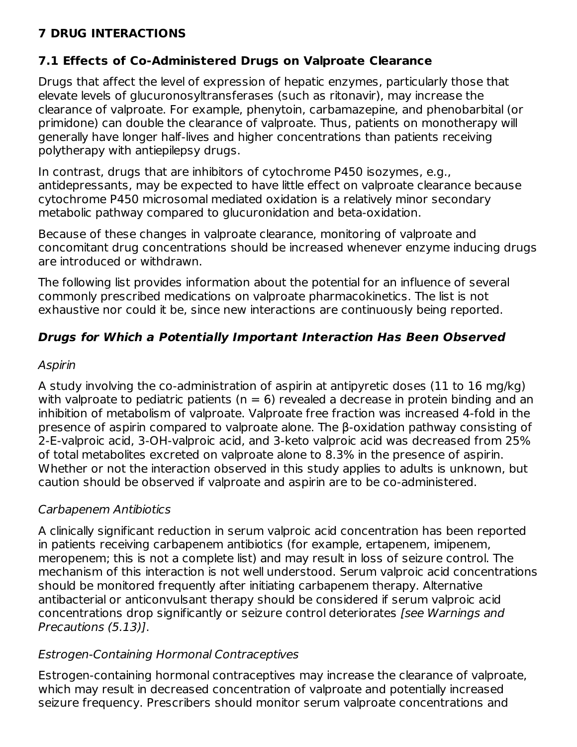## 7 DRUG INTERACTIONS

### 7.1 Effects of Co-Administered Drugs on Valproate Clearance

Drugs that affect the level of expression of hepatic enzymes, particularly those that elevate levels of glucuronosyltransferases (such as ritonavir), may increase the clearance of valproate. For example, phenytoin, carbamazepine, and phenobarbital (or primidone) can double the clearance of valproate. Thus, patients on monotherapy will generally have longer half-lives and higher concentrations than patients receiving polytherapy with antiepilepsy drugs.

In contrast, drugs that are inhibitors of cytochrome P450 isozymes, e.g., antidepressants, may be expected to have little effect on valproate clearance because cytochrome P450 microsomal mediated oxidation is a relatively minor secondary metabolic pathway compared to glucuronidation and beta-oxidation.

Because of these changes in valproate clearance, monitoring of valproate and concomitant drug concentrations should be increased whenever enzyme inducing drugs are introduced or withdrawn.

The following list provides information about the potential for an influence of several commonly prescribed medications on valproate pharmacokinetics. The list is not exhaustive nor could it be, since new interactions are continuously being reported.

#### *Drugs for Which a Potentially Important Interaction Has Been Observed*

*Aspirin*

A study involving the co-administration of aspirin at antipyretic doses (11 to 16 mg/kg) with valproate to pediatric patients (n = 6) revealed a decrease in protein binding and an inhibition of metabolism of valproate. Valproate free fraction was increased 4-fold in the presence of aspirin compared to valproate alone. The β-oxidation pathway consisting of 2-E-valproic acid, 3-OH-valproic acid, and 3-keto valproic acid was decreased from 25% of total metabolites excreted on valproate alone to 8.3% in the presence of aspirin. Whether or not the interaction observed in this study applies to adults is unknown, but caution should be observed if valproate and aspirin are to be co-administered.

*Carbapenem Antibiotics*

A clinically significant reduction in serum valproic acid concentration has been reported in patients receiving carbapenem antibiotics (for example, ertapenem, imipenem, meropenem; this is not a complete list) and may result in loss of seizure control. The mechanism of this interaction is not well understood. Serum valproic acid concentrations should be monitored frequently after initiating carbapenem therapy. Alternative antibacterial or anticonvulsant therapy should be considered if serum valproic acid concentrations drop significantly or seizure control deteriorates *[see Warnings and Precautions (5.13)]*.

*Estrogen-Containing Hormonal Contraceptives*

Estrogen-containing hormonal contraceptives may increase the clearance of valproate, which may result in decreased concentration of valproate and potentially increased seizure frequency. Prescribers should monitor serum valproate concentrations and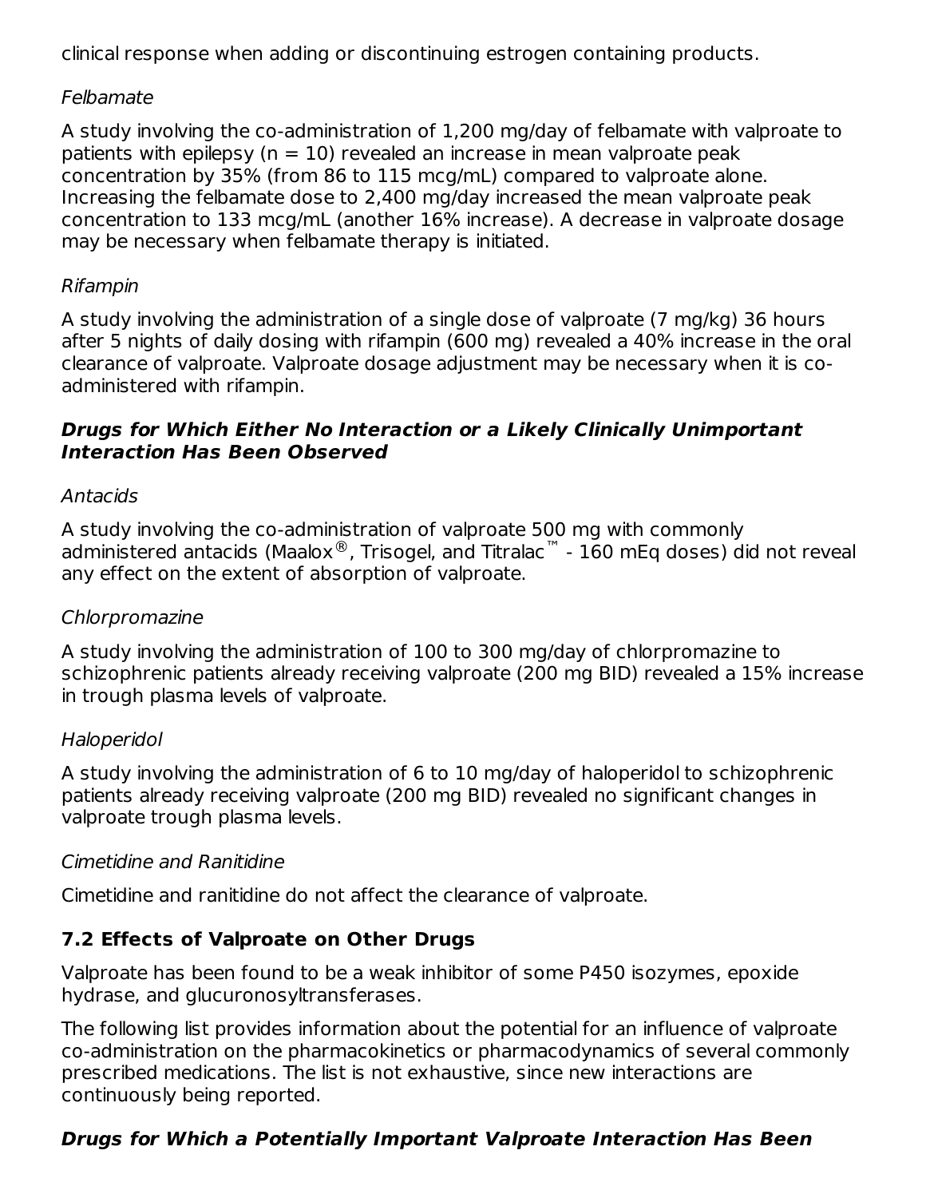clinical response when adding or discontinuing estrogen containing products.

*Felbamate*

A study involving the co-administration of 1,200 mg/day of felbamate with valproate to patients with epilepsy (n = 10) revealed an increase in mean valproate peak concentration by 35% (from 86 to 115 mcg/mL) compared to valproate alone. Increasing the felbamate dose to 2,400 mg/day increased the mean valproate peak concentration to 133 mcg/mL (another 16% increase). A decrease in valproate dosage may be necessary when felbamate therapy is initiated.

*Rifampin*

A study involving the administration of a single dose of valproate (7 mg/kg) 36 hours after 5 nights of daily dosing with rifampin (600 mg) revealed a 40% increase in the oral clearance of valproate. Valproate dosage adjustment may be necessary when it is co-administered with rifampin.

***Drugs for Which Either No Interaction or a Likely Clinically Unimportant Interaction Has Been Observed***

*Antacids*

A study involving the co-administration of valproate 500 mg with commonly administered antacids (Maalox®, Trisogel, and Titralac™ - 160 mEq doses) did not reveal any effect on the extent of absorption of valproate.

*Chlorpromazine*

A study involving the administration of 100 to 300 mg/day of chlorpromazine to schizophrenic patients already receiving valproate (200 mg BID) revealed a 15% increase in trough plasma levels of valproate.

*Haloperidol*

A study involving the administration of 6 to 10 mg/day of haloperidol to schizophrenic patients already receiving valproate (200 mg BID) revealed no significant changes in valproate trough plasma levels.

*Cimetidine and Ranitidine*

Cimetidine and ranitidine do not affect the clearance of valproate.

## 7.2 Effects of Valproate on Other Drugs

Valproate has been found to be a weak inhibitor of some P450 isozymes, epoxide hydrase, and glucuronosyltransferases.

The following list provides information about the potential for an influence of valproate co-administration on the pharmacokinetics or pharmacodynamics of several commonly prescribed medications. The list is not exhaustive, since new interactions are continuously being reported.

***Drugs for Which a Potentially Important Valproate Interaction Has Been***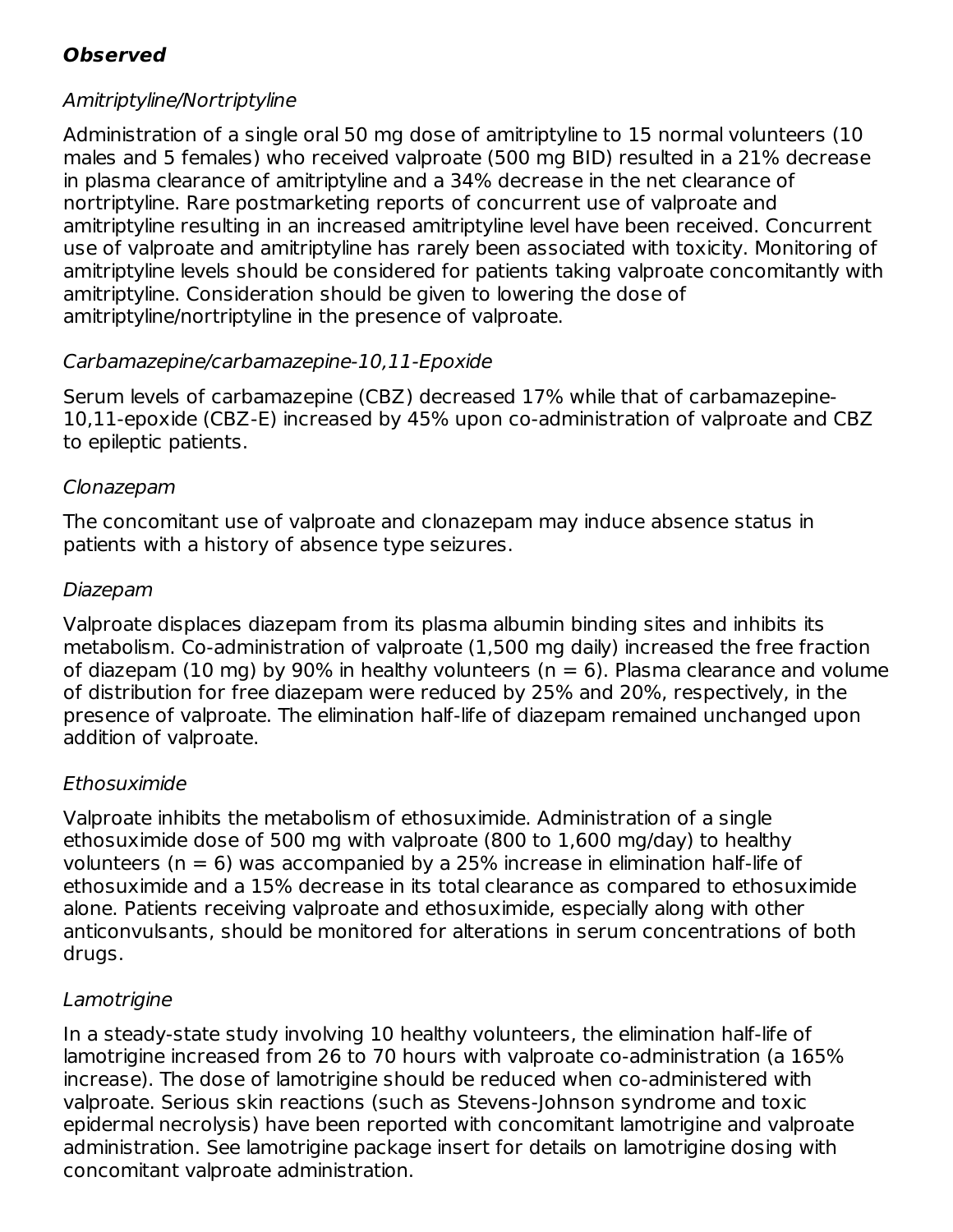***Observed***

*Amitriptyline/Nortriptyline*

Administration of a single oral 50 mg dose of amitriptyline to 15 normal volunteers (10 males and 5 females) who received valproate (500 mg BID) resulted in a 21% decrease in plasma clearance of amitriptyline and a 34% decrease in the net clearance of nortriptyline. Rare postmarketing reports of concurrent use of valproate and amitriptyline resulting in an increased amitriptyline level have been received. Concurrent use of valproate and amitriptyline has rarely been associated with toxicity. Monitoring of amitriptyline levels should be considered for patients taking valproate concomitantly with amitriptyline. Consideration should be given to lowering the dose of amitriptyline/nortriptyline in the presence of valproate.

*Carbamazepine/carbamazepine-10,11-Epoxide*

Serum levels of carbamazepine (CBZ) decreased 17% while that of carbamazepine-10,11-epoxide (CBZ-E) increased by 45% upon co-administration of valproate and CBZ to epileptic patients.

*Clonazepam*

The concomitant use of valproate and clonazepam may induce absence status in patients with a history of absence type seizures.

*Diazepam*

Valproate displaces diazepam from its plasma albumin binding sites and inhibits its metabolism. Co-administration of valproate (1,500 mg daily) increased the free fraction of diazepam (10 mg) by 90% in healthy volunteers (n = 6). Plasma clearance and volume of distribution for free diazepam were reduced by 25% and 20%, respectively, in the presence of valproate. The elimination half-life of diazepam remained unchanged upon addition of valproate.

*Ethosuximide*

Valproate inhibits the metabolism of ethosuximide. Administration of a single ethosuximide dose of 500 mg with valproate (800 to 1,600 mg/day) to healthy volunteers (n = 6) was accompanied by a 25% increase in elimination half-life of ethosuximide and a 15% decrease in its total clearance as compared to ethosuximide alone. Patients receiving valproate and ethosuximide, especially along with other anticonvulsants, should be monitored for alterations in serum concentrations of both drugs.

*Lamotrigine*

In a steady-state study involving 10 healthy volunteers, the elimination half-life of lamotrigine increased from 26 to 70 hours with valproate co-administration (a 165% increase). The dose of lamotrigine should be reduced when co-administered with valproate. Serious skin reactions (such as Stevens-Johnson syndrome and toxic epidermal necrolysis) have been reported with concomitant lamotrigine and valproate administration. See lamotrigine package insert for details on lamotrigine dosing with concomitant valproate administration.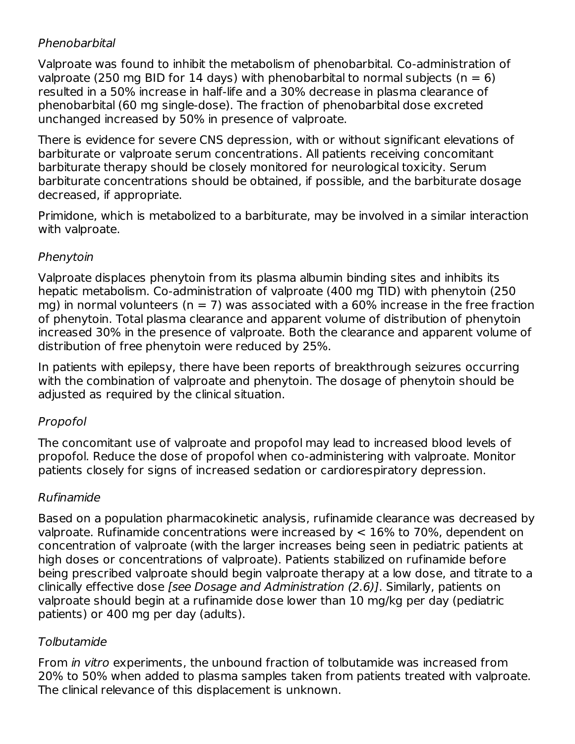*Phenobarbital*

Valproate was found to inhibit the metabolism of phenobarbital. Co-administration of valproate (250 mg BID for 14 days) with phenobarbital to normal subjects (n = 6) resulted in a 50% increase in half-life and a 30% decrease in plasma clearance of phenobarbital (60 mg single-dose). The fraction of phenobarbital dose excreted unchanged increased by 50% in presence of valproate.

There is evidence for severe CNS depression, with or without significant elevations of barbiturate or valproate serum concentrations. All patients receiving concomitant barbiturate therapy should be closely monitored for neurological toxicity. Serum barbiturate concentrations should be obtained, if possible, and the barbiturate dosage decreased, if appropriate.

Primidone, which is metabolized to a barbiturate, may be involved in a similar interaction with valproate.

*Phenytoin*

Valproate displaces phenytoin from its plasma albumin binding sites and inhibits its hepatic metabolism. Co-administration of valproate (400 mg TID) with phenytoin (250 mg) in normal volunteers (n = 7) was associated with a 60% increase in the free fraction of phenytoin. Total plasma clearance and apparent volume of distribution of phenytoin increased 30% in the presence of valproate. Both the clearance and apparent volume of distribution of free phenytoin were reduced by 25%.

In patients with epilepsy, there have been reports of breakthrough seizures occurring with the combination of valproate and phenytoin. The dosage of phenytoin should be adjusted as required by the clinical situation.

*Propofol*

The concomitant use of valproate and propofol may lead to increased blood levels of propofol. Reduce the dose of propofol when co-administering with valproate. Monitor patients closely for signs of increased sedation or cardiorespiratory depression.

*Rufinamide*

Based on a population pharmacokinetic analysis, rufinamide clearance was decreased by valproate. Rufinamide concentrations were increased by < 16% to 70%, dependent on concentration of valproate (with the larger increases being seen in pediatric patients at high doses or concentrations of valproate). Patients stabilized on rufinamide before being prescribed valproate should begin valproate therapy at a low dose, and titrate to a clinically effective dose *[see Dosage and Administration (2.6)]*. Similarly, patients on valproate should begin at a rufinamide dose lower than 10 mg/kg per day (pediatric patients) or 400 mg per day (adults).

*Tolbutamide*

From *in vitro* experiments, the unbound fraction of tolbutamide was increased from 20% to 50% when added to plasma samples taken from patients treated with valproate. The clinical relevance of this displacement is unknown.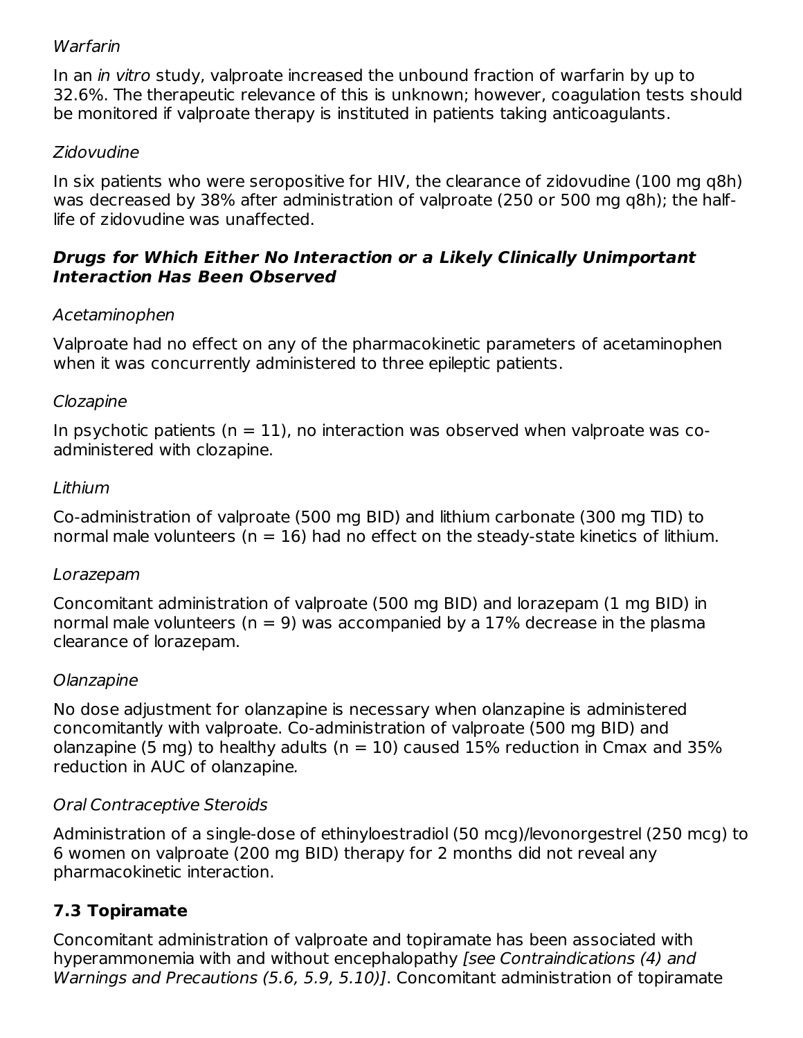*Warfarin*

In an *in vitro* study, valproate increased the unbound fraction of warfarin by up to 32.6%. The therapeutic relevance of this is unknown; however, coagulation tests should be monitored if valproate therapy is instituted in patients taking anticoagulants.

*Zidovudine*

In six patients who were seropositive for HIV, the clearance of zidovudine (100 mg q8h) was decreased by 38% after administration of valproate (250 or 500 mg q8h); the half-life of zidovudine was unaffected.

### *Drugs for Which Either No Interaction or a Likely Clinically Unimportant Interaction Has Been Observed*

*Acetaminophen*

Valproate had no effect on any of the pharmacokinetic parameters of acetaminophen when it was concurrently administered to three epileptic patients.

*Clozapine*

In psychotic patients (n = 11), no interaction was observed when valproate was co-administered with clozapine.

*Lithium*

Co-administration of valproate (500 mg BID) and lithium carbonate (300 mg TID) to normal male volunteers (n = 16) had no effect on the steady-state kinetics of lithium.

*Lorazepam*

Concomitant administration of valproate (500 mg BID) and lorazepam (1 mg BID) in normal male volunteers (n = 9) was accompanied by a 17% decrease in the plasma clearance of lorazepam.

*Olanzapine*

No dose adjustment for olanzapine is necessary when olanzapine is administered concomitantly with valproate. Co-administration of valproate (500 mg BID) and olanzapine (5 mg) to healthy adults (n = 10) caused 15% reduction in Cmax and 35% reduction in AUC of olanzapine.

*Oral Contraceptive Steroids*

Administration of a single-dose of ethinyloestradiol (50 mcg)/levonorgestrel (250 mcg) to 6 women on valproate (200 mg BID) therapy for 2 months did not reveal any pharmacokinetic interaction.

## 7.3 Topiramate

Concomitant administration of valproate and topiramate has been associated with hyperammonemia with and without encephalopathy *[see Contraindications (4) and Warnings and Precautions (5.6, 5.9, 5.10)]*. Concomitant administration of topiramate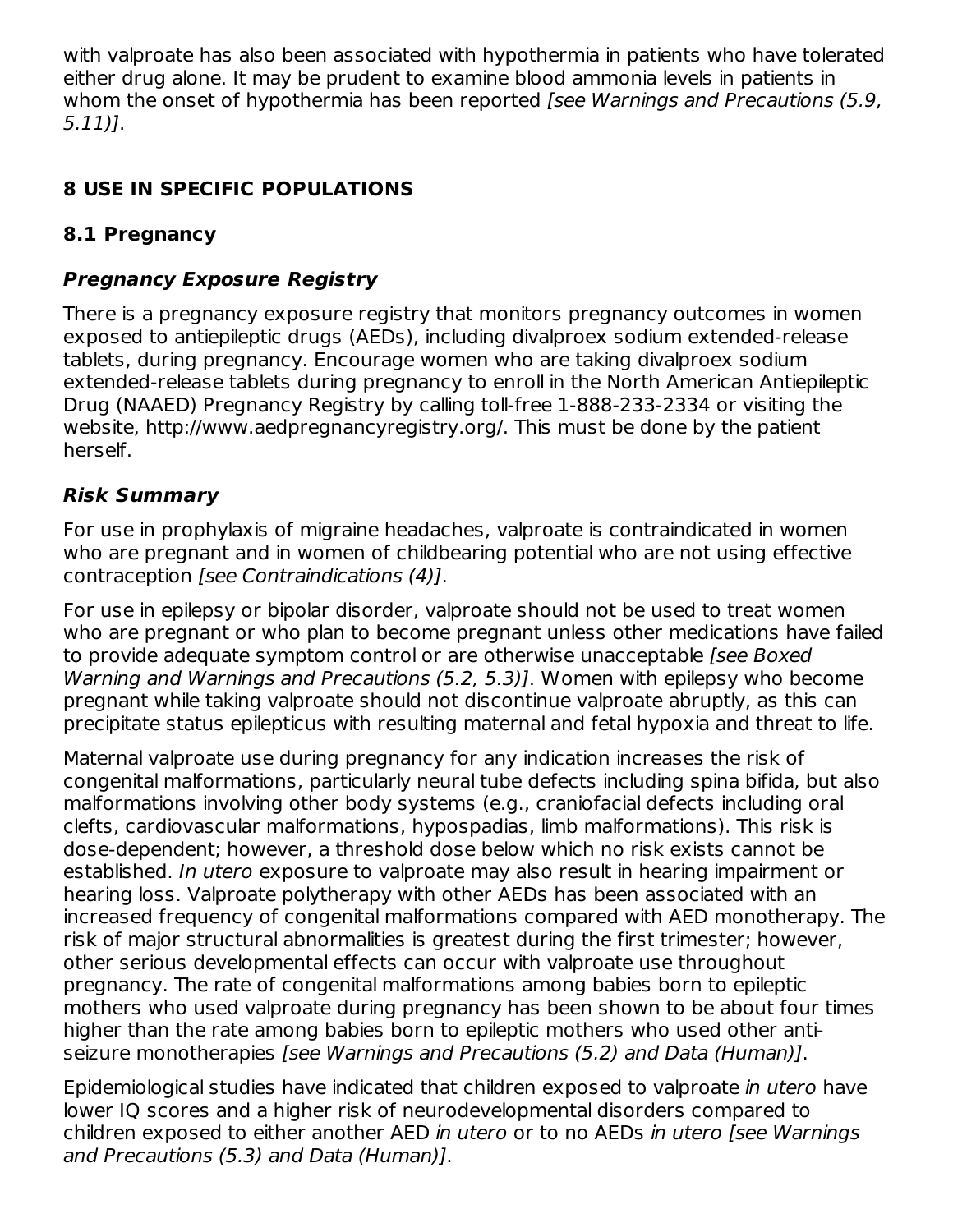with valproate has also been associated with hypothermia in patients who have tolerated either drug alone. It may be prudent to examine blood ammonia levels in patients in whom the onset of hypothermia has been reported *[see Warnings and Precautions (5.9, 5.11)]*.

## 8 USE IN SPECIFIC POPULATIONS

### 8.1 Pregnancy

#### *Pregnancy Exposure Registry*

There is a pregnancy exposure registry that monitors pregnancy outcomes in women exposed to antiepileptic drugs (AEDs), including divalproex sodium extended-release tablets, during pregnancy. Encourage women who are taking divalproex sodium extended-release tablets during pregnancy to enroll in the North American Antiepileptic Drug (NAAED) Pregnancy Registry by calling toll-free 1-888-233-2334 or visiting the website, http://www.aedpregnancyregistry.org/. This must be done by the patient herself.

#### *Risk Summary*

For use in prophylaxis of migraine headaches, valproate is contraindicated in women who are pregnant and in women of childbearing potential who are not using effective contraception *[see Contraindications (4)]*.

For use in epilepsy or bipolar disorder, valproate should not be used to treat women who are pregnant or who plan to become pregnant unless other medications have failed to provide adequate symptom control or are otherwise unacceptable *[see Boxed Warning and Warnings and Precautions (5.2, 5.3)]*. Women with epilepsy who become pregnant while taking valproate should not discontinue valproate abruptly, as this can precipitate status epilepticus with resulting maternal and fetal hypoxia and threat to life.

Maternal valproate use during pregnancy for any indication increases the risk of congenital malformations, particularly neural tube defects including spina bifida, but also malformations involving other body systems (e.g., craniofacial defects including oral clefts, cardiovascular malformations, hypospadias, limb malformations). This risk is dose-dependent; however, a threshold dose below which no risk exists cannot be established. *In utero* exposure to valproate may also result in hearing impairment or hearing loss. Valproate polytherapy with other AEDs has been associated with an increased frequency of congenital malformations compared with AED monotherapy. The risk of major structural abnormalities is greatest during the first trimester; however, other serious developmental effects can occur with valproate use throughout pregnancy. The rate of congenital malformations among babies born to epileptic mothers who used valproate during pregnancy has been shown to be about four times higher than the rate among babies born to epileptic mothers who used other anti-seizure monotherapies *[see Warnings and Precautions (5.2) and Data (Human)]*.

Epidemiological studies have indicated that children exposed to valproate *in utero* have lower IQ scores and a higher risk of neurodevelopmental disorders compared to children exposed to either another AED *in utero* or to no AEDs *in utero [see Warnings and Precautions (5.3) and Data (Human)]*.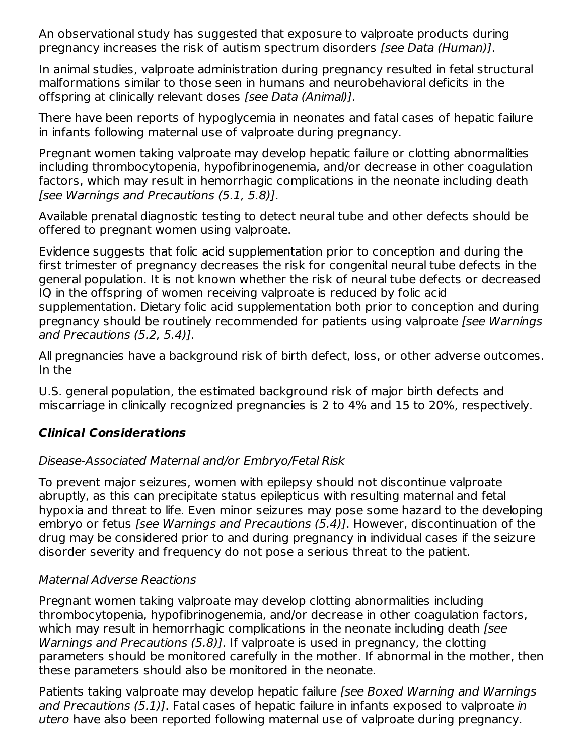An observational study has suggested that exposure to valproate products during pregnancy increases the risk of autism spectrum disorders *[see Data (Human)]*.

In animal studies, valproate administration during pregnancy resulted in fetal structural malformations similar to those seen in humans and neurobehavioral deficits in the offspring at clinically relevant doses *[see Data (Animal)]*.

There have been reports of hypoglycemia in neonates and fatal cases of hepatic failure in infants following maternal use of valproate during pregnancy.

Pregnant women taking valproate may develop hepatic failure or clotting abnormalities including thrombocytopenia, hypofibrinogenemia, and/or decrease in other coagulation factors, which may result in hemorrhagic complications in the neonate including death *[see Warnings and Precautions (5.1, 5.8)]*.

Available prenatal diagnostic testing to detect neural tube and other defects should be offered to pregnant women using valproate.

Evidence suggests that folic acid supplementation prior to conception and during the first trimester of pregnancy decreases the risk for congenital neural tube defects in the general population. It is not known whether the risk of neural tube defects or decreased IQ in the offspring of women receiving valproate is reduced by folic acid supplementation. Dietary folic acid supplementation both prior to conception and during pregnancy should be routinely recommended for patients using valproate *[see Warnings and Precautions (5.2, 5.4)]*.

All pregnancies have a background risk of birth defect, loss, or other adverse outcomes. In the

U.S. general population, the estimated background risk of major birth defects and miscarriage in clinically recognized pregnancies is 2 to 4% and 15 to 20%, respectively.

## ***Clinical Considerations***

*Disease-Associated Maternal and/or Embryo/Fetal Risk*

To prevent major seizures, women with epilepsy should not discontinue valproate abruptly, as this can precipitate status epilepticus with resulting maternal and fetal hypoxia and threat to life. Even minor seizures may pose some hazard to the developing embryo or fetus *[see Warnings and Precautions (5.4)]*. However, discontinuation of the drug may be considered prior to and during pregnancy in individual cases if the seizure disorder severity and frequency do not pose a serious threat to the patient.

*Maternal Adverse Reactions*

Pregnant women taking valproate may develop clotting abnormalities including thrombocytopenia, hypofibrinogenemia, and/or decrease in other coagulation factors, which may result in hemorrhagic complications in the neonate including death *[see Warnings and Precautions (5.8)]*. If valproate is used in pregnancy, the clotting parameters should be monitored carefully in the mother. If abnormal in the mother, then these parameters should also be monitored in the neonate.

Patients taking valproate may develop hepatic failure *[see Boxed Warning and Warnings and Precautions (5.1)]*. Fatal cases of hepatic failure in infants exposed to valproate *in utero* have also been reported following maternal use of valproate during pregnancy.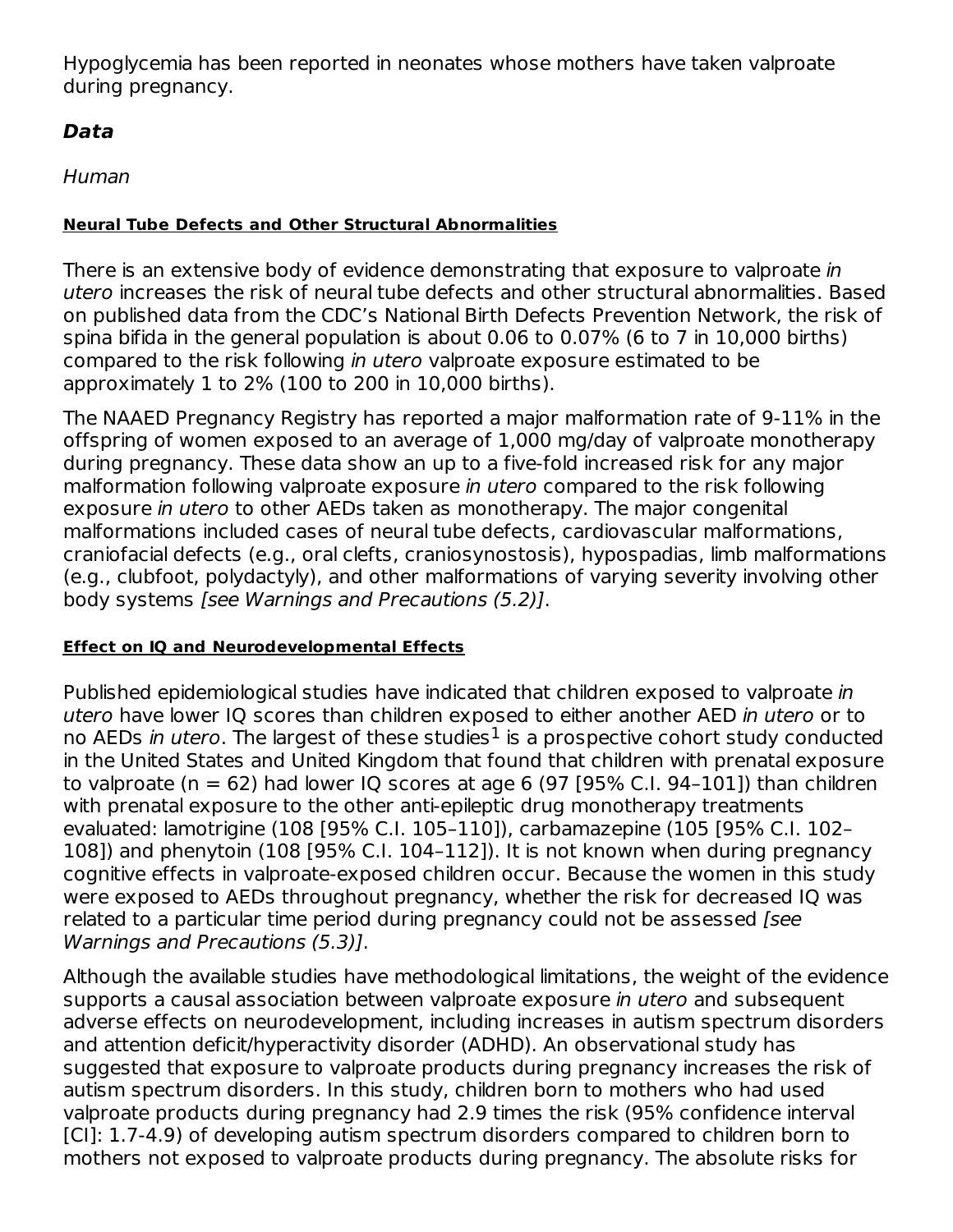Hypoglycemia has been reported in neonates whose mothers have taken valproate during pregnancy.

### *Data*

*Human*

**Neural Tube Defects and Other Structural Abnormalities**

There is an extensive body of evidence demonstrating that exposure to valproate *in utero* increases the risk of neural tube defects and other structural abnormalities. Based on published data from the CDC's National Birth Defects Prevention Network, the risk of spina bifida in the general population is about 0.06 to 0.07% (6 to 7 in 10,000 births) compared to the risk following *in utero* valproate exposure estimated to be approximately 1 to 2% (100 to 200 in 10,000 births).

The NAAED Pregnancy Registry has reported a major malformation rate of 9-11% in the offspring of women exposed to an average of 1,000 mg/day of valproate monotherapy during pregnancy. These data show an up to a five-fold increased risk for any major malformation following valproate exposure *in utero* compared to the risk following exposure *in utero* to other AEDs taken as monotherapy. The major congenital malformations included cases of neural tube defects, cardiovascular malformations, craniofacial defects (e.g., oral clefts, craniosynostosis), hypospadias, limb malformations (e.g., clubfoot, polydactyly), and other malformations of varying severity involving other body systems *[see Warnings and Precautions (5.2)]*.

**Effect on IQ and Neurodevelopmental Effects**

Published epidemiological studies have indicated that children exposed to valproate *in utero* have lower IQ scores than children exposed to either another AED *in utero* or to no AEDs *in utero*. The largest of these studies[1] is a prospective cohort study conducted in the United States and United Kingdom that found that children with prenatal exposure to valproate (n = 62) had lower IQ scores at age 6 (97 [95% C.I. 94–101]) than children with prenatal exposure to the other anti-epileptic drug monotherapy treatments evaluated: lamotrigine (108 [95% C.I. 105–110]), carbamazepine (105 [95% C.I. 102–108]) and phenytoin (108 [95% C.I. 104–112]). It is not known when during pregnancy cognitive effects in valproate-exposed children occur. Because the women in this study were exposed to AEDs throughout pregnancy, whether the risk for decreased IQ was related to a particular time period during pregnancy could not be assessed *[see Warnings and Precautions (5.3)]*.

Although the available studies have methodological limitations, the weight of the evidence supports a causal association between valproate exposure *in utero* and subsequent adverse effects on neurodevelopment, including increases in autism spectrum disorders and attention deficit/hyperactivity disorder (ADHD). An observational study has suggested that exposure to valproate products during pregnancy increases the risk of autism spectrum disorders. In this study, children born to mothers who had used valproate products during pregnancy had 2.9 times the risk (95% confidence interval [CI]: 1.7-4.9) of developing autism spectrum disorders compared to children born to mothers not exposed to valproate products during pregnancy. The absolute risks for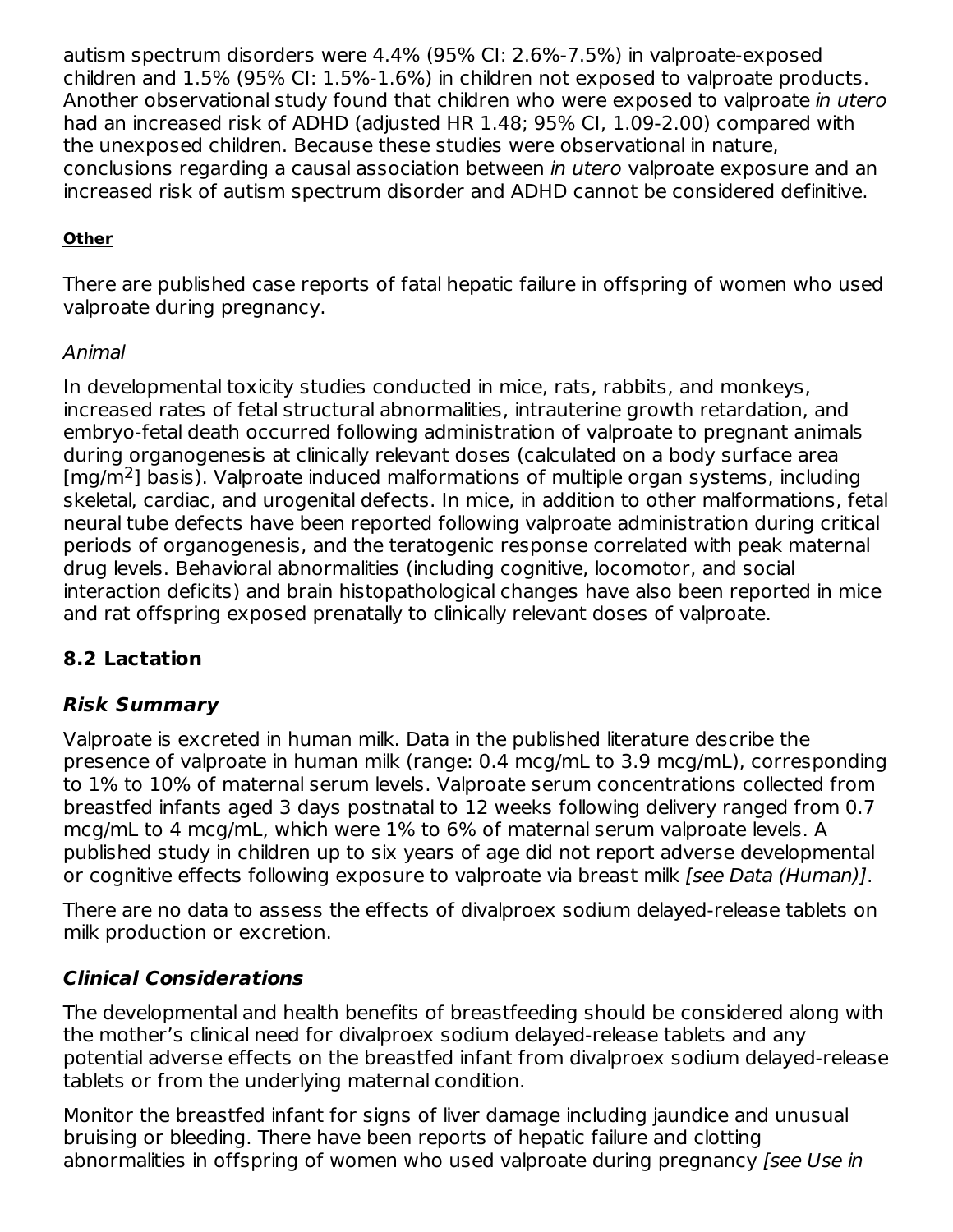autism spectrum disorders were 4.4% (95% CI: 2.6%-7.5%) in valproate-exposed children and 1.5% (95% CI: 1.5%-1.6%) in children not exposed to valproate products. Another observational study found that children who were exposed to valproate *in utero* had an increased risk of ADHD (adjusted HR 1.48; 95% CI, 1.09-2.00) compared with the unexposed children. Because these studies were observational in nature, conclusions regarding a causal association between *in utero* valproate exposure and an increased risk of autism spectrum disorder and ADHD cannot be considered definitive.

**Other**

There are published case reports of fatal hepatic failure in offspring of women who used valproate during pregnancy.

*Animal*

In developmental toxicity studies conducted in mice, rats, rabbits, and monkeys, increased rates of fetal structural abnormalities, intrauterine growth retardation, and embryo-fetal death occurred following administration of valproate to pregnant animals during organogenesis at clinically relevant doses (calculated on a body surface area [mg/m$^2$] basis). Valproate induced malformations of multiple organ systems, including skeletal, cardiac, and urogenital defects. In mice, in addition to other malformations, fetal neural tube defects have been reported following valproate administration during critical periods of organogenesis, and the teratogenic response correlated with peak maternal drug levels. Behavioral abnormalities (including cognitive, locomotor, and social interaction deficits) and brain histopathological changes have also been reported in mice and rat offspring exposed prenatally to clinically relevant doses of valproate.

## 8.2 Lactation

### *Risk Summary*

Valproate is excreted in human milk. Data in the published literature describe the presence of valproate in human milk (range: 0.4 mcg/mL to 3.9 mcg/mL), corresponding to 1% to 10% of maternal serum levels. Valproate serum concentrations collected from breastfed infants aged 3 days postnatal to 12 weeks following delivery ranged from 0.7 mcg/mL to 4 mcg/mL, which were 1% to 6% of maternal serum valproate levels. A published study in children up to six years of age did not report adverse developmental or cognitive effects following exposure to valproate via breast milk *[see Data (Human)]*.

There are no data to assess the effects of divalproex sodium delayed-release tablets on milk production or excretion.

### *Clinical Considerations*

The developmental and health benefits of breastfeeding should be considered along with the mother's clinical need for divalproex sodium delayed-release tablets and any potential adverse effects on the breastfed infant from divalproex sodium delayed-release tablets or from the underlying maternal condition.

Monitor the breastfed infant for signs of liver damage including jaundice and unusual bruising or bleeding. There have been reports of hepatic failure and clotting abnormalities in offspring of women who used valproate during pregnancy *[see Use in*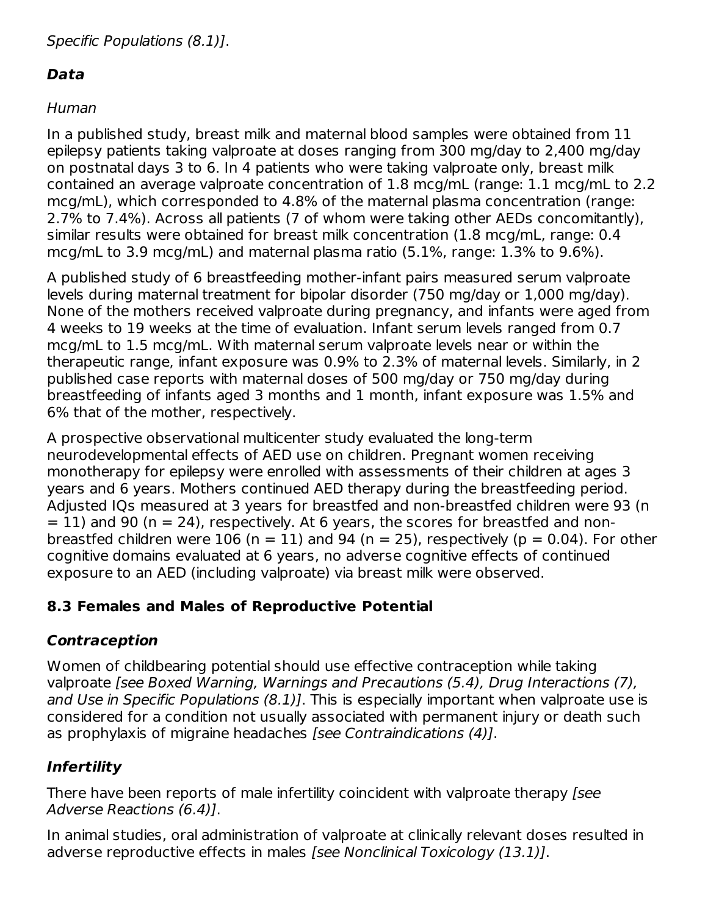*Specific Populations (8.1)]*.

### ***Data***

*Human*

In a published study, breast milk and maternal blood samples were obtained from 11 epilepsy patients taking valproate at doses ranging from 300 mg/day to 2,400 mg/day on postnatal days 3 to 6. In 4 patients who were taking valproate only, breast milk contained an average valproate concentration of 1.8 mcg/mL (range: 1.1 mcg/mL to 2.2 mcg/mL), which corresponded to 4.8% of the maternal plasma concentration (range: 2.7% to 7.4%). Across all patients (7 of whom were taking other AEDs concomitantly), similar results were obtained for breast milk concentration (1.8 mcg/mL, range: 0.4 mcg/mL to 3.9 mcg/mL) and maternal plasma ratio (5.1%, range: 1.3% to 9.6%).

A published study of 6 breastfeeding mother-infant pairs measured serum valproate levels during maternal treatment for bipolar disorder (750 mg/day or 1,000 mg/day). None of the mothers received valproate during pregnancy, and infants were aged from 4 weeks to 19 weeks at the time of evaluation. Infant serum levels ranged from 0.7 mcg/mL to 1.5 mcg/mL. With maternal serum valproate levels near or within the therapeutic range, infant exposure was 0.9% to 2.3% of maternal levels. Similarly, in 2 published case reports with maternal doses of 500 mg/day or 750 mg/day during breastfeeding of infants aged 3 months and 1 month, infant exposure was 1.5% and 6% that of the mother, respectively.

A prospective observational multicenter study evaluated the long-term neurodevelopmental effects of AED use on children. Pregnant women receiving monotherapy for epilepsy were enrolled with assessments of their children at ages 3 years and 6 years. Mothers continued AED therapy during the breastfeeding period. Adjusted IQs measured at 3 years for breastfed and non-breastfed children were 93 ($n = 11$) and 90 ($n = 24$), respectively. At 6 years, the scores for breastfed and non-breastfed children were 106 ($n = 11$) and 94 ($n = 25$), respectively ($p = 0.04$). For other cognitive domains evaluated at 6 years, no adverse cognitive effects of continued exposure to an AED (including valproate) via breast milk were observed.

## 8.3 Females and Males of Reproductive Potential

### ***Contraception***

Women of childbearing potential should use effective contraception while taking valproate *[see Boxed Warning, Warnings and Precautions (5.4), Drug Interactions (7), and Use in Specific Populations (8.1)]*. This is especially important when valproate use is considered for a condition not usually associated with permanent injury or death such as prophylaxis of migraine headaches *[see Contraindications (4)]*.

### ***Infertility***

There have been reports of male infertility coincident with valproate therapy *[see Adverse Reactions (6.4)]*.

In animal studies, oral administration of valproate at clinically relevant doses resulted in adverse reproductive effects in males *[see Nonclinical Toxicology (13.1)]*.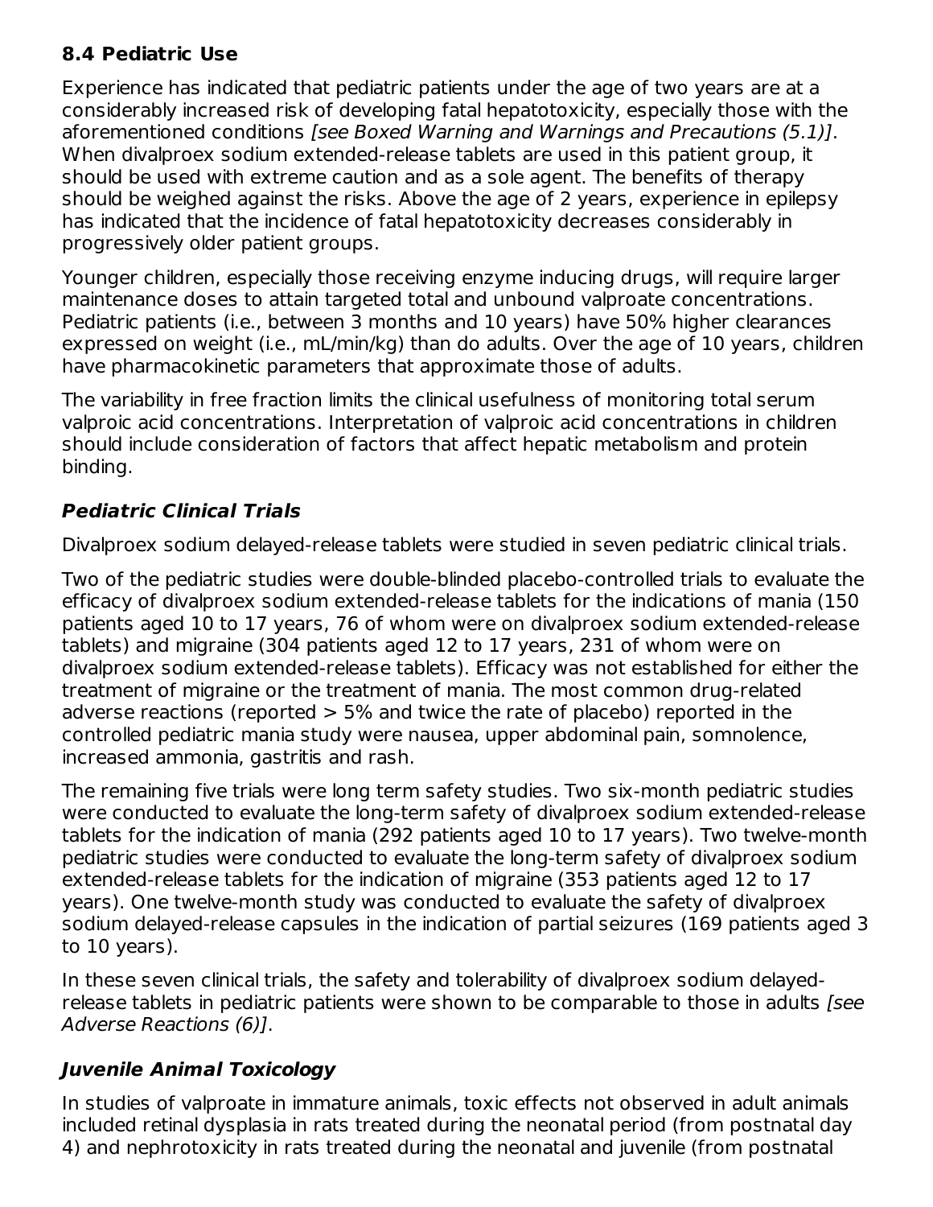### 8.4 Pediatric Use

Experience has indicated that pediatric patients under the age of two years are at a considerably increased risk of developing fatal hepatotoxicity, especially those with the aforementioned conditions *[see Boxed Warning and Warnings and Precautions (5.1)]*. When divalproex sodium extended-release tablets are used in this patient group, it should be used with extreme caution and as a sole agent. The benefits of therapy should be weighed against the risks. Above the age of 2 years, experience in epilepsy has indicated that the incidence of fatal hepatotoxicity decreases considerably in progressively older patient groups.

Younger children, especially those receiving enzyme inducing drugs, will require larger maintenance doses to attain targeted total and unbound valproate concentrations. Pediatric patients (i.e., between 3 months and 10 years) have 50% higher clearances expressed on weight (i.e., mL/min/kg) than do adults. Over the age of 10 years, children have pharmacokinetic parameters that approximate those of adults.

The variability in free fraction limits the clinical usefulness of monitoring total serum valproic acid concentrations. Interpretation of valproic acid concentrations in children should include consideration of factors that affect hepatic metabolism and protein binding.

#### *Pediatric Clinical Trials*

Divalproex sodium delayed-release tablets were studied in seven pediatric clinical trials.

Two of the pediatric studies were double-blinded placebo-controlled trials to evaluate the efficacy of divalproex sodium extended-release tablets for the indications of mania (150 patients aged 10 to 17 years, 76 of whom were on divalproex sodium extended-release tablets) and migraine (304 patients aged 12 to 17 years, 231 of whom were on divalproex sodium extended-release tablets). Efficacy was not established for either the treatment of migraine or the treatment of mania. The most common drug-related adverse reactions (reported > 5% and twice the rate of placebo) reported in the controlled pediatric mania study were nausea, upper abdominal pain, somnolence, increased ammonia, gastritis and rash.

The remaining five trials were long term safety studies. Two six-month pediatric studies were conducted to evaluate the long-term safety of divalproex sodium extended-release tablets for the indication of mania (292 patients aged 10 to 17 years). Two twelve-month pediatric studies were conducted to evaluate the long-term safety of divalproex sodium extended-release tablets for the indication of migraine (353 patients aged 12 to 17 years). One twelve-month study was conducted to evaluate the safety of divalproex sodium delayed-release capsules in the indication of partial seizures (169 patients aged 3 to 10 years).

In these seven clinical trials, the safety and tolerability of divalproex sodium delayed-release tablets in pediatric patients were shown to be comparable to those in adults *[see Adverse Reactions (6)]*.

#### *Juvenile Animal Toxicology*

In studies of valproate in immature animals, toxic effects not observed in adult animals included retinal dysplasia in rats treated during the neonatal period (from postnatal day 4) and nephrotoxicity in rats treated during the neonatal and juvenile (from postnatal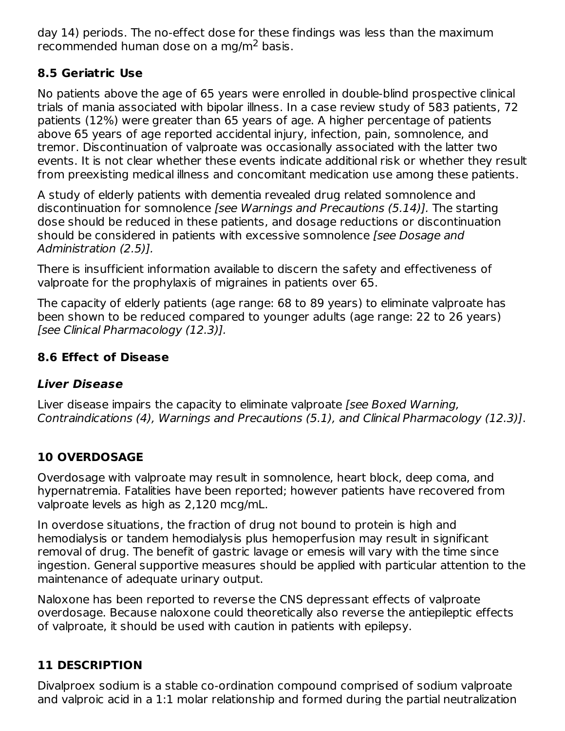day 14) periods. The no-effect dose for these findings was less than the maximum recommended human dose on a mg/$m^2$ basis.

### 8.5 Geriatric Use

No patients above the age of 65 years were enrolled in double-blind prospective clinical trials of mania associated with bipolar illness. In a case review study of 583 patients, 72 patients (12%) were greater than 65 years of age. A higher percentage of patients above 65 years of age reported accidental injury, infection, pain, somnolence, and tremor. Discontinuation of valproate was occasionally associated with the latter two events. It is not clear whether these events indicate additional risk or whether they result from preexisting medical illness and concomitant medication use among these patients.

A study of elderly patients with dementia revealed drug related somnolence and discontinuation for somnolence *[see Warnings and Precautions (5.14)]*. The starting dose should be reduced in these patients, and dosage reductions or discontinuation should be considered in patients with excessive somnolence *[see Dosage and Administration (2.5)]*.

There is insufficient information available to discern the safety and effectiveness of valproate for the prophylaxis of migraines in patients over 65.

The capacity of elderly patients (age range: 68 to 89 years) to eliminate valproate has been shown to be reduced compared to younger adults (age range: 22 to 26 years) *[see Clinical Pharmacology (12.3)]*.

### 8.6 Effect of Disease

#### *Liver Disease*

Liver disease impairs the capacity to eliminate valproate *[see Boxed Warning, Contraindications (4), Warnings and Precautions (5.1), and Clinical Pharmacology (12.3)]*.

## 10 OVERDOSAGE

Overdosage with valproate may result in somnolence, heart block, deep coma, and hypernatremia. Fatalities have been reported; however patients have recovered from valproate levels as high as 2,120 mcg/mL.

In overdose situations, the fraction of drug not bound to protein is high and hemodialysis or tandem hemodialysis plus hemoperfusion may result in significant removal of drug. The benefit of gastric lavage or emesis will vary with the time since ingestion. General supportive measures should be applied with particular attention to the maintenance of adequate urinary output.

Naloxone has been reported to reverse the CNS depressant effects of valproate overdosage. Because naloxone could theoretically also reverse the antiepileptic effects of valproate, it should be used with caution in patients with epilepsy.

## 11 DESCRIPTION

Divalproex sodium is a stable co-ordination compound comprised of sodium valproate and valproic acid in a 1:1 molar relationship and formed during the partial neutralization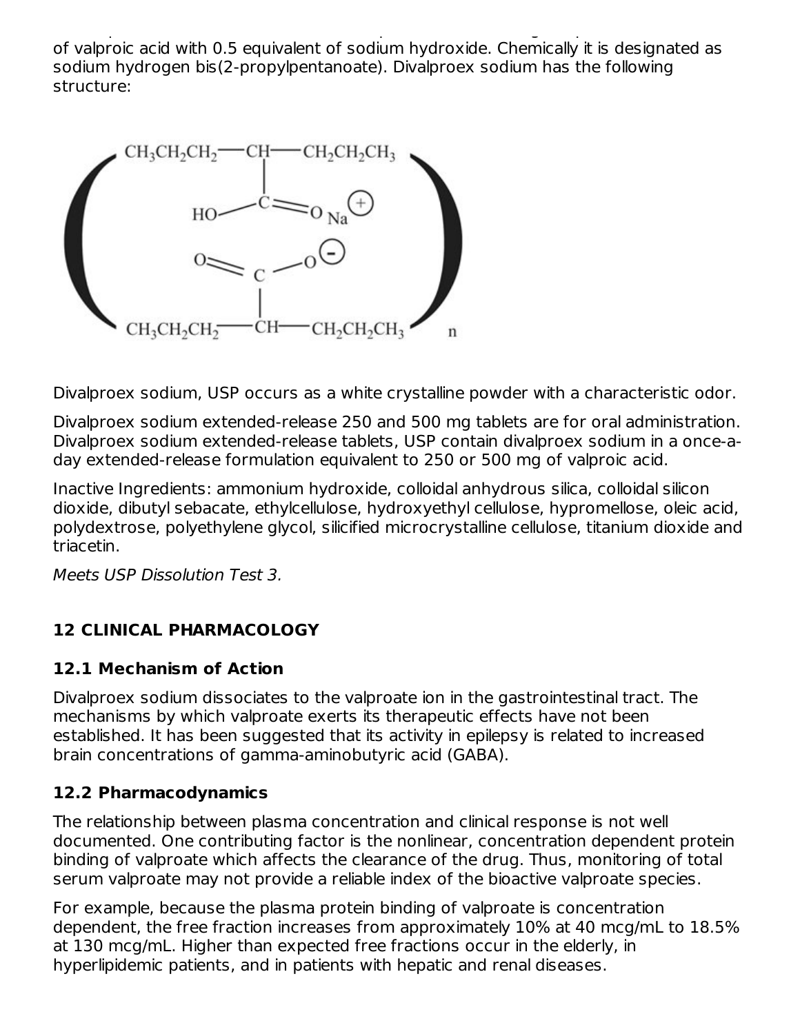of valproic acid with 0.5 equivalent of sodium hydroxide. Chemically it is designated as sodium hydrogen bis(2-propylpentanoate). Divalproex sodium has the following structure:

Divalproex sodium, USP occurs as a white crystalline powder with a characteristic odor.

Divalproex sodium extended-release 250 and 500 mg tablets are for oral administration. Divalproex sodium extended-release tablets, USP contain divalproex sodium in a once-a-day extended-release formulation equivalent to 250 or 500 mg of valproic acid.

Inactive Ingredients: ammonium hydroxide, colloidal anhydrous silica, colloidal silicon dioxide, dibutyl sebacate, ethylcellulose, hydroxyethyl cellulose, hypromellose, oleic acid, polydextrose, polyethylene glycol, silicified microcrystalline cellulose, titanium dioxide and triacetin.

*Meets USP Dissolution Test 3.*

## 12 CLINICAL PHARMACOLOGY

### 12.1 Mechanism of Action

Divalproex sodium dissociates to the valproate ion in the gastrointestinal tract. The mechanisms by which valproate exerts its therapeutic effects have not been established. It has been suggested that its activity in epilepsy is related to increased brain concentrations of gamma-aminobutyric acid (GABA).

### 12.2 Pharmacodynamics

The relationship between plasma concentration and clinical response is not well documented. One contributing factor is the nonlinear, concentration dependent protein binding of valproate which affects the clearance of the drug. Thus, monitoring of total serum valproate may not provide a reliable index of the bioactive valproate species.

For example, because the plasma protein binding of valproate is concentration dependent, the free fraction increases from approximately 10% at 40 mcg/mL to 18.5% at 130 mcg/mL. Higher than expected free fractions occur in the elderly, in hyperlipidemic patients, and in patients with hepatic and renal diseases.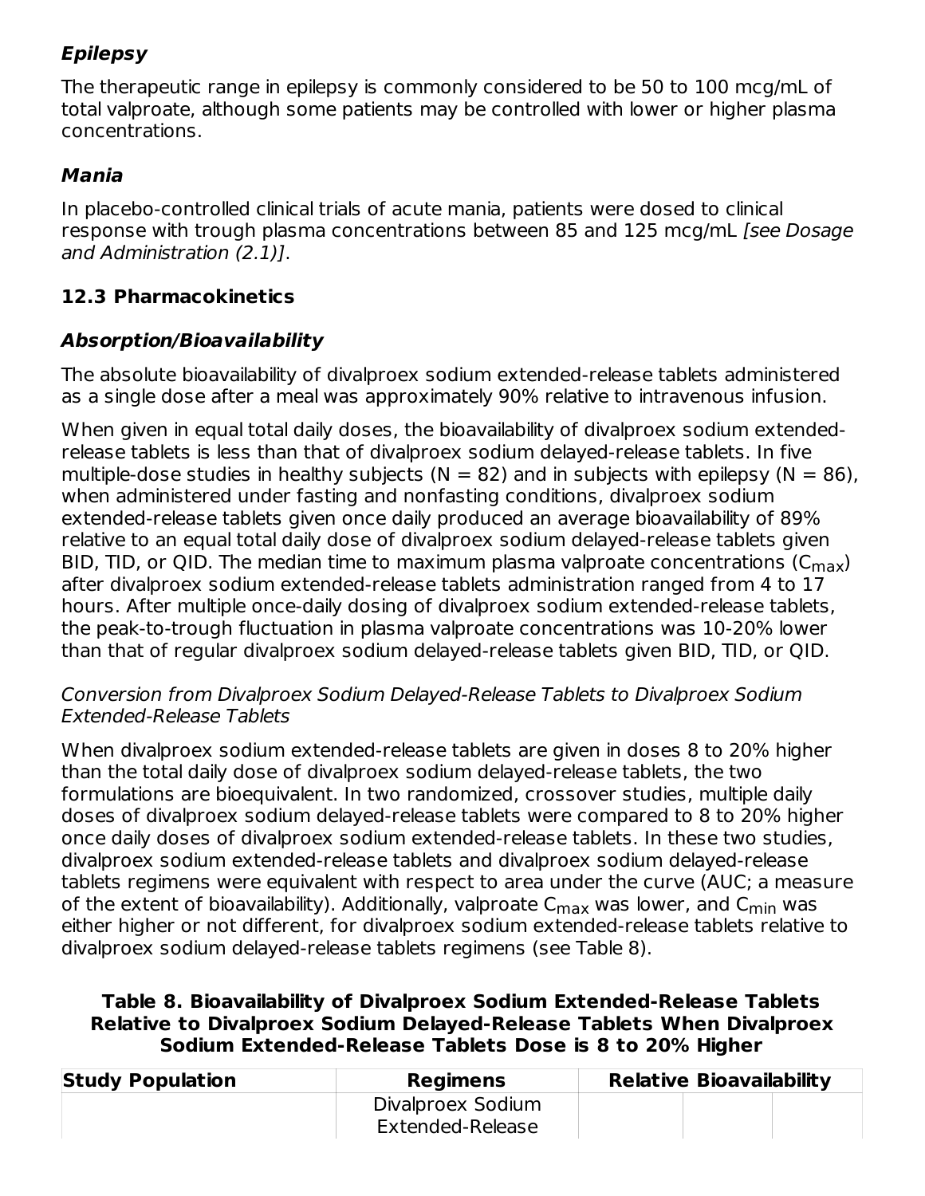### *Epilepsy*

The therapeutic range in epilepsy is commonly considered to be 50 to 100 mcg/mL of total valproate, although some patients may be controlled with lower or higher plasma concentrations.

### *Mania*

In placebo-controlled clinical trials of acute mania, patients were dosed to clinical response with trough plasma concentrations between 85 and 125 mcg/mL *[see Dosage and Administration (2.1)]*.

## 12.3 Pharmacokinetics

### *Absorption/Bioavailability*

The absolute bioavailability of divalproex sodium extended-release tablets administered as a single dose after a meal was approximately 90% relative to intravenous infusion.

When given in equal total daily doses, the bioavailability of divalproex sodium extended-release tablets is less than that of divalproex sodium delayed-release tablets. In five multiple-dose studies in healthy subjects (N = 82) and in subjects with epilepsy (N = 86), when administered under fasting and nonfasting conditions, divalproex sodium extended-release tablets given once daily produced an average bioavailability of 89% relative to an equal total daily dose of divalproex sodium delayed-release tablets given BID, TID, or QID. The median time to maximum plasma valproate concentrations ($C_{max}$) after divalproex sodium extended-release tablets administration ranged from 4 to 17 hours. After multiple once-daily dosing of divalproex sodium extended-release tablets, the peak-to-trough fluctuation in plasma valproate concentrations was 10-20% lower than that of regular divalproex sodium delayed-release tablets given BID, TID, or QID.

*Conversion from Divalproex Sodium Delayed-Release Tablets to Divalproex Sodium Extended-Release Tablets*

When divalproex sodium extended-release tablets are given in doses 8 to 20% higher than the total daily dose of divalproex sodium delayed-release tablets, the two formulations are bioequivalent. In two randomized, crossover studies, multiple daily doses of divalproex sodium delayed-release tablets were compared to 8 to 20% higher once daily doses of divalproex sodium extended-release tablets. In these two studies, divalproex sodium extended-release tablets and divalproex sodium delayed-release tablets regimens were equivalent with respect to area under the curve (AUC; a measure of the extent of bioavailability). Additionally, valproate $C_{max}$ was lower, and $C_{min}$ was either higher or not different, for divalproex sodium extended-release tablets relative to divalproex sodium delayed-release tablets regimens (see Table 8).

**Table 8. Bioavailability of Divalproex Sodium Extended-Release Tablets Relative to Divalproex Sodium Delayed-Release Tablets When Divalproex Sodium Extended-Release Tablets Dose is 8 to 20% Higher**

| Study Population | Regimens | Relative Bioavailability | | |
|---|---|---|---|---|
| | Divalproex Sodium Extended-Release | | | |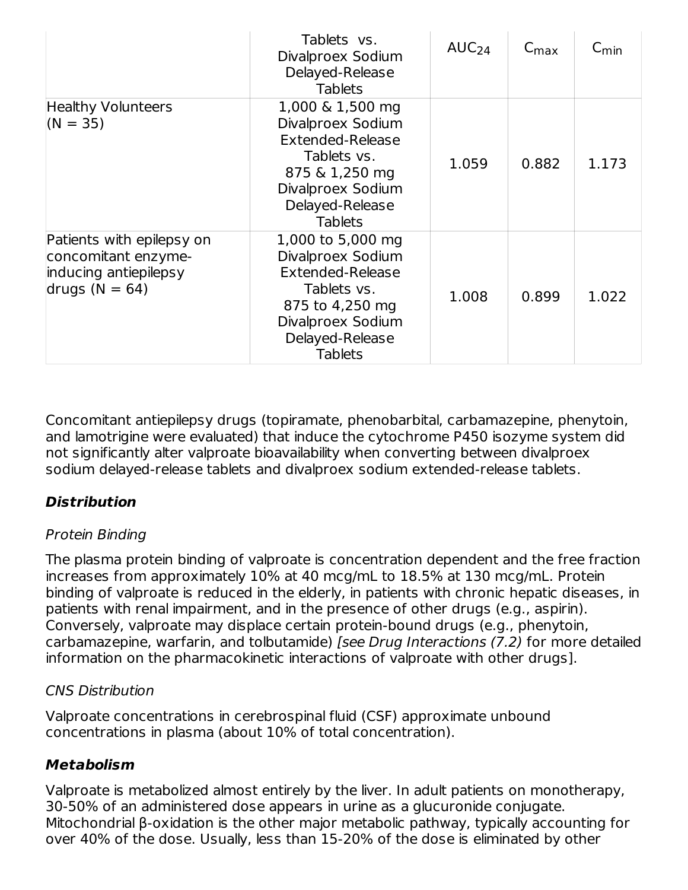| | Tablets vs. Divalproex Sodium Delayed-Release Tablets | $AUC_{24}$ | $C_{max}$ | $C_{min}$ |
|---|---|---|---|---|
| Healthy Volunteers (N = 35) | 1,000 & 1,500 mg Divalproex Sodium Extended-Release Tablets vs. 875 & 1,250 mg Divalproex Sodium Delayed-Release Tablets | 1.059 | 0.882 | 1.173 |
| Patients with epilepsy on concomitant enzyme-inducing antiepilepsy drugs (N = 64) | 1,000 to 5,000 mg Divalproex Sodium Extended-Release Tablets vs. 875 to 4,250 mg Divalproex Sodium Delayed-Release Tablets | 1.008 | 0.899 | 1.022 |

Concomitant antiepilepsy drugs (topiramate, phenobarbital, carbamazepine, phenytoin, and lamotrigine were evaluated) that induce the cytochrome P450 isozyme system did not significantly alter valproate bioavailability when converting between divalproex sodium delayed-release tablets and divalproex sodium extended-release tablets.

***Distribution***

*Protein Binding*

The plasma protein binding of valproate is concentration dependent and the free fraction increases from approximately 10% at 40 mcg/mL to 18.5% at 130 mcg/mL. Protein binding of valproate is reduced in the elderly, in patients with chronic hepatic diseases, in patients with renal impairment, and in the presence of other drugs (e.g., aspirin). Conversely, valproate may displace certain protein-bound drugs (e.g., phenytoin, carbamazepine, warfarin, and tolbutamide) *[see Drug Interactions (7.2)* for more detailed information on the pharmacokinetic interactions of valproate with other drugs].

*CNS Distribution*

Valproate concentrations in cerebrospinal fluid (CSF) approximate unbound concentrations in plasma (about 10% of total concentration).

***Metabolism***

Valproate is metabolized almost entirely by the liver. In adult patients on monotherapy, 30-50% of an administered dose appears in urine as a glucuronide conjugate. Mitochondrial β-oxidation is the other major metabolic pathway, typically accounting for over 40% of the dose. Usually, less than 15-20% of the dose is eliminated by other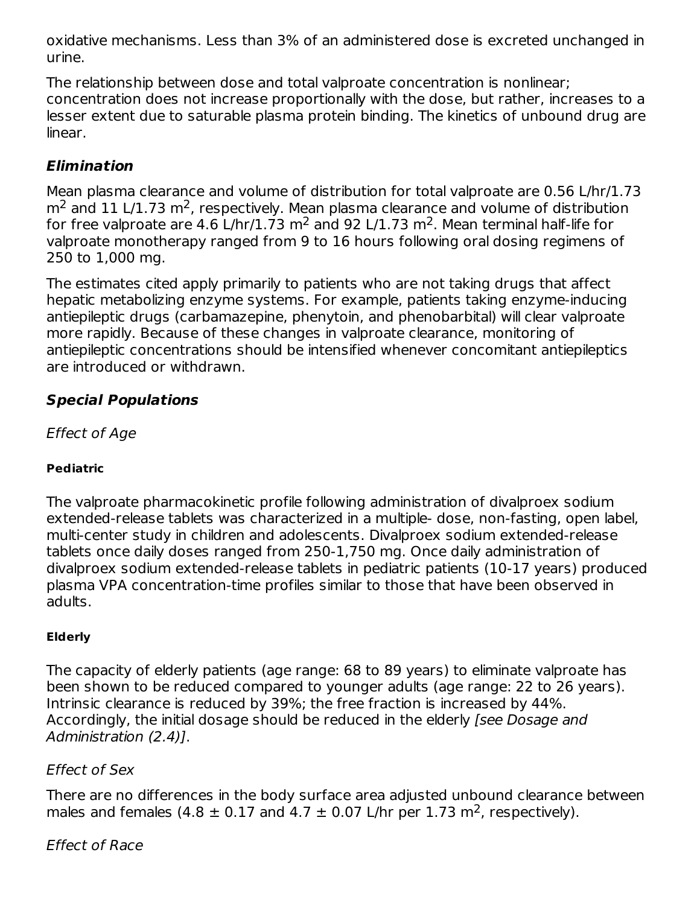oxidative mechanisms. Less than 3% of an administered dose is excreted unchanged in urine.

The relationship between dose and total valproate concentration is nonlinear; concentration does not increase proportionally with the dose, but rather, increases to a lesser extent due to saturable plasma protein binding. The kinetics of unbound drug are linear.

### *Elimination*

Mean plasma clearance and volume of distribution for total valproate are 0.56 L/hr/1.73 $m^2$ and 11 L/1.73 $m^2$, respectively. Mean plasma clearance and volume of distribution for free valproate are 4.6 L/hr/1.73 $m^2$ and 92 L/1.73 $m^2$. Mean terminal half-life for valproate monotherapy ranged from 9 to 16 hours following oral dosing regimens of 250 to 1,000 mg.

The estimates cited apply primarily to patients who are not taking drugs that affect hepatic metabolizing enzyme systems. For example, patients taking enzyme-inducing antiepileptic drugs (carbamazepine, phenytoin, and phenobarbital) will clear valproate more rapidly. Because of these changes in valproate clearance, monitoring of antiepileptic concentrations should be intensified whenever concomitant antiepileptics are introduced or withdrawn.

### *Special Populations*

*Effect of Age*

#### Pediatric

The valproate pharmacokinetic profile following administration of divalproex sodium extended-release tablets was characterized in a multiple- dose, non-fasting, open label, multi-center study in children and adolescents. Divalproex sodium extended-release tablets once daily doses ranged from 250-1,750 mg. Once daily administration of divalproex sodium extended-release tablets in pediatric patients (10-17 years) produced plasma VPA concentration-time profiles similar to those that have been observed in adults.

#### Elderly

The capacity of elderly patients (age range: 68 to 89 years) to eliminate valproate has been shown to be reduced compared to younger adults (age range: 22 to 26 years). Intrinsic clearance is reduced by 39%; the free fraction is increased by 44%. Accordingly, the initial dosage should be reduced in the elderly *[see Dosage and Administration (2.4)]*.

*Effect of Sex*

There are no differences in the body surface area adjusted unbound clearance between males and females ($4.8 \pm 0.17$ and $4.7 \pm 0.07$ L/hr per 1.73 $m^2$, respectively).

*Effect of Race*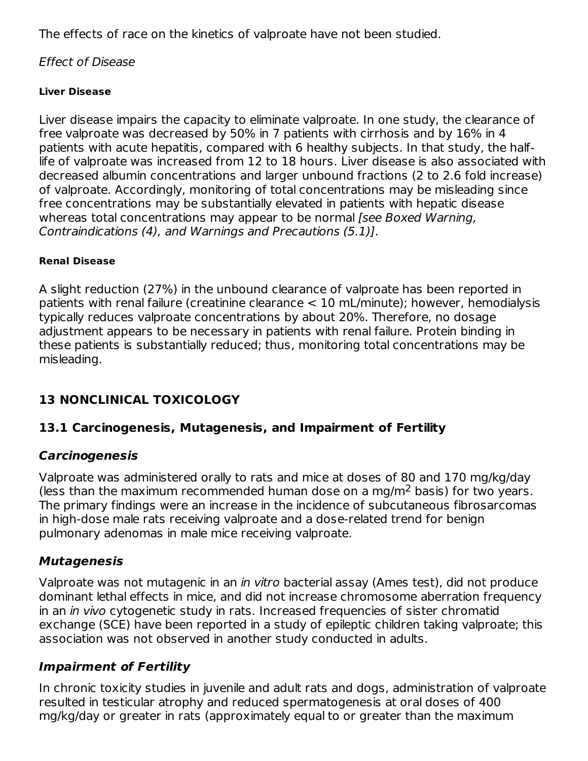The effects of race on the kinetics of valproate have not been studied.

*Effect of Disease*

**Liver Disease**

Liver disease impairs the capacity to eliminate valproate. In one study, the clearance of free valproate was decreased by 50% in 7 patients with cirrhosis and by 16% in 4 patients with acute hepatitis, compared with 6 healthy subjects. In that study, the half-life of valproate was increased from 12 to 18 hours. Liver disease is also associated with decreased albumin concentrations and larger unbound fractions (2 to 2.6 fold increase) of valproate. Accordingly, monitoring of total concentrations may be misleading since free concentrations may be substantially elevated in patients with hepatic disease whereas total concentrations may appear to be normal *[see Boxed Warning, Contraindications (4), and Warnings and Precautions (5.1)]*.

**Renal Disease**

A slight reduction (27%) in the unbound clearance of valproate has been reported in patients with renal failure (creatinine clearance < 10 mL/minute); however, hemodialysis typically reduces valproate concentrations by about 20%. Therefore, no dosage adjustment appears to be necessary in patients with renal failure. Protein binding in these patients is substantially reduced; thus, monitoring total concentrations may be misleading.

## 13 NONCLINICAL TOXICOLOGY

### 13.1 Carcinogenesis, Mutagenesis, and Impairment of Fertility

#### *Carcinogenesis*

Valproate was administered orally to rats and mice at doses of 80 and 170 mg/kg/day (less than the maximum recommended human dose on a mg/m$^2$ basis) for two years. The primary findings were an increase in the incidence of subcutaneous fibrosarcomas in high-dose male rats receiving valproate and a dose-related trend for benign pulmonary adenomas in male mice receiving valproate.

#### *Mutagenesis*

Valproate was not mutagenic in an *in vitro* bacterial assay (Ames test), did not produce dominant lethal effects in mice, and did not increase chromosome aberration frequency in an *in vivo* cytogenetic study in rats. Increased frequencies of sister chromatid exchange (SCE) have been reported in a study of epileptic children taking valproate; this association was not observed in another study conducted in adults.

#### *Impairment of Fertility*

In chronic toxicity studies in juvenile and adult rats and dogs, administration of valproate resulted in testicular atrophy and reduced spermatogenesis at oral doses of 400 mg/kg/day or greater in rats (approximately equal to or greater than the maximum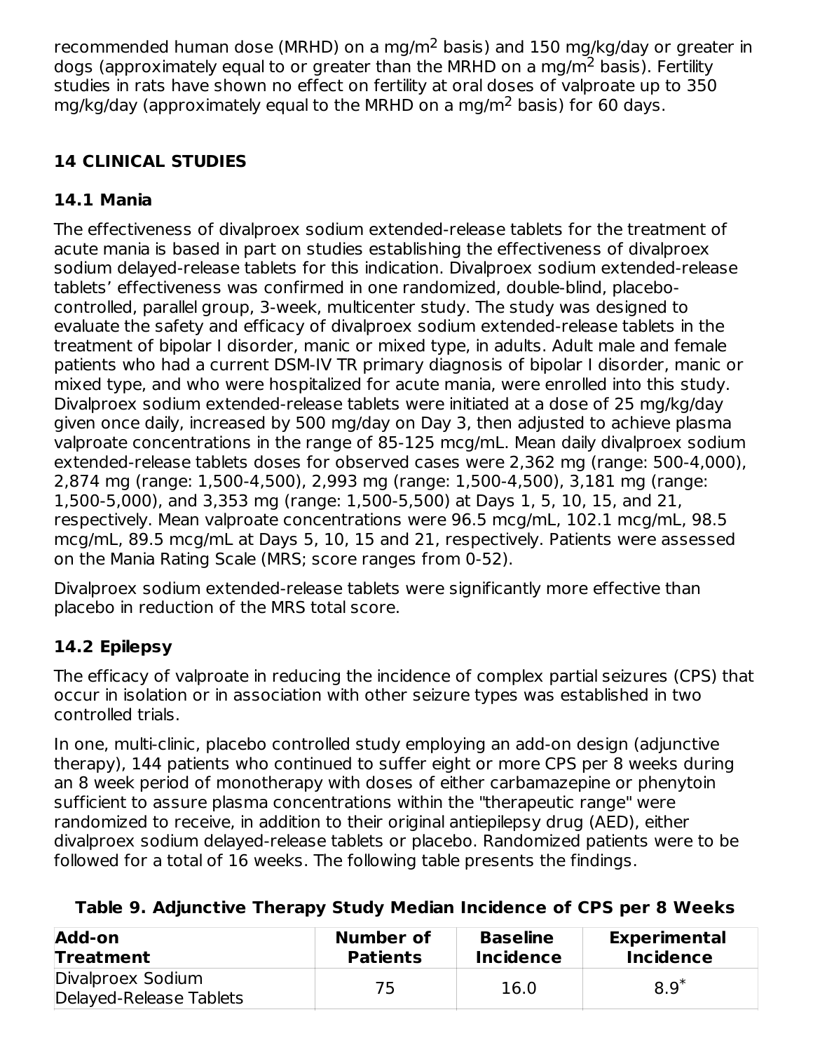recommended human dose (MRHD) on a mg/m$^2$ basis) and 150 mg/kg/day or greater in dogs (approximately equal to or greater than the MRHD on a mg/m$^2$ basis). Fertility studies in rats have shown no effect on fertility at oral doses of valproate up to 350 mg/kg/day (approximately equal to the MRHD on a mg/m$^2$ basis) for 60 days.

## 14 CLINICAL STUDIES

### 14.1 Mania

The effectiveness of divalproex sodium extended-release tablets for the treatment of acute mania is based in part on studies establishing the effectiveness of divalproex sodium delayed-release tablets for this indication. Divalproex sodium extended-release tablets' effectiveness was confirmed in one randomized, double-blind, placebo-controlled, parallel group, 3-week, multicenter study. The study was designed to evaluate the safety and efficacy of divalproex sodium extended-release tablets in the treatment of bipolar I disorder, manic or mixed type, in adults. Adult male and female patients who had a current DSM-IV TR primary diagnosis of bipolar I disorder, manic or mixed type, and who were hospitalized for acute mania, were enrolled into this study. Divalproex sodium extended-release tablets were initiated at a dose of 25 mg/kg/day given once daily, increased by 500 mg/day on Day 3, then adjusted to achieve plasma valproate concentrations in the range of 85-125 mcg/mL. Mean daily divalproex sodium extended-release tablets doses for observed cases were 2,362 mg (range: 500-4,000), 2,874 mg (range: 1,500-4,500), 2,993 mg (range: 1,500-4,500), 3,181 mg (range: 1,500-5,000), and 3,353 mg (range: 1,500-5,500) at Days 1, 5, 10, 15, and 21, respectively. Mean valproate concentrations were 96.5 mcg/mL, 102.1 mcg/mL, 98.5 mcg/mL, 89.5 mcg/mL at Days 5, 10, 15 and 21, respectively. Patients were assessed on the Mania Rating Scale (MRS; score ranges from 0-52).

Divalproex sodium extended-release tablets were significantly more effective than placebo in reduction of the MRS total score.

### 14.2 Epilepsy

The efficacy of valproate in reducing the incidence of complex partial seizures (CPS) that occur in isolation or in association with other seizure types was established in two controlled trials.

In one, multi-clinic, placebo controlled study employing an add-on design (adjunctive therapy), 144 patients who continued to suffer eight or more CPS per 8 weeks during an 8 week period of monotherapy with doses of either carbamazepine or phenytoin sufficient to assure plasma concentrations within the "therapeutic range" were randomized to receive, in addition to their original antiepilepsy drug (AED), either divalproex sodium delayed-release tablets or placebo. Randomized patients were to be followed for a total of 16 weeks. The following table presents the findings.

**Table 9. Adjunctive Therapy Study Median Incidence of CPS per 8 Weeks**

| Add-on Treatment | Number of Patients | Baseline Incidence | Experimental Incidence |
|---|---|---|---|
| Divalproex Sodium Delayed-Release Tablets | 75 | 16.0 | 8.9* |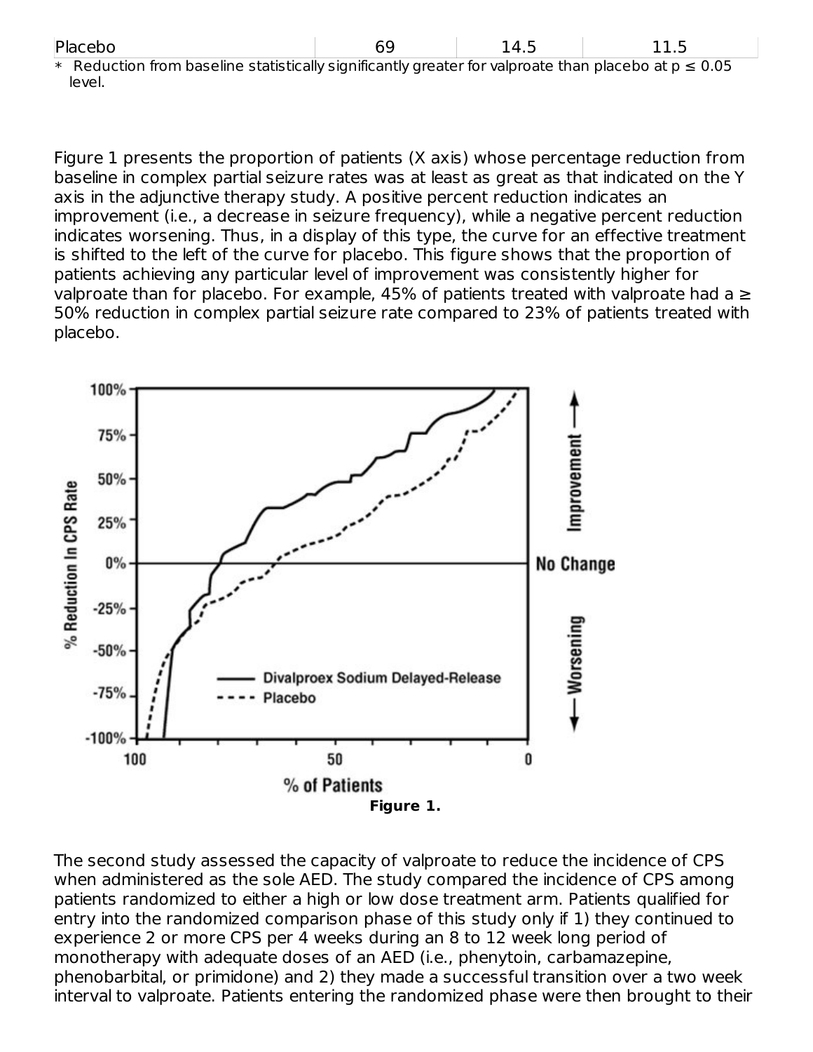| Placebo | 69 | 14.5 | 11.5 |
| --- | --- | --- | --- |

* Reduction from baseline statistically significantly greater for valproate than placebo at $p \leq 0.05$ level.

Figure 1 presents the proportion of patients (X axis) whose percentage reduction from baseline in complex partial seizure rates was at least as great as that indicated on the Y axis in the adjunctive therapy study. A positive percent reduction indicates an improvement (i.e., a decrease in seizure frequency), while a negative percent reduction indicates worsening. Thus, in a display of this type, the curve for an effective treatment is shifted to the left of the curve for placebo. This figure shows that the proportion of patients achieving any particular level of improvement was consistently higher for valproate than for placebo. For example, 45% of patients treated with valproate had a ≥ 50% reduction in complex partial seizure rate compared to 23% of patients treated with placebo.

**Figure 1.**

The second study assessed the capacity of valproate to reduce the incidence of CPS when administered as the sole AED. The study compared the incidence of CPS among patients randomized to either a high or low dose treatment arm. Patients qualified for entry into the randomized comparison phase of this study only if 1) they continued to experience 2 or more CPS per 4 weeks during an 8 to 12 week long period of monotherapy with adequate doses of an AED (i.e., phenytoin, carbamazepine, phenobarbital, or primidone) and 2) they made a successful transition over a two week interval to valproate. Patients entering the randomized phase were then brought to their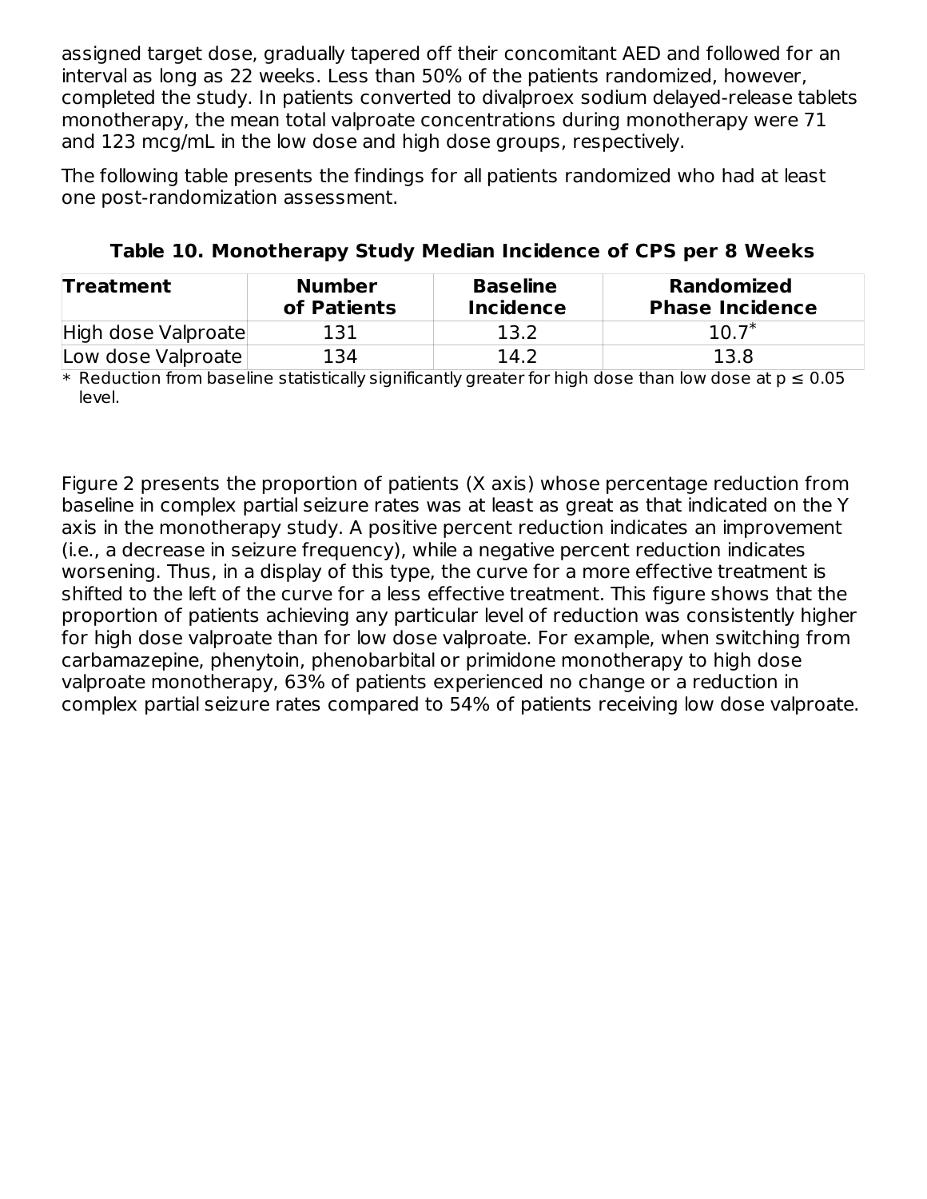assigned target dose, gradually tapered off their concomitant AED and followed for an interval as long as 22 weeks. Less than 50% of the patients randomized, however, completed the study. In patients converted to divalproex sodium delayed-release tablets monotherapy, the mean total valproate concentrations during monotherapy were 71 and 123 mcg/mL in the low dose and high dose groups, respectively.

The following table presents the findings for all patients randomized who had at least one post-randomization assessment.

**Table 10. Monotherapy Study Median Incidence of CPS per 8 Weeks**

| Treatment | Number of Patients | Baseline Incidence | Randomized Phase Incidence |
|---|---|---|---|
| High dose Valproate | 131 | 13.2 | 10.7* |
| Low dose Valproate | 134 | 14.2 | 13.8 |

* Reduction from baseline statistically significantly greater for high dose than low dose at $p \leq 0.05$ level.

Figure 2 presents the proportion of patients (X axis) whose percentage reduction from baseline in complex partial seizure rates was at least as great as that indicated on the Y axis in the monotherapy study. A positive percent reduction indicates an improvement (i.e., a decrease in seizure frequency), while a negative percent reduction indicates worsening. Thus, in a display of this type, the curve for a more effective treatment is shifted to the left of the curve for a less effective treatment. This figure shows that the proportion of patients achieving any particular level of reduction was consistently higher for high dose valproate than for low dose valproate. For example, when switching from carbamazepine, phenytoin, phenobarbital or primidone monotherapy to high dose valproate monotherapy, 63% of patients experienced no change or a reduction in complex partial seizure rates compared to 54% of patients receiving low dose valproate.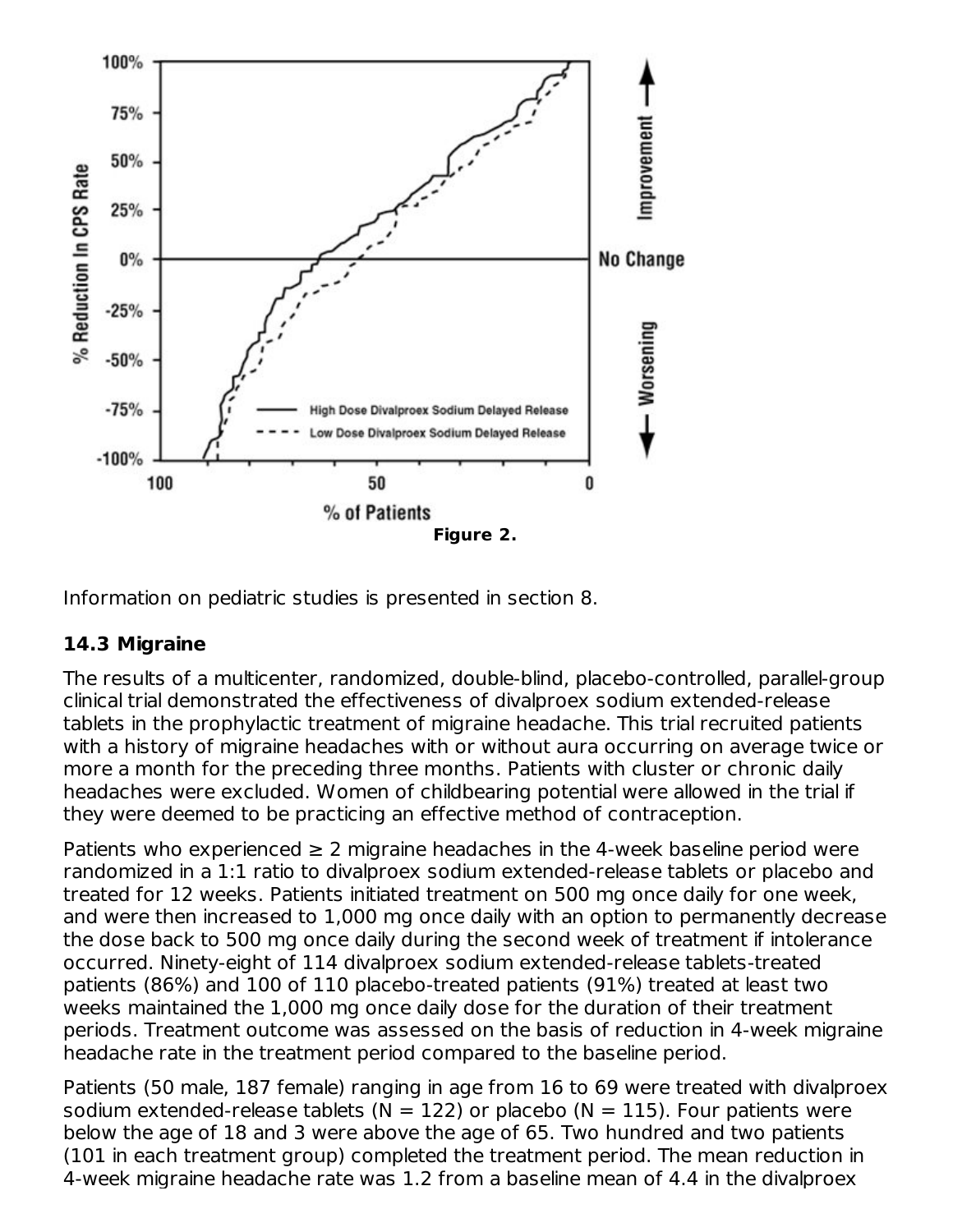Figure 2.

Information on pediatric studies is presented in section 8.

### 14.3 Migraine

The results of a multicenter, randomized, double-blind, placebo-controlled, parallel-group clinical trial demonstrated the effectiveness of divalproex sodium extended-release tablets in the prophylactic treatment of migraine headache. This trial recruited patients with a history of migraine headaches with or without aura occurring on average twice or more a month for the preceding three months. Patients with cluster or chronic daily headaches were excluded. Women of childbearing potential were allowed in the trial if they were deemed to be practicing an effective method of contraception.

Patients who experienced ≥ 2 migraine headaches in the 4-week baseline period were randomized in a 1:1 ratio to divalproex sodium extended-release tablets or placebo and treated for 12 weeks. Patients initiated treatment on 500 mg once daily for one week, and were then increased to 1,000 mg once daily with an option to permanently decrease the dose back to 500 mg once daily during the second week of treatment if intolerance occurred. Ninety-eight of 114 divalproex sodium extended-release tablets-treated patients (86%) and 100 of 110 placebo-treated patients (91%) treated at least two weeks maintained the 1,000 mg once daily dose for the duration of their treatment periods. Treatment outcome was assessed on the basis of reduction in 4-week migraine headache rate in the treatment period compared to the baseline period.

Patients (50 male, 187 female) ranging in age from 16 to 69 were treated with divalproex sodium extended-release tablets (N = 122) or placebo (N = 115). Four patients were below the age of 18 and 3 were above the age of 65. Two hundred and two patients (101 in each treatment group) completed the treatment period. The mean reduction in 4-week migraine headache rate was 1.2 from a baseline mean of 4.4 in the divalproex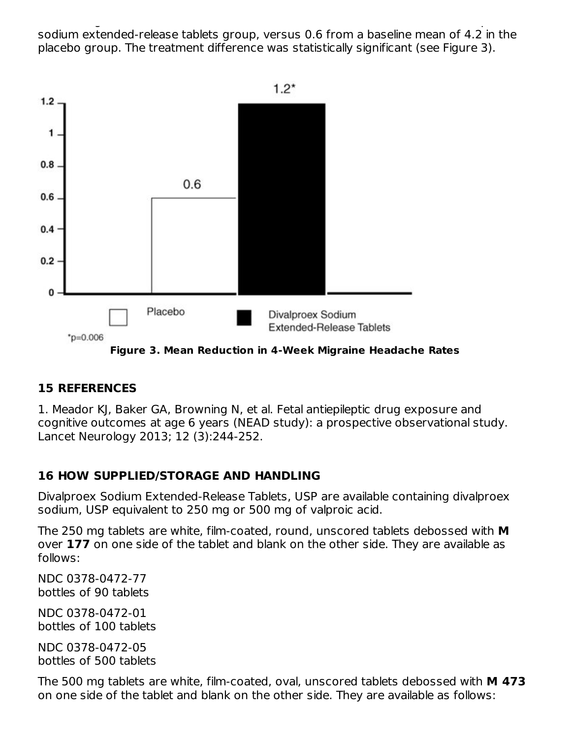sodium extended-release tablets group, versus 0.6 from a baseline mean of 4.2 in the placebo group. The treatment difference was statistically significant (see Figure 3).

**Figure 3. Mean Reduction in 4-Week Migraine Headache Rates**

| | Mean Reduction |
| --- | --- |
| Placebo | 0.6 |
| Divalproex Sodium Extended-Release Tablets | 1.2* |

*p=0.006

## 15 REFERENCES

1. Meador KJ, Baker GA, Browning N, et al. Fetal antiepileptic drug exposure and cognitive outcomes at age 6 years (NEAD study): a prospective observational study. Lancet Neurology 2013; 12 (3):244-252.

## 16 HOW SUPPLIED/STORAGE AND HANDLING

Divalproex Sodium Extended-Release Tablets, USP are available containing divalproex sodium, USP equivalent to 250 mg or 500 mg of valproic acid.

The 250 mg tablets are white, film-coated, round, unscored tablets debossed with **M** over **177** on one side of the tablet and blank on the other side. They are available as follows:

NDC 0378-0472-77
bottles of 90 tablets

NDC 0378-0472-01
bottles of 100 tablets

NDC 0378-0472-05
bottles of 500 tablets

The 500 mg tablets are white, film-coated, oval, unscored tablets debossed with **M 473** on one side of the tablet and blank on the other side. They are available as follows: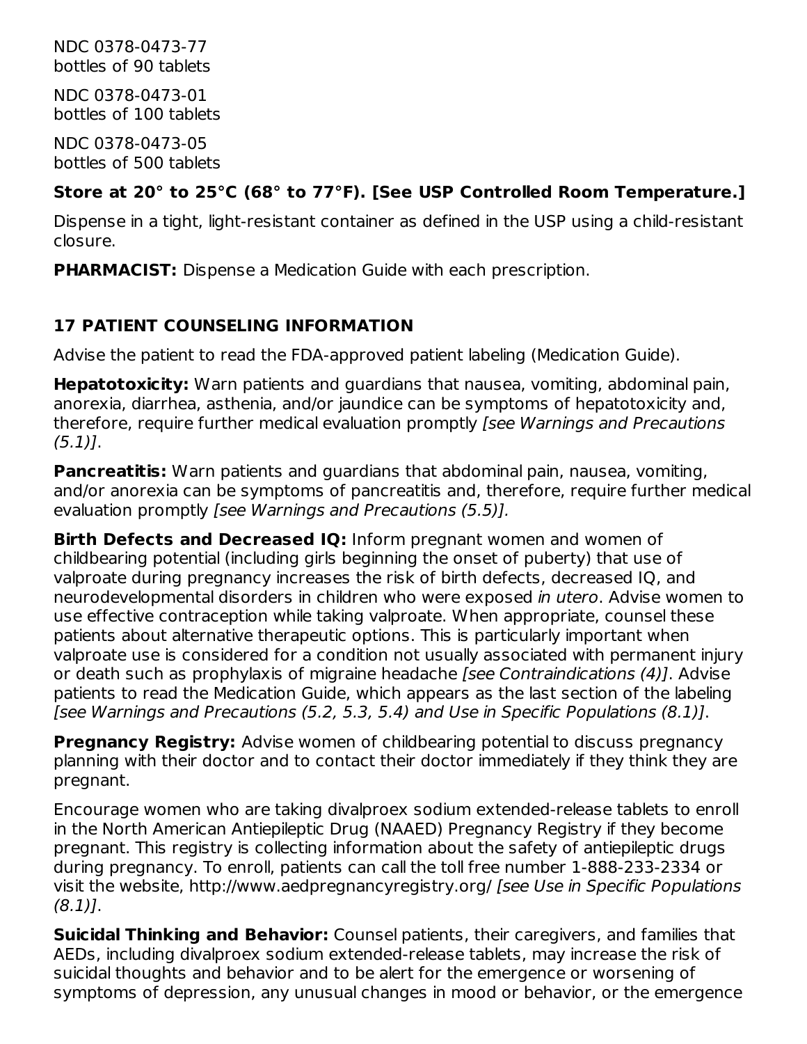NDC 0378-0473-77
bottles of 90 tablets

NDC 0378-0473-01
bottles of 100 tablets

NDC 0378-0473-05
bottles of 500 tablets

**Store at 20° to 25°C (68° to 77°F). [See USP Controlled Room Temperature.]**

Dispense in a tight, light-resistant container as defined in the USP using a child-resistant closure.

**PHARMACIST:** Dispense a Medication Guide with each prescription.

## 17 PATIENT COUNSELING INFORMATION

Advise the patient to read the FDA-approved patient labeling (Medication Guide).

**Hepatotoxicity:** Warn patients and guardians that nausea, vomiting, abdominal pain, anorexia, diarrhea, asthenia, and/or jaundice can be symptoms of hepatotoxicity and, therefore, require further medical evaluation promptly *[see Warnings and Precautions (5.1)]*.

**Pancreatitis:** Warn patients and guardians that abdominal pain, nausea, vomiting, and/or anorexia can be symptoms of pancreatitis and, therefore, require further medical evaluation promptly *[see Warnings and Precautions (5.5)].*

**Birth Defects and Decreased IQ:** Inform pregnant women and women of childbearing potential (including girls beginning the onset of puberty) that use of valproate during pregnancy increases the risk of birth defects, decreased IQ, and neurodevelopmental disorders in children who were exposed *in utero*. Advise women to use effective contraception while taking valproate. When appropriate, counsel these patients about alternative therapeutic options. This is particularly important when valproate use is considered for a condition not usually associated with permanent injury or death such as prophylaxis of migraine headache *[see Contraindications (4)]*. Advise patients to read the Medication Guide, which appears as the last section of the labeling *[see Warnings and Precautions (5.2, 5.3, 5.4) and Use in Specific Populations (8.1)]*.

**Pregnancy Registry:** Advise women of childbearing potential to discuss pregnancy planning with their doctor and to contact their doctor immediately if they think they are pregnant.

Encourage women who are taking divalproex sodium extended-release tablets to enroll in the North American Antiepileptic Drug (NAAED) Pregnancy Registry if they become pregnant. This registry is collecting information about the safety of antiepileptic drugs during pregnancy. To enroll, patients can call the toll free number 1-888-233-2334 or visit the website, http://www.aedpregnancyregistry.org/ *[see Use in Specific Populations (8.1)]*.

**Suicidal Thinking and Behavior:** Counsel patients, their caregivers, and families that AEDs, including divalproex sodium extended-release tablets, may increase the risk of suicidal thoughts and behavior and to be alert for the emergence or worsening of symptoms of depression, any unusual changes in mood or behavior, or the emergence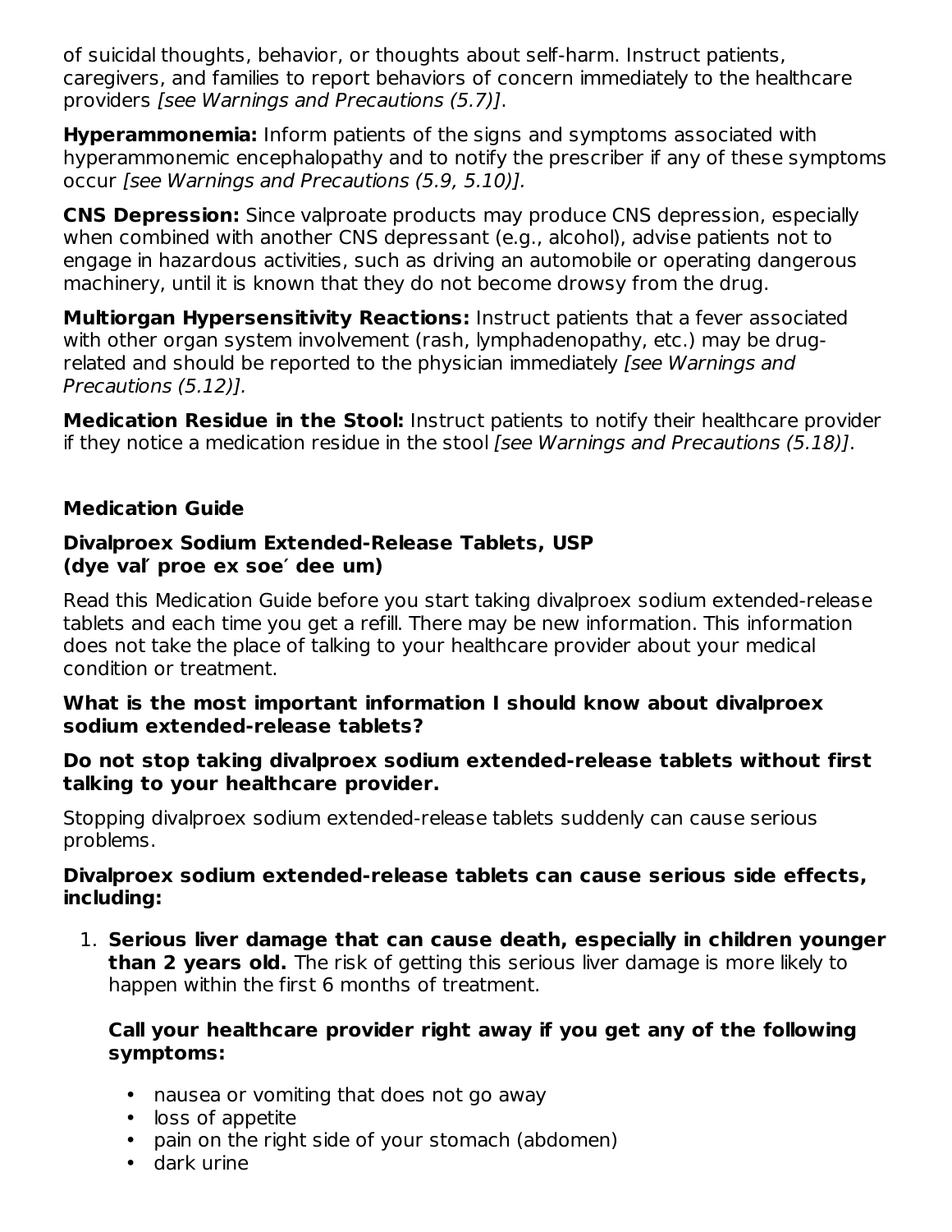of suicidal thoughts, behavior, or thoughts about self-harm. Instruct patients, caregivers, and families to report behaviors of concern immediately to the healthcare providers *[see Warnings and Precautions (5.7)]*.

**Hyperammonemia:** Inform patients of the signs and symptoms associated with hyperammonemic encephalopathy and to notify the prescriber if any of these symptoms occur *[see Warnings and Precautions (5.9, 5.10)].*

**CNS Depression:** Since valproate products may produce CNS depression, especially when combined with another CNS depressant (e.g., alcohol), advise patients not to engage in hazardous activities, such as driving an automobile or operating dangerous machinery, until it is known that they do not become drowsy from the drug.

**Multiorgan Hypersensitivity Reactions:** Instruct patients that a fever associated with other organ system involvement (rash, lymphadenopathy, etc.) may be drug-related and should be reported to the physician immediately *[see Warnings and Precautions (5.12)].*

**Medication Residue in the Stool:** Instruct patients to notify their healthcare provider if they notice a medication residue in the stool *[see Warnings and Precautions (5.18)]*.

## Medication Guide

### Divalproex Sodium Extended-Release Tablets, USP
### (dye val′ proe ex soe′ dee um)

Read this Medication Guide before you start taking divalproex sodium extended-release tablets and each time you get a refill. There may be new information. This information does not take the place of talking to your healthcare provider about your medical condition or treatment.

**What is the most important information I should know about divalproex sodium extended-release tablets?**

**Do not stop taking divalproex sodium extended-release tablets without first talking to your healthcare provider.**

Stopping divalproex sodium extended-release tablets suddenly can cause serious problems.

**Divalproex sodium extended-release tablets can cause serious side effects, including:**

1. **Serious liver damage that can cause death, especially in children younger than 2 years old.** The risk of getting this serious liver damage is more likely to happen within the first 6 months of treatment.

   **Call your healthcare provider right away if you get any of the following symptoms:**

   - nausea or vomiting that does not go away
   - loss of appetite
   - pain on the right side of your stomach (abdomen)
   - dark urine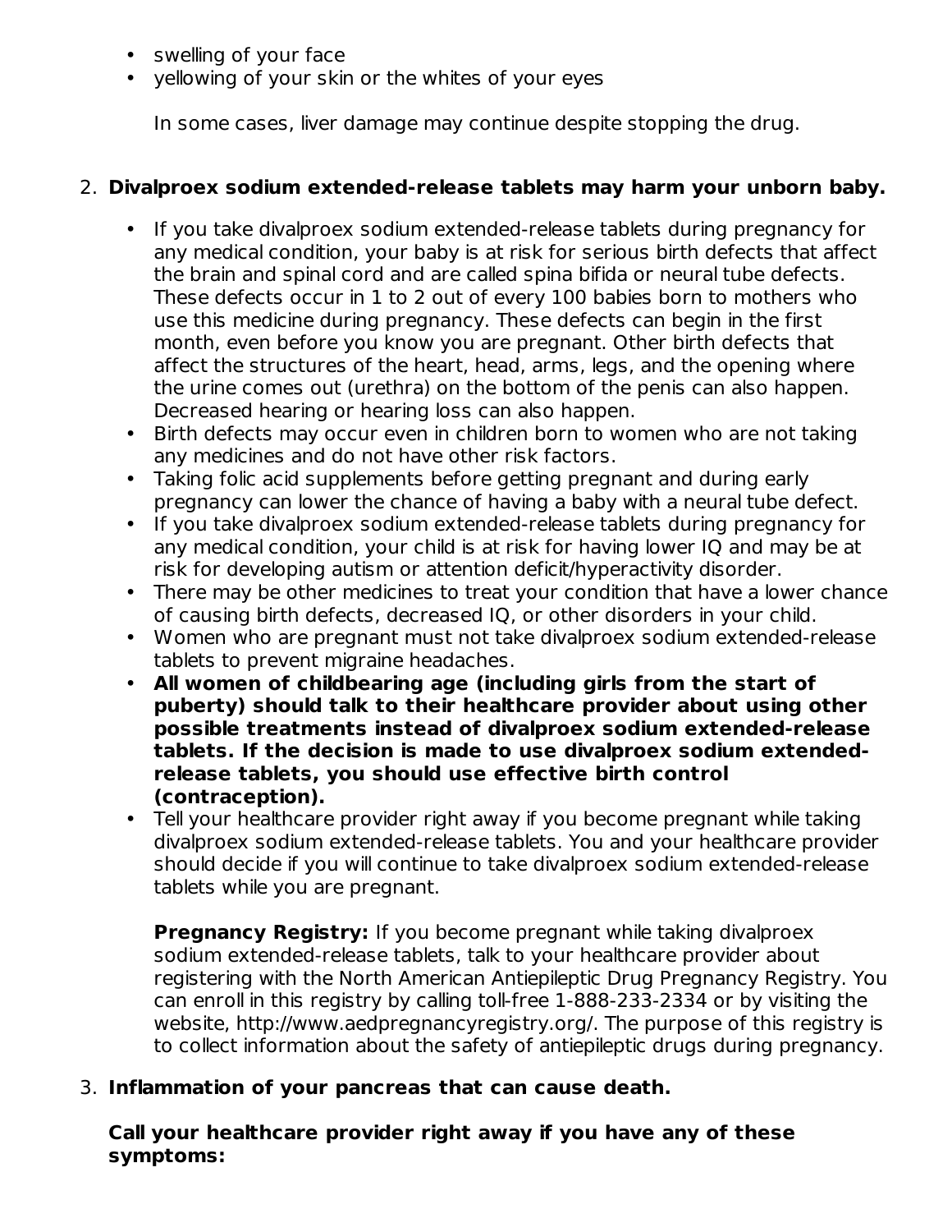- swelling of your face
- yellowing of your skin or the whites of your eyes

  In some cases, liver damage may continue despite stopping the drug.

2. **Divalproex sodium extended-release tablets may harm your unborn baby.**

   - If you take divalproex sodium extended-release tablets during pregnancy for any medical condition, your baby is at risk for serious birth defects that affect the brain and spinal cord and are called spina bifida or neural tube defects. These defects occur in 1 to 2 out of every 100 babies born to mothers who use this medicine during pregnancy. These defects can begin in the first month, even before you know you are pregnant. Other birth defects that affect the structures of the heart, head, arms, legs, and the opening where the urine comes out (urethra) on the bottom of the penis can also happen. Decreased hearing or hearing loss can also happen.
   - Birth defects may occur even in children born to women who are not taking any medicines and do not have other risk factors.
   - Taking folic acid supplements before getting pregnant and during early pregnancy can lower the chance of having a baby with a neural tube defect.
   - If you take divalproex sodium extended-release tablets during pregnancy for any medical condition, your child is at risk for having lower IQ and may be at risk for developing autism or attention deficit/hyperactivity disorder.
   - There may be other medicines to treat your condition that have a lower chance of causing birth defects, decreased IQ, or other disorders in your child.
   - Women who are pregnant must not take divalproex sodium extended-release tablets to prevent migraine headaches.
   - **All women of childbearing age (including girls from the start of puberty) should talk to their healthcare provider about using other possible treatments instead of divalproex sodium extended-release tablets. If the decision is made to use divalproex sodium extended-release tablets, you should use effective birth control (contraception).**
   - Tell your healthcare provider right away if you become pregnant while taking divalproex sodium extended-release tablets. You and your healthcare provider should decide if you will continue to take divalproex sodium extended-release tablets while you are pregnant.

     **Pregnancy Registry:** If you become pregnant while taking divalproex sodium extended-release tablets, talk to your healthcare provider about registering with the North American Antiepileptic Drug Pregnancy Registry. You can enroll in this registry by calling toll-free 1-888-233-2334 or by visiting the website, http://www.aedpregnancyregistry.org/. The purpose of this registry is to collect information about the safety of antiepileptic drugs during pregnancy.

3. **Inflammation of your pancreas that can cause death.**

   **Call your healthcare provider right away if you have any of these symptoms:**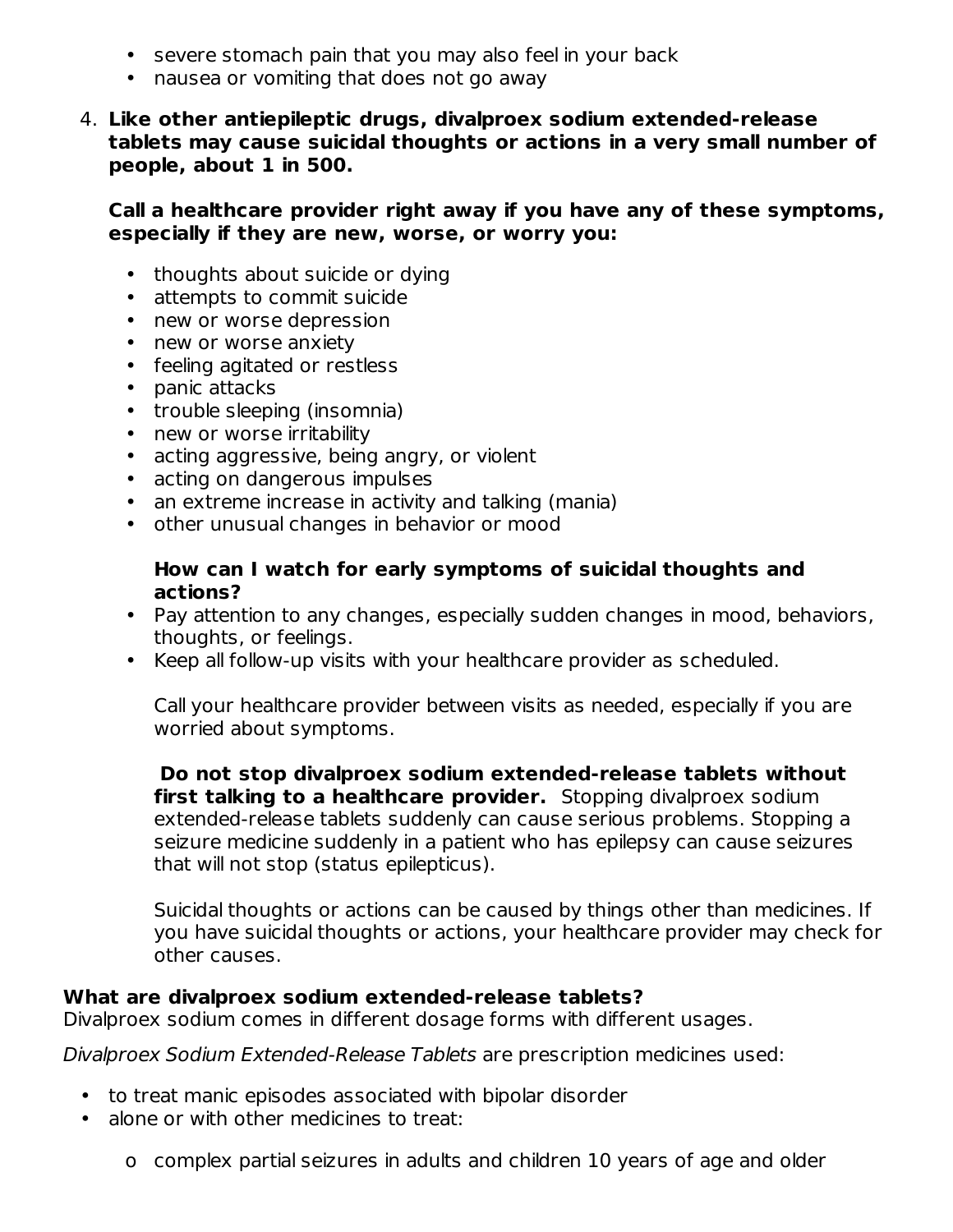- severe stomach pain that you may also feel in your back
- nausea or vomiting that does not go away

4. **Like other antiepileptic drugs, divalproex sodium extended-release tablets may cause suicidal thoughts or actions in a very small number of people, about 1 in 500.**

   **Call a healthcare provider right away if you have any of these symptoms, especially if they are new, worse, or worry you:**

   - thoughts about suicide or dying
   - attempts to commit suicide
   - new or worse depression
   - new or worse anxiety
   - feeling agitated or restless
   - panic attacks
   - trouble sleeping (insomnia)
   - new or worse irritability
   - acting aggressive, being angry, or violent
   - acting on dangerous impulses
   - an extreme increase in activity and talking (mania)
   - other unusual changes in behavior or mood

   **How can I watch for early symptoms of suicidal thoughts and actions?**

   - Pay attention to any changes, especially sudden changes in mood, behaviors, thoughts, or feelings.
   - Keep all follow-up visits with your healthcare provider as scheduled.

   Call your healthcare provider between visits as needed, especially if you are worried about symptoms.

   **Do not stop divalproex sodium extended-release tablets without first talking to a healthcare provider.** Stopping divalproex sodium extended-release tablets suddenly can cause serious problems. Stopping a seizure medicine suddenly in a patient who has epilepsy can cause seizures that will not stop (status epilepticus).

   Suicidal thoughts or actions can be caused by things other than medicines. If you have suicidal thoughts or actions, your healthcare provider may check for other causes.

**What are divalproex sodium extended-release tablets?**
Divalproex sodium comes in different dosage forms with different usages.

*Divalproex Sodium Extended-Release Tablets* are prescription medicines used:

- to treat manic episodes associated with bipolar disorder
- alone or with other medicines to treat:
  - complex partial seizures in adults and children 10 years of age and older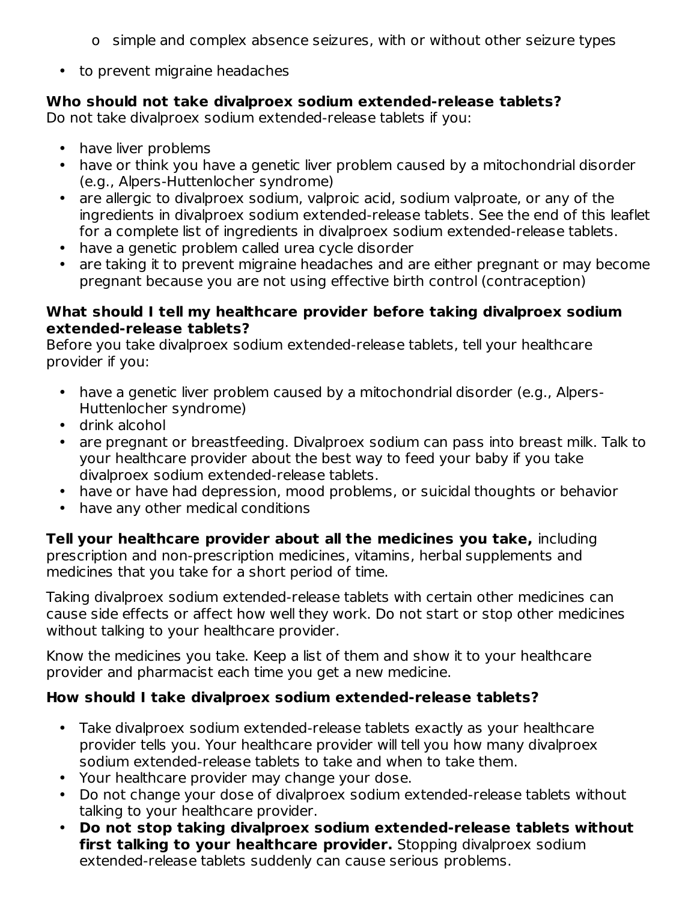- simple and complex absence seizures, with or without other seizure types

- to prevent migraine headaches

**Who should not take divalproex sodium extended-release tablets?**
Do not take divalproex sodium extended-release tablets if you:

- have liver problems
- have or think you have a genetic liver problem caused by a mitochondrial disorder (e.g., Alpers-Huttenlocher syndrome)
- are allergic to divalproex sodium, valproic acid, sodium valproate, or any of the ingredients in divalproex sodium extended-release tablets. See the end of this leaflet for a complete list of ingredients in divalproex sodium extended-release tablets.
- have a genetic problem called urea cycle disorder
- are taking it to prevent migraine headaches and are either pregnant or may become pregnant because you are not using effective birth control (contraception)

**What should I tell my healthcare provider before taking divalproex sodium extended-release tablets?**
Before you take divalproex sodium extended-release tablets, tell your healthcare provider if you:

- have a genetic liver problem caused by a mitochondrial disorder (e.g., Alpers-Huttenlocher syndrome)
- drink alcohol
- are pregnant or breastfeeding. Divalproex sodium can pass into breast milk. Talk to your healthcare provider about the best way to feed your baby if you take divalproex sodium extended-release tablets.
- have or have had depression, mood problems, or suicidal thoughts or behavior
- have any other medical conditions

**Tell your healthcare provider about all the medicines you take,** including prescription and non-prescription medicines, vitamins, herbal supplements and medicines that you take for a short period of time.

Taking divalproex sodium extended-release tablets with certain other medicines can cause side effects or affect how well they work. Do not start or stop other medicines without talking to your healthcare provider.

Know the medicines you take. Keep a list of them and show it to your healthcare provider and pharmacist each time you get a new medicine.

**How should I take divalproex sodium extended-release tablets?**

- Take divalproex sodium extended-release tablets exactly as your healthcare provider tells you. Your healthcare provider will tell you how many divalproex sodium extended-release tablets to take and when to take them.
- Your healthcare provider may change your dose.
- Do not change your dose of divalproex sodium extended-release tablets without talking to your healthcare provider.
- **Do not stop taking divalproex sodium extended-release tablets without first talking to your healthcare provider.** Stopping divalproex sodium extended-release tablets suddenly can cause serious problems.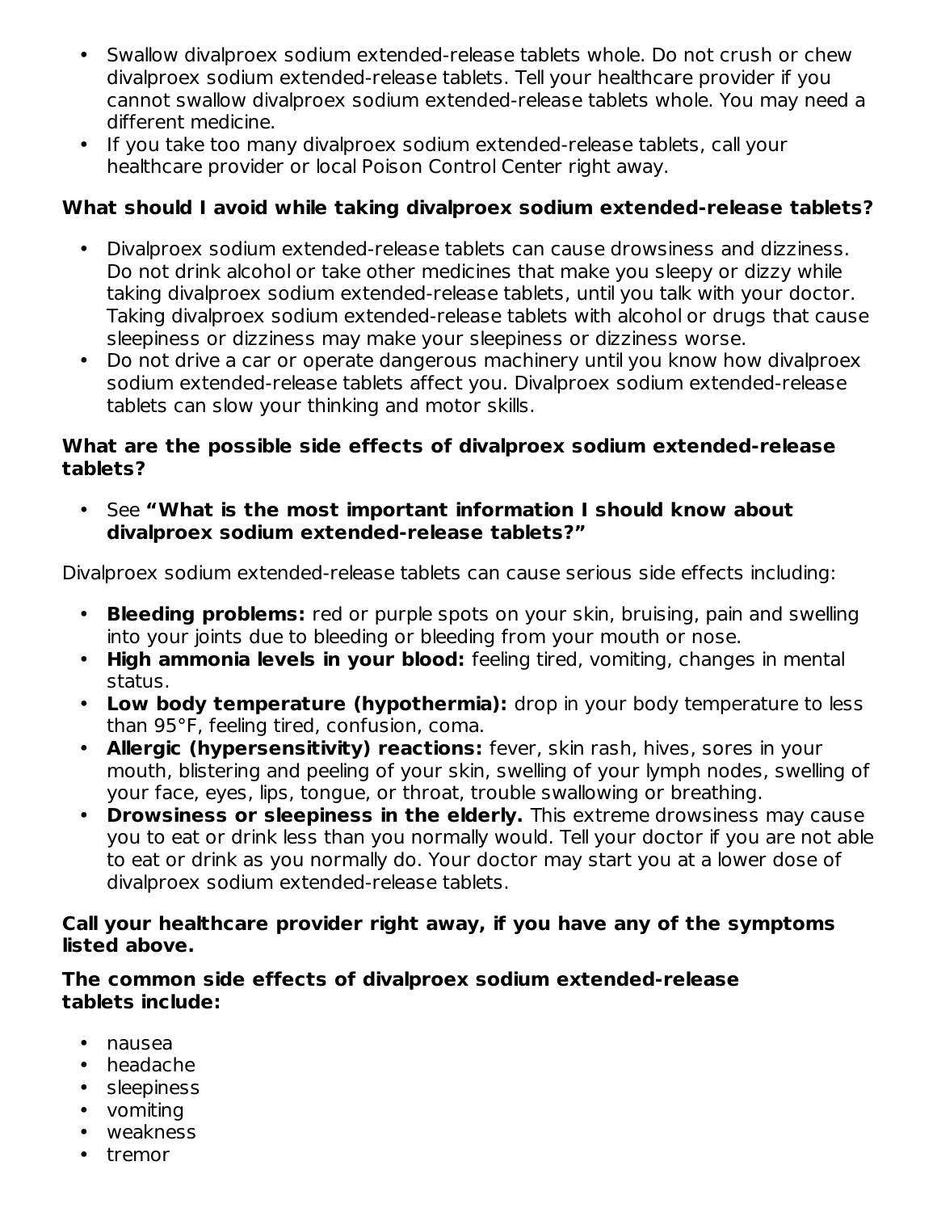- Swallow divalproex sodium extended-release tablets whole. Do not crush or chew divalproex sodium extended-release tablets. Tell your healthcare provider if you cannot swallow divalproex sodium extended-release tablets whole. You may need a different medicine.
- If you take too many divalproex sodium extended-release tablets, call your healthcare provider or local Poison Control Center right away.

**What should I avoid while taking divalproex sodium extended-release tablets?**

- Divalproex sodium extended-release tablets can cause drowsiness and dizziness. Do not drink alcohol or take other medicines that make you sleepy or dizzy while taking divalproex sodium extended-release tablets, until you talk with your doctor. Taking divalproex sodium extended-release tablets with alcohol or drugs that cause sleepiness or dizziness may make your sleepiness or dizziness worse.
- Do not drive a car or operate dangerous machinery until you know how divalproex sodium extended-release tablets affect you. Divalproex sodium extended-release tablets can slow your thinking and motor skills.

**What are the possible side effects of divalproex sodium extended-release tablets?**

- See **"What is the most important information I should know about divalproex sodium extended-release tablets?"**

Divalproex sodium extended-release tablets can cause serious side effects including:

- **Bleeding problems:** red or purple spots on your skin, bruising, pain and swelling into your joints due to bleeding or bleeding from your mouth or nose.
- **High ammonia levels in your blood:** feeling tired, vomiting, changes in mental status.
- **Low body temperature (hypothermia):** drop in your body temperature to less than 95°F, feeling tired, confusion, coma.
- **Allergic (hypersensitivity) reactions:** fever, skin rash, hives, sores in your mouth, blistering and peeling of your skin, swelling of your lymph nodes, swelling of your face, eyes, lips, tongue, or throat, trouble swallowing or breathing.
- **Drowsiness or sleepiness in the elderly.** This extreme drowsiness may cause you to eat or drink less than you normally would. Tell your doctor if you are not able to eat or drink as you normally do. Your doctor may start you at a lower dose of divalproex sodium extended-release tablets.

**Call your healthcare provider right away, if you have any of the symptoms listed above.**

**The common side effects of divalproex sodium extended-release tablets include:**

- nausea
- headache
- sleepiness
- vomiting
- weakness
- tremor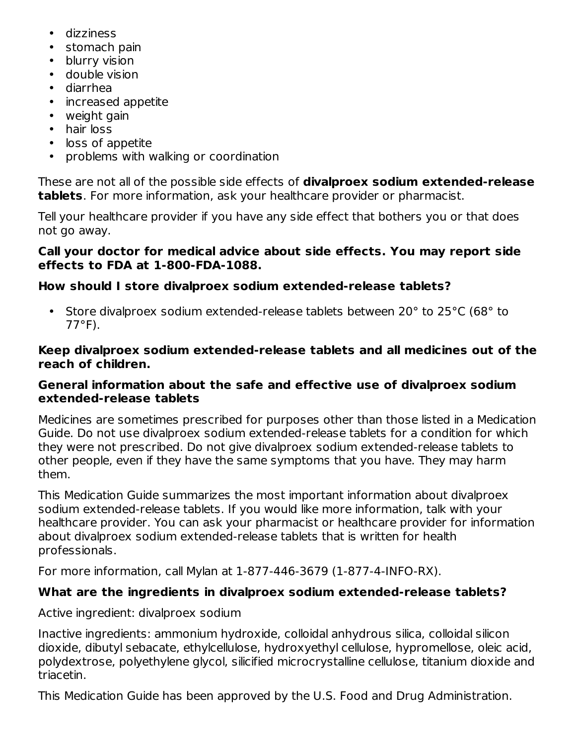- dizziness
- stomach pain
- blurry vision
- double vision
- diarrhea
- increased appetite
- weight gain
- hair loss
- loss of appetite
- problems with walking or coordination

These are not all of the possible side effects of **divalproex sodium extended-release tablets**. For more information, ask your healthcare provider or pharmacist.

Tell your healthcare provider if you have any side effect that bothers you or that does not go away.

**Call your doctor for medical advice about side effects. You may report side effects to FDA at 1-800-FDA-1088.**

**How should I store divalproex sodium extended-release tablets?**

- Store divalproex sodium extended-release tablets between 20° to 25°C (68° to 77°F).

**Keep divalproex sodium extended-release tablets and all medicines out of the reach of children.**

**General information about the safe and effective use of divalproex sodium extended-release tablets**

Medicines are sometimes prescribed for purposes other than those listed in a Medication Guide. Do not use divalproex sodium extended-release tablets for a condition for which they were not prescribed. Do not give divalproex sodium extended-release tablets to other people, even if they have the same symptoms that you have. They may harm them.

This Medication Guide summarizes the most important information about divalproex sodium extended-release tablets. If you would like more information, talk with your healthcare provider. You can ask your pharmacist or healthcare provider for information about divalproex sodium extended-release tablets that is written for health professionals.

For more information, call Mylan at 1-877-446-3679 (1-877-4-INFO-RX).

**What are the ingredients in divalproex sodium extended-release tablets?**

Active ingredient: divalproex sodium

Inactive ingredients: ammonium hydroxide, colloidal anhydrous silica, colloidal silicon dioxide, dibutyl sebacate, ethylcellulose, hydroxyethyl cellulose, hypromellose, oleic acid, polydextrose, polyethylene glycol, silicified microcrystalline cellulose, titanium dioxide and triacetin.

This Medication Guide has been approved by the U.S. Food and Drug Administration.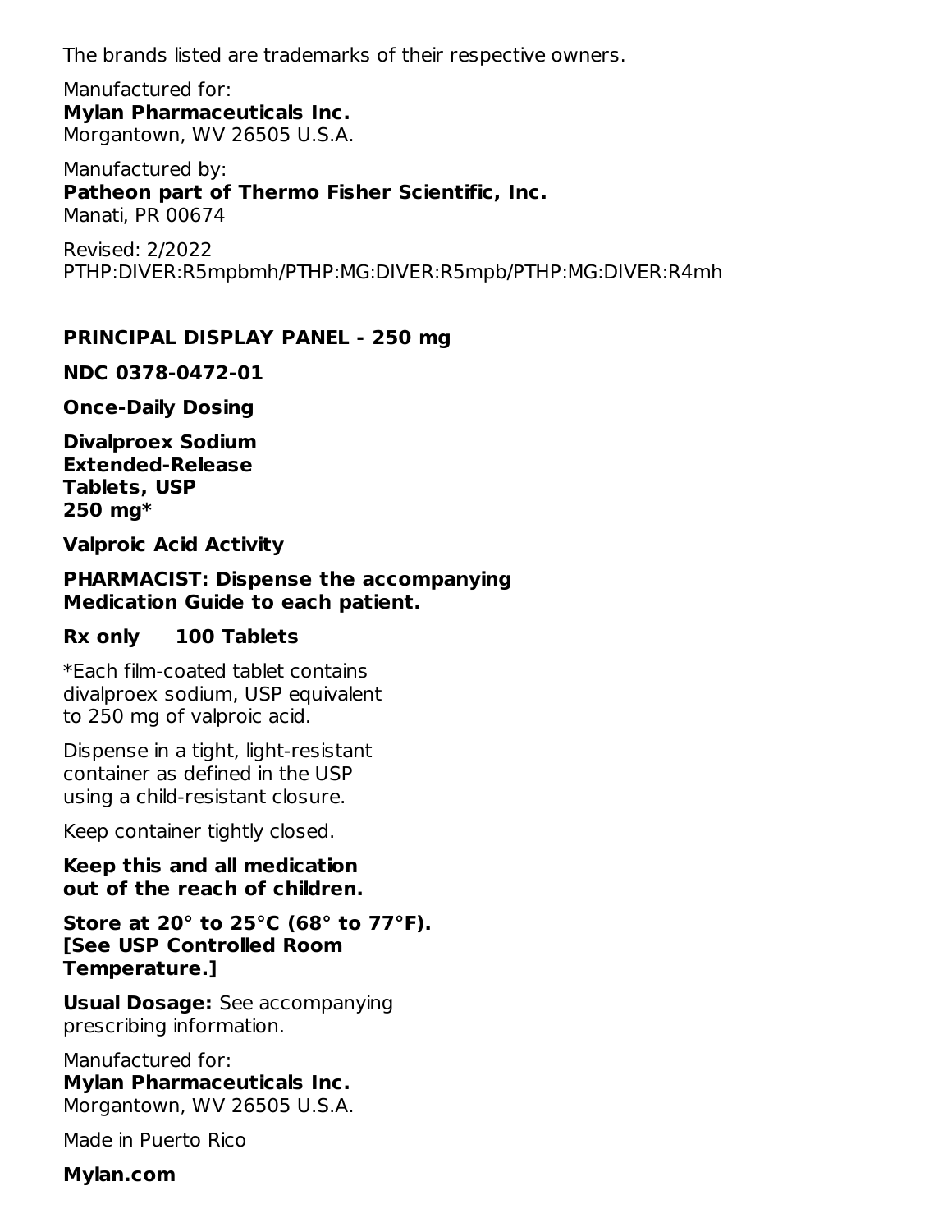The brands listed are trademarks of their respective owners.

Manufactured for:
**Mylan Pharmaceuticals Inc.**
Morgantown, WV 26505 U.S.A.

Manufactured by:
**Patheon part of Thermo Fisher Scientific, Inc.**
Manati, PR 00674

Revised: 2/2022
PTHP:DIVER:R5mpbmh/PTHP:MG:DIVER:R5mpb/PTHP:MG:DIVER:R4mh

**PRINCIPAL DISPLAY PANEL - 250 mg**

**NDC 0378-0472-01**

**Once-Daily Dosing**

**Divalproex Sodium**
**Extended-Release**
**Tablets, USP**
**250 mg***

**Valproic Acid Activity**

**PHARMACIST: Dispense the accompanying Medication Guide to each patient.**

**Rx only 100 Tablets**

*Each film-coated tablet contains divalproex sodium, USP equivalent to 250 mg of valproic acid.

Dispense in a tight, light-resistant container as defined in the USP using a child-resistant closure.

Keep container tightly closed.

**Keep this and all medication out of the reach of children.**

**Store at 20° to 25°C (68° to 77°F).**
**[See USP Controlled Room Temperature.]**

**Usual Dosage:** See accompanying prescribing information.

Manufactured for:
**Mylan Pharmaceuticals Inc.**
Morgantown, WV 26505 U.S.A.

Made in Puerto Rico

**Mylan.com**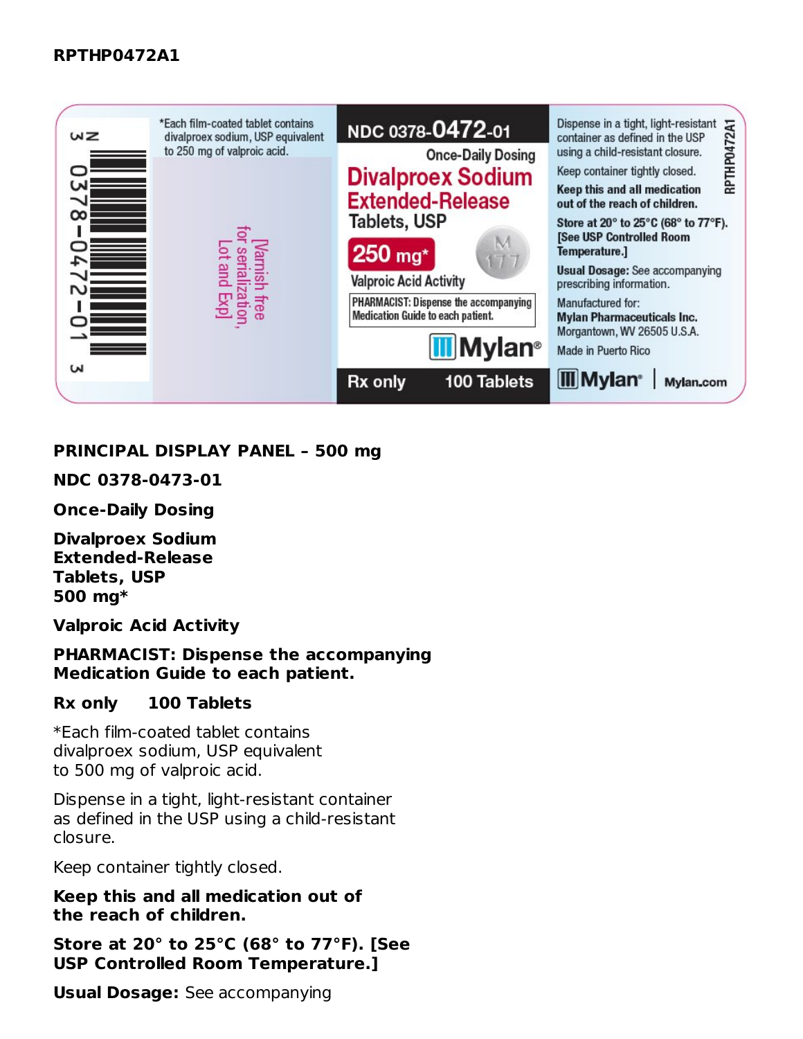**RPTHP0472A1**

N 3 0378-0472-01 3

*Each film-coated tablet contains divalproex sodium, USP equivalent to 250 mg of valproic acid.

[Varnish free for serialization, Lot and Exp]

NDC 0378-0472-01

Once-Daily Dosing

Divalproex Sodium Extended-Release Tablets, USP

250 mg*

Valproic Acid Activity

M 177

PHARMACIST: Dispense the accompanying Medication Guide to each patient.

Mylan®

Rx only 100 Tablets

Dispense in a tight, light-resistant container as defined in the USP using a child-resistant closure.

Keep container tightly closed.

**Keep this and all medication out of the reach of children.**

**Store at 20° to 25°C (68° to 77°F). [See USP Controlled Room Temperature.]**

**Usual Dosage:** See accompanying prescribing information.

Manufactured for:
**Mylan Pharmaceuticals Inc.**
Morgantown, WV 26505 U.S.A.

Made in Puerto Rico

Mylan® | Mylan.com

RPTHP0472A1

**PRINCIPAL DISPLAY PANEL – 500 mg**

**NDC 0378-0473-01**

**Once-Daily Dosing**

**Divalproex Sodium Extended-Release Tablets, USP 500 mg***

**Valproic Acid Activity**

**PHARMACIST: Dispense the accompanying Medication Guide to each patient.**

**Rx only 100 Tablets**

*Each film-coated tablet contains divalproex sodium, USP equivalent to 500 mg of valproic acid.

Dispense in a tight, light-resistant container as defined in the USP using a child-resistant closure.

Keep container tightly closed.

**Keep this and all medication out of the reach of children.**

**Store at 20° to 25°C (68° to 77°F). [See USP Controlled Room Temperature.]**

**Usual Dosage:** See accompanying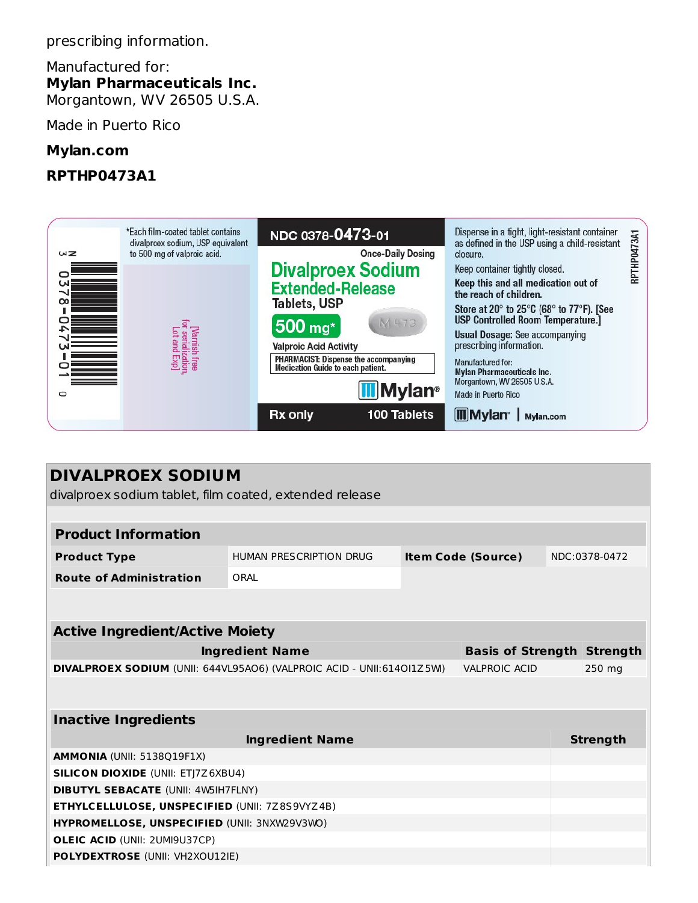prescribing information.

Manufactured for:
**Mylan Pharmaceuticals Inc.**
Morgantown, WV 26505 U.S.A.

Made in Puerto Rico

**Mylan.com**

**RPTHP0473A1**

*Each film-coated tablet contains divalproex sodium, USP equivalent to 500 mg of valproic acid.

[Varnish free for serialization, Lot and Exp]

N 3 0378-0473-01 0

NDC 0378-0473-01

Once-Daily Dosing

**Divalproex Sodium Extended-Release Tablets, USP**

**500 mg***

M 473

Valproic Acid Activity

PHARMACIST: Dispense the accompanying Medication Guide to each patient.

Mylan®

Rx only

100 Tablets

Dispense in a tight, light-resistant container as defined in the USP using a child-resistant closure.

Keep container tightly closed.

Keep this and all medication out of the reach of children.

Store at 20° to 25°C (68° to 77°F). [See USP Controlled Room Temperature.]

Usual Dosage: See accompanying prescribing information.

Manufactured for:
Mylan Pharmaceuticals Inc.
Morgantown, WV 26505 U.S.A.
Made in Puerto Rico

Mylan® | Mylan.com

RPTHP0473A1

## DIVALPROEX SODIUM

divalproex sodium tablet, film coated, extended release

| Product Information | | | |
|---|---|---|---|
| **Product Type** | HUMAN PRESCRIPTION DRUG | **Item Code (Source)** | NDC:0378-0472 |
| **Route of Administration** | ORAL | | |

| Active Ingredient/Active Moiety | | |
|---|---|---|
| **Ingredient Name** | **Basis of Strength** | **Strength** |
| **DIVALPROEX SODIUM** (UNII: 644VL95AO6) (VALPROIC ACID - UNII:614OI1Z5WI) | VALPROIC ACID | 250 mg |

| Inactive Ingredients | |
|---|---|
| **Ingredient Name** | **Strength** |
| **AMMONIA** (UNII: 5138Q19F1X) | |
| **SILICON DIOXIDE** (UNII: ETJ7Z6XBU4) | |
| **DIBUTYL SEBACATE** (UNII: 4W5IH7FLNY) | |
| **ETHYLCELLULOSE, UNSPECIFIED** (UNII: 7Z8S9VYZ4B) | |
| **HYPROMELLOSE, UNSPECIFIED** (UNII: 3NXW29V3WO) | |
| **OLEIC ACID** (UNII: 2UMI9U37CP) | |
| **POLYDEXTROSE** (UNII: VH2XOU12IE) | |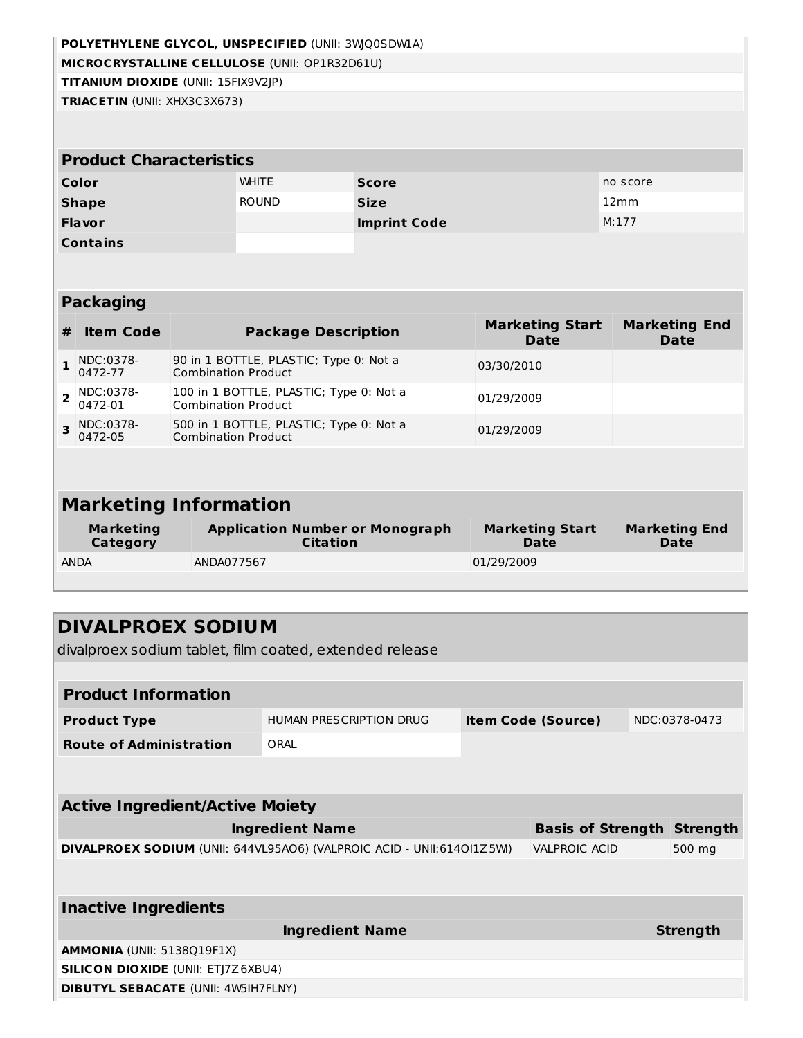| | |
|---|---|
| **POLYETHYLENE GLYCOL, UNSPECIFIED** (UNII: 3WQ0SDW1A) | |
| **MICROCRYSTALLINE CELLULOSE** (UNII: OP1R32D61U) | |
| **TITANIUM DIOXIDE** (UNII: 15FIX9V2JP) | |
| **TRIACETIN** (UNII: XHX3C3X673) | |

| **Product Characteristics** | | | |
|---|---|---|---|
| **Color** | WHITE | **Score** | no score |
| **Shape** | ROUND | **Size** | 12mm |
| **Flavor** | | **Imprint Code** | M;177 |
| **Contains** | | | |

**Packaging**

| # | Item Code | Package Description | Marketing Start Date | Marketing End Date |
|---|---|---|---|---|
| 1 | NDC:0378-0472-77 | 90 in 1 BOTTLE, PLASTIC; Type 0: Not a Combination Product | 03/30/2010 | |
| 2 | NDC:0378-0472-01 | 100 in 1 BOTTLE, PLASTIC; Type 0: Not a Combination Product | 01/29/2009 | |
| 3 | NDC:0378-0472-05 | 500 in 1 BOTTLE, PLASTIC; Type 0: Not a Combination Product | 01/29/2009 | |

## Marketing Information

| Marketing Category | Application Number or Monograph Citation | Marketing Start Date | Marketing End Date |
|---|---|---|---|
| ANDA | ANDA077567 | 01/29/2009 | |

# DIVALPROEX SODIUM

divalproex sodium tablet, film coated, extended release

| **Product Information** | | | |
|---|---|---|---|
| **Product Type** | HUMAN PRESCRIPTION DRUG | **Item Code (Source)** | NDC:0378-0473 |
| **Route of Administration** | ORAL | | |

**Active Ingredient/Active Moiety**

| Ingredient Name | Basis of Strength | Strength |
|---|---|---|
| **DIVALPROEX SODIUM** (UNII: 644VL95AO6) (VALPROIC ACID - UNII:614OI1Z5WI) | VALPROIC ACID | 500 mg |

**Inactive Ingredients**

| Ingredient Name | Strength |
|---|---|
| **AMMONIA** (UNII: 5138Q19F1X) | |
| **SILICON DIOXIDE** (UNII: ETJ7Z6XBU4) | |
| **DIBUTYL SEBACATE** (UNII: 4W5IH7FLNY) | |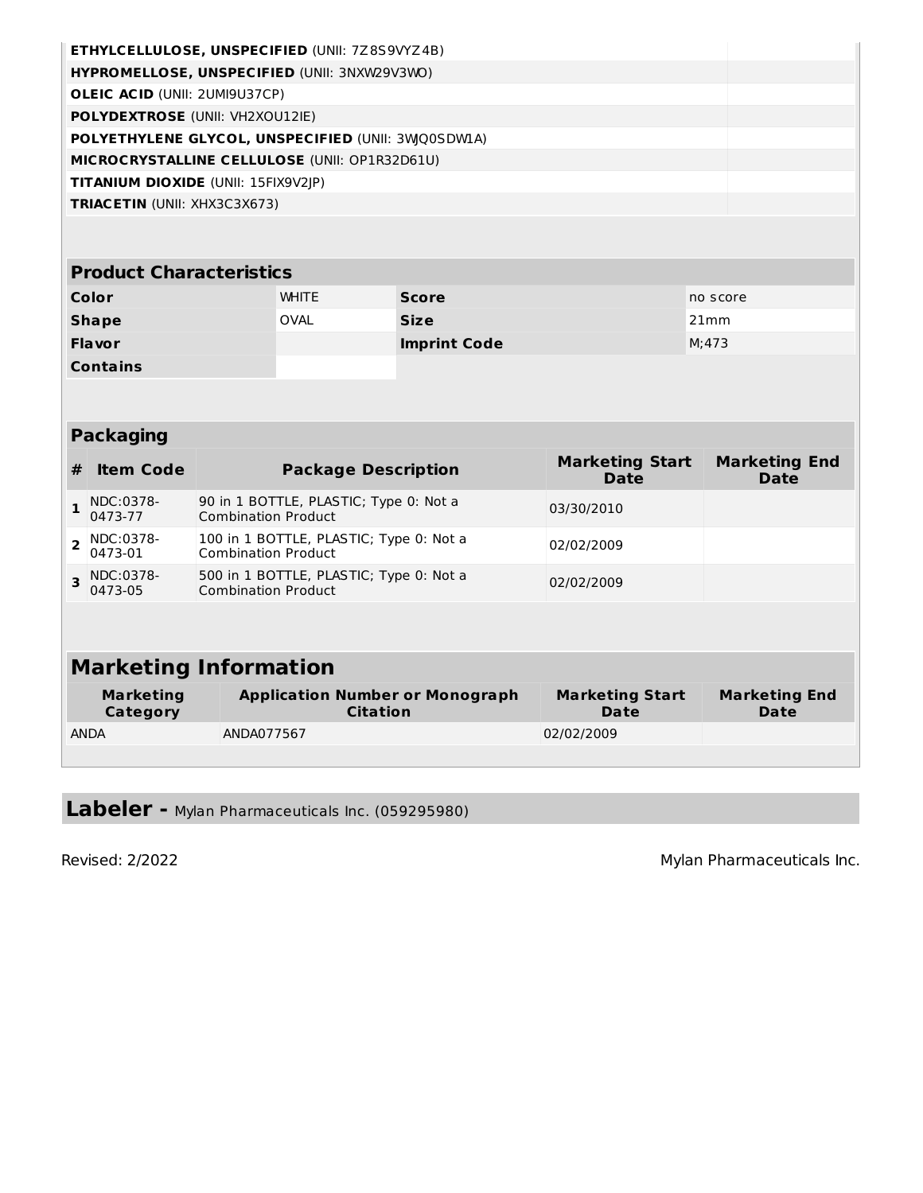| | |
|---|---|
| **ETHYLCELLULOSE, UNSPECIFIED** (UNII: 7Z8S9VYZ4B) | |
| **HYPROMELLOSE, UNSPECIFIED** (UNII: 3NXW29V3WO) | |
| **OLEIC ACID** (UNII: 2UMI9U37CP) | |
| **POLYDEXTROSE** (UNII: VH2XOU12IE) | |
| **POLYETHYLENE GLYCOL, UNSPECIFIED** (UNII: 3WJQ0SDW1A) | |
| **MICROCRYSTALLINE CELLULOSE** (UNII: OP1R32D61U) | |
| **TITANIUM DIOXIDE** (UNII: 15FIX9V2JP) | |
| **TRIACETIN** (UNII: XHX3C3X673) | |

## Product Characteristics

| | | | |
|---|---|---|---|
| **Color** | WHITE | **Score** | no score |
| **Shape** | OVAL | **Size** | 21mm |
| **Flavor** | | **Imprint Code** | M;473 |
| **Contains** | | | |

## Packaging

| # | Item Code | Package Description | Marketing Start Date | Marketing End Date |
|---|---|---|---|---|
| 1 | NDC:0378-0473-77 | 90 in 1 BOTTLE, PLASTIC; Type 0: Not a Combination Product | 03/30/2010 | |
| 2 | NDC:0378-0473-01 | 100 in 1 BOTTLE, PLASTIC; Type 0: Not a Combination Product | 02/02/2009 | |
| 3 | NDC:0378-0473-05 | 500 in 1 BOTTLE, PLASTIC; Type 0: Not a Combination Product | 02/02/2009 | |

## Marketing Information

| Marketing Category | Application Number or Monograph Citation | Marketing Start Date | Marketing End Date |
|---|---|---|---|
| ANDA | ANDA077567 | 02/02/2009 | |

## Labeler - Mylan Pharmaceuticals Inc. (059295980)

Revised: 2/2022

Mylan Pharmaceuticals Inc.